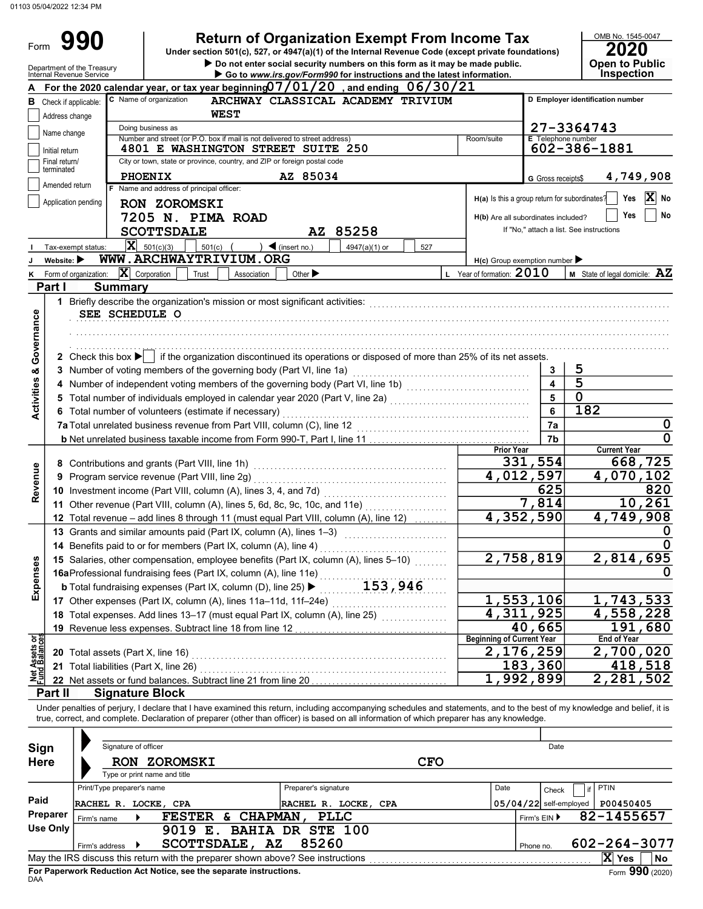01103 05/04/2022 12:34 PM

# Form 990

## Return of Organization Exempt From Income Tax

Under section 501(c), 527, or 4947(a)(1) of the Internal Revenue Code (except private foundations)

▶ Do not enter social security numbers on this form as it may be made public.

▶ Go to *www.irs.gov/Form990* for instructions and the latest information.

Department of the Treasury
Internal Revenue Service

OMB No. 1545-0047

**2020**

**Open to Public Inspection**

**A** For the 2020 calendar year, or tax year beginning 07/01/20, and ending 06/30/21

**B** Check if applicable:
- Address change
- Name change
- Initial return
- Final return/terminated
- Amended return
- Application pending

**C** Name of organization: ARCHWAY CLASSICAL ACADEMY TRIVIUM WEST

Doing business as

Number and street (or P.O. box if mail is not delivered to street address): 4801 E WASHINGTON STREET SUITE 250 | Room/suite

City or town, state or province, country, and ZIP or foreign postal code: PHOENIX AZ 85034

**D** Employer identification number: 27-3364743

**E** Telephone number: 602-386-1881

**G** Gross receipts$ 4,749,908

**F** Name and address of principal officer:
RON ZOROMSKI
7205 N. PIMA ROAD
SCOTTSDALE AZ 85258

**H(a)** Is this a group return for subordinates? Yes [ ] No [X]

**H(b)** Are all subordinates included? Yes [ ] No [ ]
If "No," attach a list. See instructions

**I** Tax-exempt status: [X] 501(c)(3) [ ] 501(c) ( ) ◀ (insert no.) [ ] 4947(a)(1) or [ ] 527

**J** Website: ▶ WWW.ARCHWAYTRIVIUM.ORG

**H(c)** Group exemption number ▶

**K** Form of organization: [X] Corporation [ ] Trust [ ] Association [ ] Other ▶

**L** Year of formation: 2010

**M** State of legal domicile: AZ

## Part I Summary

**Activities & Governance**

1 Briefly describe the organization's mission or most significant activities:
SEE SCHEDULE O

2 Check this box ▶ [ ] if the organization discontinued its operations or disposed of more than 25% of its net assets.

| | | | |
|---|---|---|---|
| 3 | Number of voting members of the governing body (Part VI, line 1a) | 3 | 5 |
| 4 | Number of independent voting members of the governing body (Part VI, line 1b) | 4 | 5 |
| 5 | Total number of individuals employed in calendar year 2020 (Part V, line 2a) | 5 | 0 |
| 6 | Total number of volunteers (estimate if necessary) | 6 | 182 |
| 7a | Total unrelated business revenue from Part VIII, column (C), line 12 | 7a | 0 |
| b | Net unrelated business taxable income from Form 990-T, Part I, line 11 | 7b | 0 |

| | | Prior Year | Current Year |
|---|---|---|---|
| **Revenue** | | | |
| 8 | Contributions and grants (Part VIII, line 1h) | 331,554 | 668,725 |
| 9 | Program service revenue (Part VIII, line 2g) | 4,012,597 | 4,070,102 |
| 10 | Investment income (Part VIII, column (A), lines 3, 4, and 7d) | 625 | 820 |
| 11 | Other revenue (Part VIII, column (A), lines 5, 6d, 8c, 9c, 10c, and 11e) | 7,814 | 10,261 |
| 12 | Total revenue – add lines 8 through 11 (must equal Part VIII, column (A), line 12) | 4,352,590 | 4,749,908 |
| **Expenses** | | | |
| 13 | Grants and similar amounts paid (Part IX, column (A), lines 1–3) | | 0 |
| 14 | Benefits paid to or for members (Part IX, column (A), line 4) | | 0 |
| 15 | Salaries, other compensation, employee benefits (Part IX, column (A), lines 5–10) | 2,758,819 | 2,814,695 |
| 16a | Professional fundraising fees (Part IX, column (A), line 11e) | | 0 |
| b | Total fundraising expenses (Part IX, column (D), line 25) ▶ 153,946 | | |
| 17 | Other expenses (Part IX, column (A), lines 11a–11d, 11f–24e) | 1,553,106 | 1,743,533 |
| 18 | Total expenses. Add lines 13–17 (must equal Part IX, column (A), line 25) | 4,311,925 | 4,558,228 |
| 19 | Revenue less expenses. Subtract line 18 from line 12 | 40,665 | 191,680 |

| **Net Assets or Fund Balances** | | Beginning of Current Year | End of Year |
|---|---|---|---|
| 20 | Total assets (Part X, line 16) | 2,176,259 | 2,700,020 |
| 21 | Total liabilities (Part X, line 26) | 183,360 | 418,518 |
| 22 | Net assets or fund balances. Subtract line 21 from line 20 | 1,992,899 | 2,281,502 |

## Part II Signature Block

Under penalties of perjury, I declare that I have examined this return, including accompanying schedules and statements, and to the best of my knowledge and belief, it is true, correct, and complete. Declaration of preparer (other than officer) is based on all information of which preparer has any knowledge.

**Sign Here**

Signature of officer | Date

RON ZOROMSKI CFO
Type or print name and title

**Paid Preparer Use Only**

| Print/Type preparer's name | Preparer's signature | Date | Check [ ] if self-employed | PTIN |
|---|---|---|---|---|
| RACHEL R. LOCKE, CPA | RACHEL R. LOCKE, CPA | 05/04/22 | | P00450405 |

Firm's name ▶ FESTER & CHAPMAN, PLLC | Firm's EIN ▶ 82-1455657

Firm's address ▶ 9019 E. BAHIA DR STE 100, SCOTTSDALE, AZ 85260 | Phone no. 602-264-3077

May the IRS discuss this return with the preparer shown above? See instructions [X] Yes [ ] No

**For Paperwork Reduction Act Notice, see the separate instructions.**

DAA

Form **990** (2020)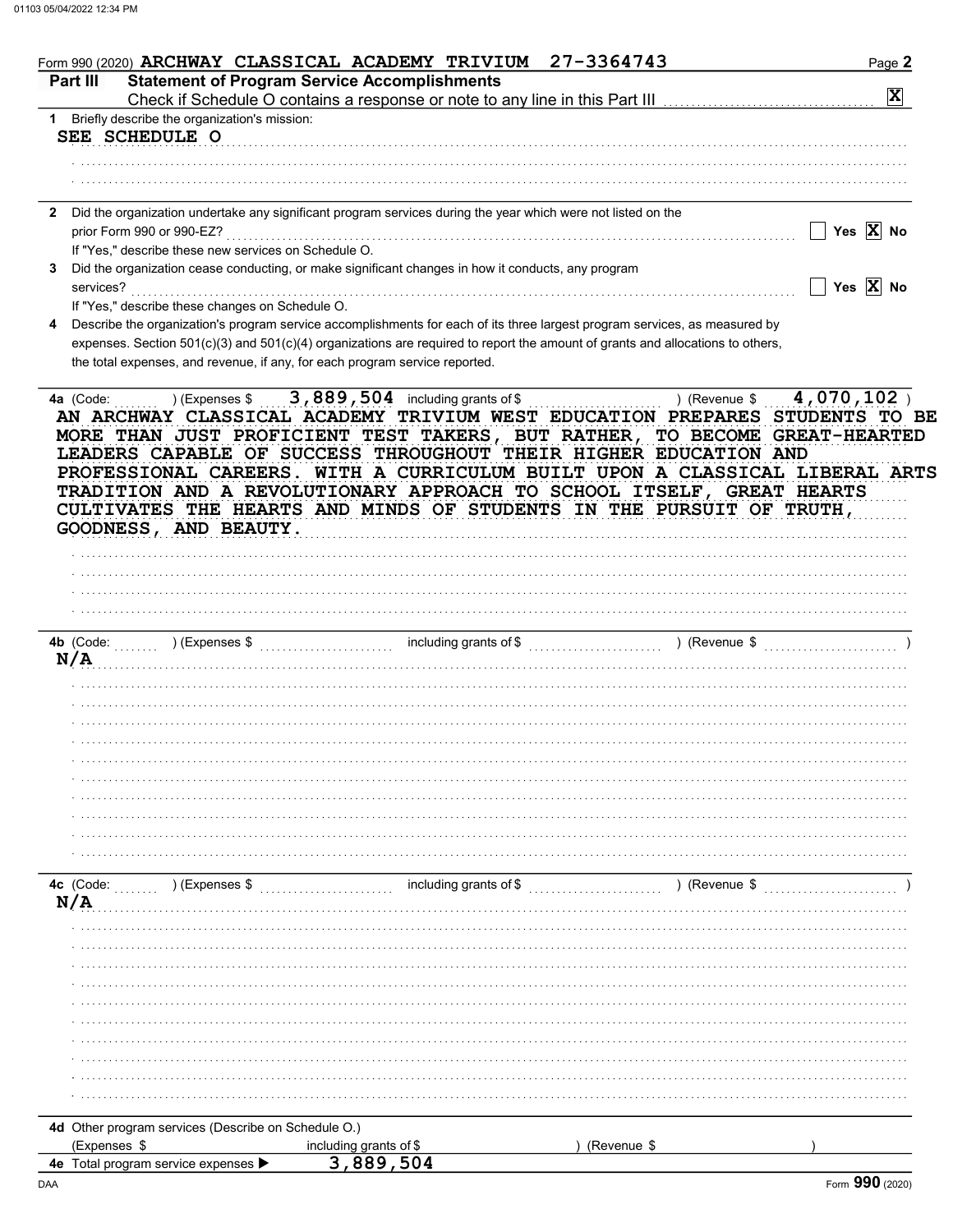Form 990 (2020) ARCHWAY CLASSICAL ACADEMY TRIVIUM 27-3364743

## Part III Statement of Program Service Accomplishments

Check if Schedule O contains a response or note to any line in this Part III [X]

1 Briefly describe the organization's mission:

SEE SCHEDULE O

2 Did the organization undertake any significant program services during the year which were not listed on the prior Form 990 or 990-EZ? [ ] Yes [X] No

If "Yes," describe these new services on Schedule O.

3 Did the organization cease conducting, or make significant changes in how it conducts, any program services? [ ] Yes [X] No

If "Yes," describe these changes on Schedule O.

4 Describe the organization's program service accomplishments for each of its three largest program services, as measured by expenses. Section 501(c)(3) and 501(c)(4) organizations are required to report the amount of grants and allocations to others, the total expenses, and revenue, if any, for each program service reported.

4a (Code: ) (Expenses $ 3,889,504 including grants of $ ) (Revenue $ 4,070,102 )

AN ARCHWAY CLASSICAL ACADEMY TRIVIUM WEST EDUCATION PREPARES STUDENTS TO BE MORE THAN JUST PROFICIENT TEST TAKERS, BUT RATHER, TO BECOME GREAT-HEARTED LEADERS CAPABLE OF SUCCESS THROUGHOUT THEIR HIGHER EDUCATION AND PROFESSIONAL CAREERS. WITH A CURRICULUM BUILT UPON A CLASSICAL LIBERAL ARTS TRADITION AND A REVOLUTIONARY APPROACH TO SCHOOL ITSELF, GREAT HEARTS CULTIVATES THE HEARTS AND MINDS OF STUDENTS IN THE PURSUIT OF TRUTH, GOODNESS, AND BEAUTY.

4b (Code: ) (Expenses $ including grants of $ ) (Revenue $ )

N/A

4c (Code: ) (Expenses $ including grants of $ ) (Revenue $ )

N/A

4d Other program services (Describe on Schedule O.)

(Expenses $ including grants of $ ) (Revenue $ )

4e Total program service expenses ▶ 3,889,504

Form 990 (2020)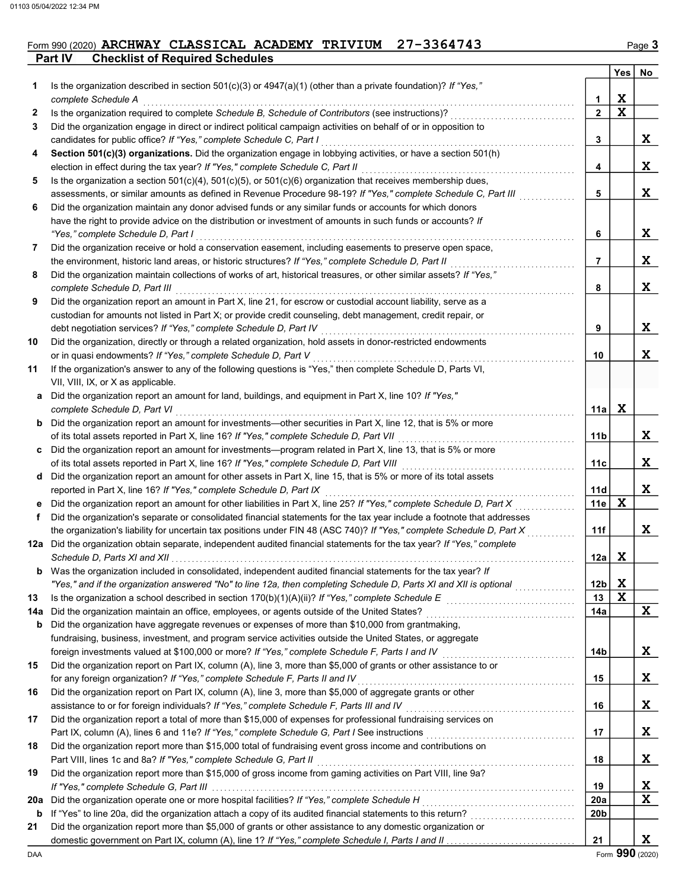Form 990 (2020) **ARCHWAY CLASSICAL ACADEMY TRIVIUM 27-3364743**

## Part IV Checklist of Required Schedules

| | | | Yes | No |
|---|---|---|---|---|
| **1** | Is the organization described in section 501(c)(3) or 4947(a)(1) (other than a private foundation)? *If "Yes," complete Schedule A* | 1 | X | |
| **2** | Is the organization required to complete *Schedule B, Schedule of Contributors* (see instructions)? | 2 | X | |
| **3** | Did the organization engage in direct or indirect political campaign activities on behalf of or in opposition to candidates for public office? *If "Yes," complete Schedule C, Part I* | 3 | | X |
| **4** | **Section 501(c)(3) organizations.** Did the organization engage in lobbying activities, or have a section 501(h) election in effect during the tax year? *If "Yes," complete Schedule C, Part II* | 4 | | X |
| **5** | Is the organization a section 501(c)(4), 501(c)(5), or 501(c)(6) organization that receives membership dues, assessments, or similar amounts as defined in Revenue Procedure 98-19? *If "Yes," complete Schedule C, Part III* | 5 | | X |
| **6** | Did the organization maintain any donor advised funds or any similar funds or accounts for which donors have the right to provide advice on the distribution or investment of amounts in such funds or accounts? *If "Yes," complete Schedule D, Part I* | 6 | | X |
| **7** | Did the organization receive or hold a conservation easement, including easements to preserve open space, the environment, historic land areas, or historic structures? *If "Yes," complete Schedule D, Part II* | 7 | | X |
| **8** | Did the organization maintain collections of works of art, historical treasures, or other similar assets? *If "Yes," complete Schedule D, Part III* | 8 | | X |
| **9** | Did the organization report an amount in Part X, line 21, for escrow or custodial account liability, serve as a custodian for amounts not listed in Part X; or provide credit counseling, debt management, credit repair, or debt negotiation services? *If "Yes," complete Schedule D, Part IV* | 9 | | X |
| **10** | Did the organization, directly or through a related organization, hold assets in donor-restricted endowments or in quasi endowments? *If "Yes," complete Schedule D, Part V* | 10 | | X |
| **11** | If the organization's answer to any of the following questions is "Yes," then complete Schedule D, Parts VI, VII, VIII, IX, or X as applicable. | | | |
| **a** | Did the organization report an amount for land, buildings, and equipment in Part X, line 10? *If "Yes," complete Schedule D, Part VI* | 11a | X | |
| **b** | Did the organization report an amount for investments—other securities in Part X, line 12, that is 5% or more of its total assets reported in Part X, line 16? *If "Yes," complete Schedule D, Part VII* | 11b | | X |
| **c** | Did the organization report an amount for investments—program related in Part X, line 13, that is 5% or more of its total assets reported in Part X, line 16? *If "Yes," complete Schedule D, Part VIII* | 11c | | X |
| **d** | Did the organization report an amount for other assets in Part X, line 15, that is 5% or more of its total assets reported in Part X, line 16? *If "Yes," complete Schedule D, Part IX* | 11d | | X |
| **e** | Did the organization report an amount for other liabilities in Part X, line 25? *If "Yes," complete Schedule D, Part X* | 11e | X | |
| **f** | Did the organization's separate or consolidated financial statements for the tax year include a footnote that addresses the organization's liability for uncertain tax positions under FIN 48 (ASC 740)? *If "Yes," complete Schedule D, Part X* | 11f | | X |
| **12a** | Did the organization obtain separate, independent audited financial statements for the tax year? *If "Yes," complete Schedule D, Parts XI and XII* | 12a | X | |
| **b** | Was the organization included in consolidated, independent audited financial statements for the tax year? *If "Yes," and if the organization answered "No" to line 12a, then completing Schedule D, Parts XI and XII is optional* | 12b | X | |
| **13** | Is the organization a school described in section 170(b)(1)(A)(ii)? *If "Yes," complete Schedule E* | 13 | X | |
| **14a** | Did the organization maintain an office, employees, or agents outside of the United States? | 14a | | X |
| **b** | Did the organization have aggregate revenues or expenses of more than $10,000 from grantmaking, fundraising, business, investment, and program service activities outside the United States, or aggregate foreign investments valued at $100,000 or more? *If "Yes," complete Schedule F, Parts I and IV* | 14b | | X |
| **15** | Did the organization report on Part IX, column (A), line 3, more than $5,000 of grants or other assistance to or for any foreign organization? *If "Yes," complete Schedule F, Parts II and IV* | 15 | | X |
| **16** | Did the organization report on Part IX, column (A), line 3, more than $5,000 of aggregate grants or other assistance to or for foreign individuals? *If "Yes," complete Schedule F, Parts III and IV* | 16 | | X |
| **17** | Did the organization report a total of more than $15,000 of expenses for professional fundraising services on Part IX, column (A), lines 6 and 11e? *If "Yes," complete Schedule G, Part I* See instructions | 17 | | X |
| **18** | Did the organization report more than $15,000 total of fundraising event gross income and contributions on Part VIII, lines 1c and 8a? *If "Yes," complete Schedule G, Part II* | 18 | | X |
| **19** | Did the organization report more than $15,000 of gross income from gaming activities on Part VIII, line 9a? *If "Yes," complete Schedule G, Part III* | 19 | | X |
| **20a** | Did the organization operate one or more hospital facilities? *If "Yes," complete Schedule H* | 20a | | X |
| **b** | If "Yes" to line 20a, did the organization attach a copy of its audited financial statements to this return? | 20b | | |
| **21** | Did the organization report more than $5,000 of grants or other assistance to any domestic organization or domestic government on Part IX, column (A), line 1? *If "Yes," complete Schedule I, Parts I and II* | 21 | | X |

Form **990** (2020)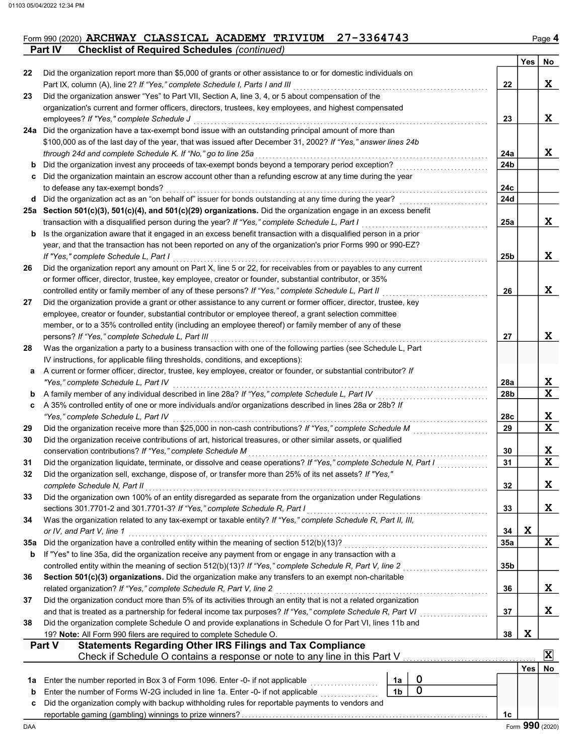Form 990 (2020) ARCHWAY CLASSICAL ACADEMY TRIVIUM 27-3364743

## Part IV Checklist of Required Schedules *(continued)*

| | | | Yes | No |
|---|---|---|---|---|
| 22 | Did the organization report more than $5,000 of grants or other assistance to or for domestic individuals on Part IX, column (A), line 2? *If "Yes," complete Schedule I, Parts I and III* | 22 | | X |
| 23 | Did the organization answer "Yes" to Part VII, Section A, line 3, 4, or 5 about compensation of the organization's current and former officers, directors, trustees, key employees, and highest compensated employees? *If "Yes," complete Schedule J* | 23 | | X |
| 24a | Did the organization have a tax-exempt bond issue with an outstanding principal amount of more than $100,000 as of the last day of the year, that was issued after December 31, 2002? *If "Yes," answer lines 24b through 24d and complete Schedule K. If "No," go to line 25a* | 24a | | X |
| b | Did the organization invest any proceeds of tax-exempt bonds beyond a temporary period exception? | 24b | | |
| c | Did the organization maintain an escrow account other than a refunding escrow at any time during the year to defease any tax-exempt bonds? | 24c | | |
| d | Did the organization act as an "on behalf of" issuer for bonds outstanding at any time during the year? | 24d | | |
| 25a | **Section 501(c)(3), 501(c)(4), and 501(c)(29) organizations.** Did the organization engage in an excess benefit transaction with a disqualified person during the year? *If "Yes," complete Schedule L, Part I* | 25a | | X |
| b | Is the organization aware that it engaged in an excess benefit transaction with a disqualified person in a prior year, and that the transaction has not been reported on any of the organization's prior Forms 990 or 990-EZ? *If "Yes," complete Schedule L, Part I* | 25b | | X |
| 26 | Did the organization report any amount on Part X, line 5 or 22, for receivables from or payables to any current or former officer, director, trustee, key employee, creator or founder, substantial contributor, or 35% controlled entity or family member of any of these persons? *If "Yes," complete Schedule L, Part II* | 26 | | X |
| 27 | Did the organization provide a grant or other assistance to any current or former officer, director, trustee, key employee, creator or founder, substantial contributor or employee thereof, a grant selection committee member, or to a 35% controlled entity (including an employee thereof) or family member of any of these persons? *If "Yes," complete Schedule L, Part III* | 27 | | X |
| 28 | Was the organization a party to a business transaction with one of the following parties (see Schedule L, Part IV instructions, for applicable filing thresholds, conditions, and exceptions): | | | |
| a | A current or former officer, director, trustee, key employee, creator or founder, or substantial contributor? *If "Yes," complete Schedule L, Part IV* | 28a | | X |
| b | A family member of any individual described in line 28a? *If "Yes," complete Schedule L, Part IV* | 28b | | X |
| c | A 35% controlled entity of one or more individuals and/or organizations described in lines 28a or 28b? *If "Yes," complete Schedule L, Part IV* | 28c | | X |
| 29 | Did the organization receive more than $25,000 in non-cash contributions? *If "Yes," complete Schedule M* | 29 | | X |
| 30 | Did the organization receive contributions of art, historical treasures, or other similar assets, or qualified conservation contributions? *If "Yes," complete Schedule M* | 30 | | X |
| 31 | Did the organization liquidate, terminate, or dissolve and cease operations? *If "Yes," complete Schedule N, Part I* | 31 | | X |
| 32 | Did the organization sell, exchange, dispose of, or transfer more than 25% of its net assets? *If "Yes," complete Schedule N, Part II* | 32 | | X |
| 33 | Did the organization own 100% of an entity disregarded as separate from the organization under Regulations sections 301.7701-2 and 301.7701-3? *If "Yes," complete Schedule R, Part I* | 33 | | X |
| 34 | Was the organization related to any tax-exempt or taxable entity? *If "Yes," complete Schedule R, Part II, III, or IV, and Part V, line 1* | 34 | X | |
| 35a | Did the organization have a controlled entity within the meaning of section 512(b)(13)? | 35a | | X |
| b | If "Yes" to line 35a, did the organization receive any payment from or engage in any transaction with a controlled entity within the meaning of section 512(b)(13)? *If "Yes," complete Schedule R, Part V, line 2* | 35b | | |
| 36 | **Section 501(c)(3) organizations.** Did the organization make any transfers to an exempt non-charitable related organization? *If "Yes," complete Schedule R, Part V, line 2* | 36 | | X |
| 37 | Did the organization conduct more than 5% of its activities through an entity that is not a related organization and that is treated as a partnership for federal income tax purposes? *If "Yes," complete Schedule R, Part VI* | 37 | | X |
| 38 | Did the organization complete Schedule O and provide explanations in Schedule O for Part VI, lines 11b and 19? **Note:** All Form 990 filers are required to complete Schedule O. | 38 | X | |

## Part V Statements Regarding Other IRS Filings and Tax Compliance

Check if Schedule O contains a response or note to any line in this Part V [X]

| | | | | | Yes | No |
|---|---|---|---|---|---|---|
| 1a | Enter the number reported in Box 3 of Form 1096. Enter -0- if not applicable | 1a | 0 | | | |
| b | Enter the number of Forms W-2G included in line 1a. Enter -0- if not applicable | 1b | 0 | | | |
| c | Did the organization comply with backup withholding rules for reportable payments to vendors and reportable gaming (gambling) winnings to prize winners? | | | 1c | | |

Form **990** (2020)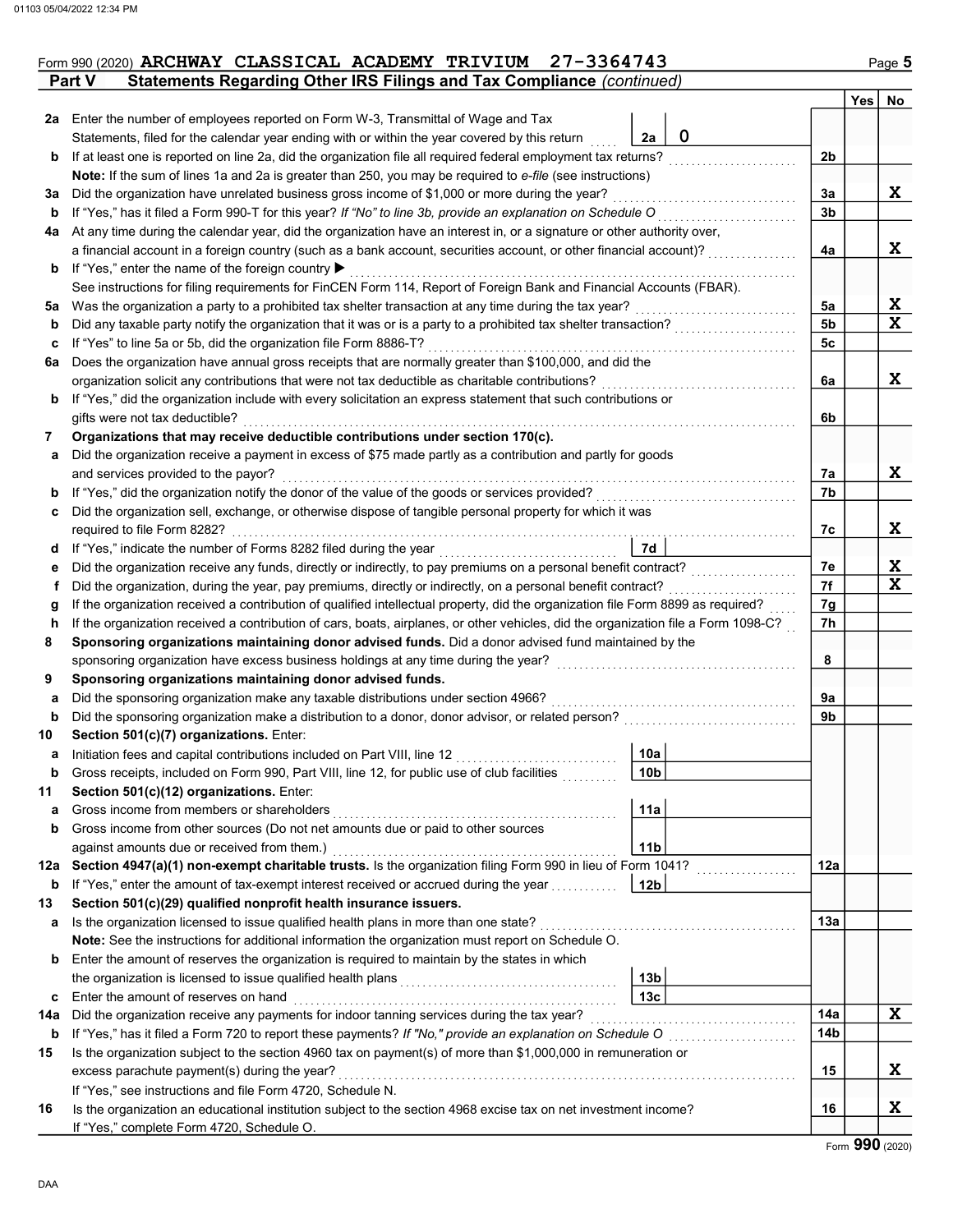Form 990 (2020) **ARCHWAY CLASSICAL ACADEMY TRIVIUM 27-3364743**

## Part V Statements Regarding Other IRS Filings and Tax Compliance *(continued)*

| | | | | | Yes | No |
|---|---|---|---|---|---|---|
| **2a** | Enter the number of employees reported on Form W-3, Transmittal of Wage and Tax Statements, filed for the calendar year ending with or within the year covered by this return | 2a | 0 | | | |
| **b** | If at least one is reported on line 2a, did the organization file all required federal employment tax returns? | | | 2b | | |
| | **Note:** If the sum of lines 1a and 2a is greater than 250, you may be required to *e-file* (see instructions) | | | | | |
| **3a** | Did the organization have unrelated business gross income of $1,000 or more during the year? | | | 3a | | X |
| **b** | If "Yes," has it filed a Form 990-T for this year? *If "No" to line 3b, provide an explanation on Schedule O* | | | 3b | | |
| **4a** | At any time during the calendar year, did the organization have an interest in, or a signature or other authority over, a financial account in a foreign country (such as a bank account, securities account, or other financial account)? | | | 4a | | X |
| **b** | If "Yes," enter the name of the foreign country ▶ | | | | | |
| | See instructions for filing requirements for FinCEN Form 114, Report of Foreign Bank and Financial Accounts (FBAR). | | | | | |
| **5a** | Was the organization a party to a prohibited tax shelter transaction at any time during the tax year? | | | 5a | | X |
| **b** | Did any taxable party notify the organization that it was or is a party to a prohibited tax shelter transaction? | | | 5b | | X |
| **c** | If "Yes" to line 5a or 5b, did the organization file Form 8886-T? | | | 5c | | |
| **6a** | Does the organization have annual gross receipts that are normally greater than $100,000, and did the organization solicit any contributions that were not tax deductible as charitable contributions? | | | 6a | | X |
| **b** | If "Yes," did the organization include with every solicitation an express statement that such contributions or gifts were not tax deductible? | | | 6b | | |
| **7** | **Organizations that may receive deductible contributions under section 170(c).** | | | | | |
| **a** | Did the organization receive a payment in excess of $75 made partly as a contribution and partly for goods and services provided to the payor? | | | 7a | | X |
| **b** | If "Yes," did the organization notify the donor of the value of the goods or services provided? | | | 7b | | |
| **c** | Did the organization sell, exchange, or otherwise dispose of tangible personal property for which it was required to file Form 8282? | | | 7c | | X |
| **d** | If "Yes," indicate the number of Forms 8282 filed during the year | 7d | | | | |
| **e** | Did the organization receive any funds, directly or indirectly, to pay premiums on a personal benefit contract? | | | 7e | | X |
| **f** | Did the organization, during the year, pay premiums, directly or indirectly, on a personal benefit contract? | | | 7f | | X |
| **g** | If the organization received a contribution of qualified intellectual property, did the organization file Form 8899 as required? | | | 7g | | |
| **h** | If the organization received a contribution of cars, boats, airplanes, or other vehicles, did the organization file a Form 1098-C? | | | 7h | | |
| **8** | **Sponsoring organizations maintaining donor advised funds.** Did a donor advised fund maintained by the sponsoring organization have excess business holdings at any time during the year? | | | 8 | | |
| **9** | **Sponsoring organizations maintaining donor advised funds.** | | | | | |
| **a** | Did the sponsoring organization make any taxable distributions under section 4966? | | | 9a | | |
| **b** | Did the sponsoring organization make a distribution to a donor, donor advisor, or related person? | | | 9b | | |
| **10** | **Section 501(c)(7) organizations.** Enter: | | | | | |
| **a** | Initiation fees and capital contributions included on Part VIII, line 12 | 10a | | | | |
| **b** | Gross receipts, included on Form 990, Part VIII, line 12, for public use of club facilities | 10b | | | | |
| **11** | **Section 501(c)(12) organizations.** Enter: | | | | | |
| **a** | Gross income from members or shareholders | 11a | | | | |
| **b** | Gross income from other sources (Do not net amounts due or paid to other sources against amounts due or received from them.) | 11b | | | | |
| **12a** | **Section 4947(a)(1) non-exempt charitable trusts.** Is the organization filing Form 990 in lieu of Form 1041? | | | 12a | | |
| **b** | If "Yes," enter the amount of tax-exempt interest received or accrued during the year | 12b | | | | |
| **13** | **Section 501(c)(29) qualified nonprofit health insurance issuers.** | | | | | |
| **a** | Is the organization licensed to issue qualified health plans in more than one state? | | | 13a | | |
| | **Note:** See the instructions for additional information the organization must report on Schedule O. | | | | | |
| **b** | Enter the amount of reserves the organization is required to maintain by the states in which the organization is licensed to issue qualified health plans | 13b | | | | |
| **c** | Enter the amount of reserves on hand | 13c | | | | |
| **14a** | Did the organization receive any payments for indoor tanning services during the tax year? | | | 14a | | X |
| **b** | If "Yes," has it filed a Form 720 to report these payments? *If "No," provide an explanation on Schedule O* | | | 14b | | |
| **15** | Is the organization subject to the section 4960 tax on payment(s) of more than $1,000,000 in remuneration or excess parachute payment(s) during the year? | | | 15 | | X |
| | If "Yes," see instructions and file Form 4720, Schedule N. | | | | | |
| **16** | Is the organization an educational institution subject to the section 4968 excise tax on net investment income? | | | 16 | | X |
| | If "Yes," complete Form 4720, Schedule O. | | | | | |

Form **990** (2020)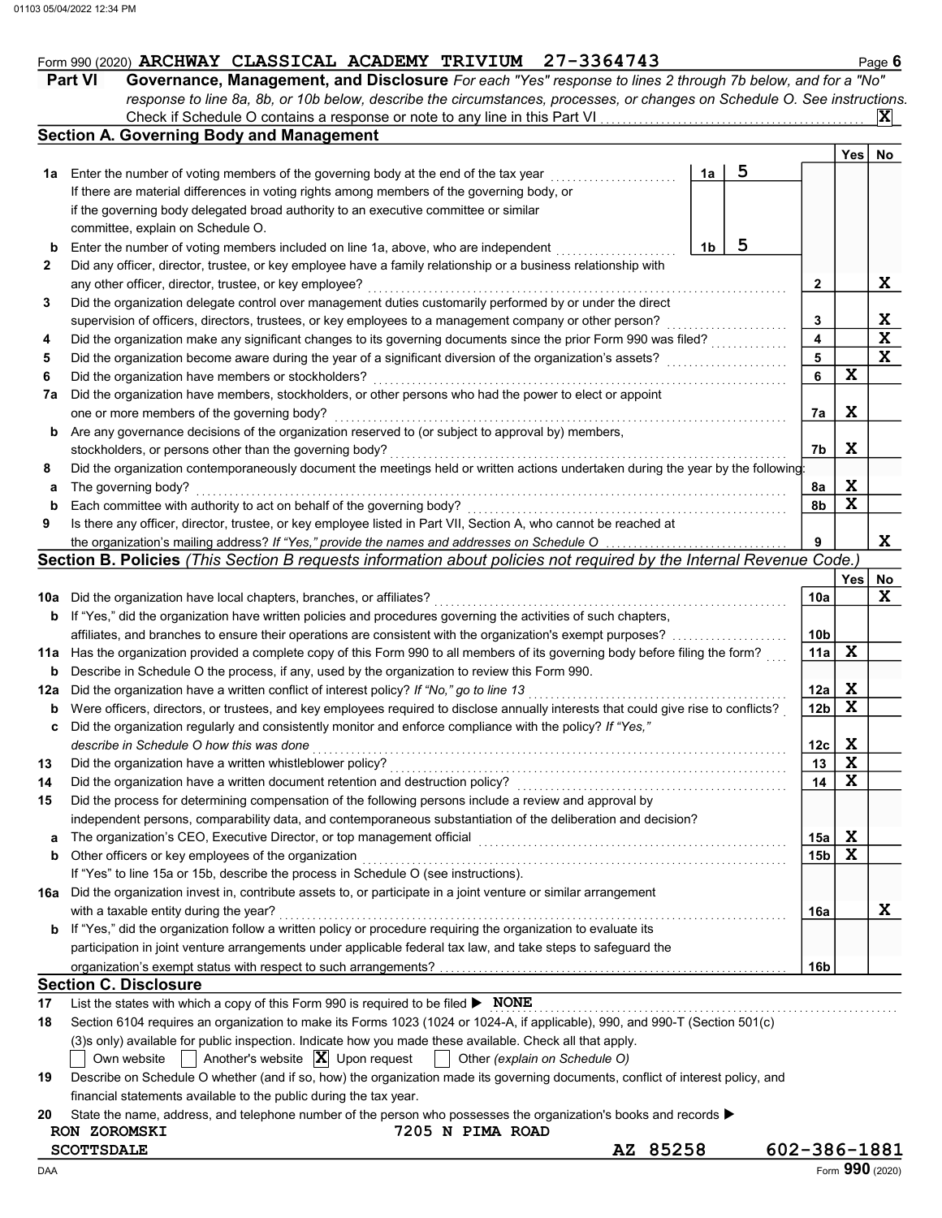Form 990 (2020) **ARCHWAY CLASSICAL ACADEMY TRIVIUM 27-3364743** Page **6**

## Part VI Governance, Management, and Disclosure

*For each "Yes" response to lines 2 through 7b below, and for a "No" response to line 8a, 8b, or 10b below, describe the circumstances, processes, or changes on Schedule O. See instructions.*

Check if Schedule O contains a response or note to any line in this Part VI . . . [X]

### Section A. Governing Body and Management

| | | | | Yes | No |
|---|---|---|---|---|---|
| **1a** | Enter the number of voting members of the governing body at the end of the tax year. If there are material differences in voting rights among members of the governing body, or if the governing body delegated broad authority to an executive committee or similar committee, explain on Schedule O. | 1a: 5 | | | |
| **b** | Enter the number of voting members included on line 1a, above, who are independent | 1b: 5 | | | |
| **2** | Did any officer, director, trustee, or key employee have a family relationship or a business relationship with any other officer, director, trustee, or key employee? | | 2 | | X |
| **3** | Did the organization delegate control over management duties customarily performed by or under the direct supervision of officers, directors, trustees, or key employees to a management company or other person? | | 3 | | X |
| **4** | Did the organization make any significant changes to its governing documents since the prior Form 990 was filed? | | 4 | | X |
| **5** | Did the organization become aware during the year of a significant diversion of the organization's assets? | | 5 | | X |
| **6** | Did the organization have members or stockholders? | | 6 | X | |
| **7a** | Did the organization have members, stockholders, or other persons who had the power to elect or appoint one or more members of the governing body? | | 7a | X | |
| **b** | Are any governance decisions of the organization reserved to (or subject to approval by) members, stockholders, or persons other than the governing body? | | 7b | X | |
| **8** | Did the organization contemporaneously document the meetings held or written actions undertaken during the year by the following: | | | | |
| **a** | The governing body? | | 8a | X | |
| **b** | Each committee with authority to act on behalf of the governing body? | | 8b | X | |
| **9** | Is there any officer, director, trustee, or key employee listed in Part VII, Section A, who cannot be reached at the organization's mailing address? *If "Yes," provide the names and addresses on Schedule O* | | 9 | | X |

### Section B. Policies *(This Section B requests information about policies not required by the Internal Revenue Code.)*

| | | | Yes | No |
|---|---|---|---|---|
| **10a** | Did the organization have local chapters, branches, or affiliates? | 10a | | X |
| **b** | If "Yes," did the organization have written policies and procedures governing the activities of such chapters, affiliates, and branches to ensure their operations are consistent with the organization's exempt purposes? | 10b | | |
| **11a** | Has the organization provided a complete copy of this Form 990 to all members of its governing body before filing the form? | 11a | X | |
| **b** | Describe in Schedule O the process, if any, used by the organization to review this Form 990. | | | |
| **12a** | Did the organization have a written conflict of interest policy? *If "No," go to line 13* | 12a | X | |
| **b** | Were officers, directors, or trustees, and key employees required to disclose annually interests that could give rise to conflicts? | 12b | X | |
| **c** | Did the organization regularly and consistently monitor and enforce compliance with the policy? *If "Yes," describe in Schedule O how this was done* | 12c | X | |
| **13** | Did the organization have a written whistleblower policy? | 13 | X | |
| **14** | Did the organization have a written document retention and destruction policy? | 14 | X | |
| **15** | Did the process for determining compensation of the following persons include a review and approval by independent persons, comparability data, and contemporaneous substantiation of the deliberation and decision? | | | |
| **a** | The organization's CEO, Executive Director, or top management official | 15a | X | |
| **b** | Other officers or key employees of the organization | 15b | X | |
| | If "Yes" to line 15a or 15b, describe the process in Schedule O (see instructions). | | | |
| **16a** | Did the organization invest in, contribute assets to, or participate in a joint venture or similar arrangement with a taxable entity during the year? | 16a | | X |
| **b** | If "Yes," did the organization follow a written policy or procedure requiring the organization to evaluate its participation in joint venture arrangements under applicable federal tax law, and take steps to safeguard the organization's exempt status with respect to such arrangements? | 16b | | |

### Section C. Disclosure

**17** List the states with which a copy of this Form 990 is required to be filed ▶ **NONE**

**18** Section 6104 requires an organization to make its Forms 1023 (1024 or 1024-A, if applicable), 990, and 990-T (Section 501(c)(3)s only) available for public inspection. Indicate how you made these available. Check all that apply.

[ ] Own website [ ] Another's website [X] Upon request [ ] Other *(explain on Schedule O)*

**19** Describe on Schedule O whether (and if so, how) the organization made its governing documents, conflict of interest policy, and financial statements available to the public during the tax year.

**20** State the name, address, and telephone number of the person who possesses the organization's books and records ▶

**RON ZOROMSKI** **7205 N PIMA ROAD**
**SCOTTSDALE** **AZ 85258** **602-386-1881**

DAA Form **990** (2020)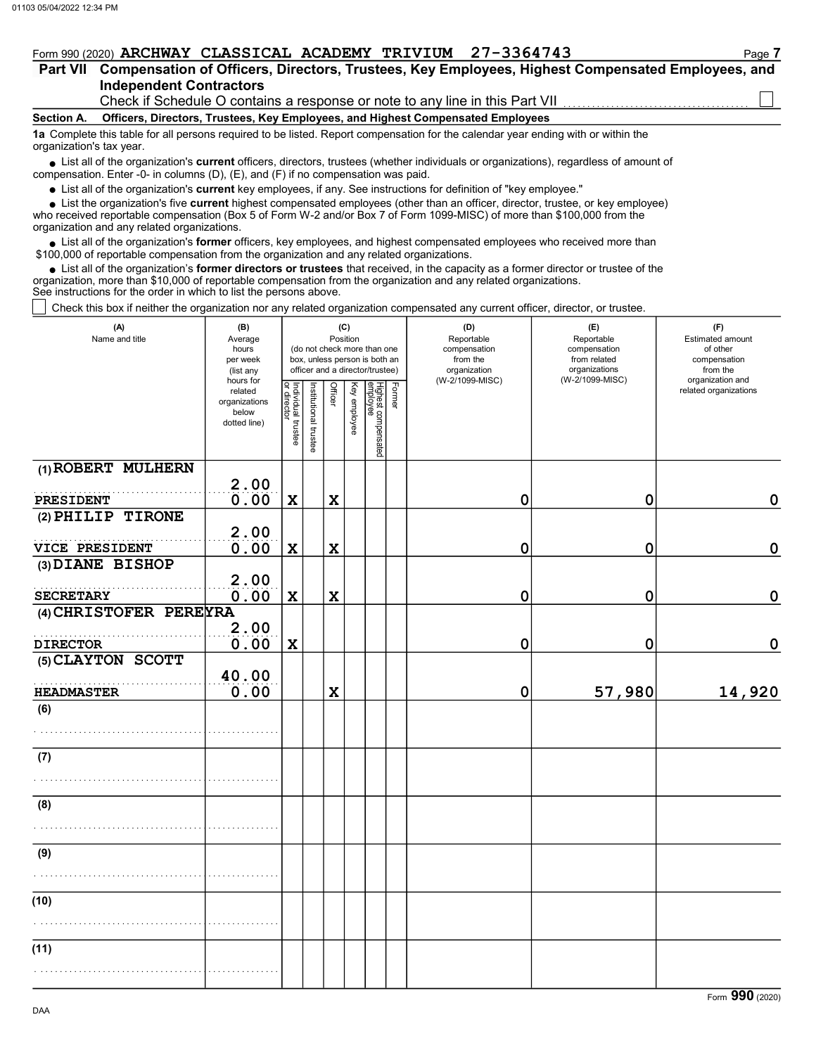Form 990 (2020) **ARCHWAY CLASSICAL ACADEMY TRIVIUM 27-3364743**

## Part VII Compensation of Officers, Directors, Trustees, Key Employees, Highest Compensated Employees, and Independent Contractors

Check if Schedule O contains a response or note to any line in this Part VII ☐

**Section A. Officers, Directors, Trustees, Key Employees, and Highest Compensated Employees**

**1a** Complete this table for all persons required to be listed. Report compensation for the calendar year ending with or within the organization's tax year.

- List all of the organization's **current** officers, directors, trustees (whether individuals or organizations), regardless of amount of compensation. Enter -0- in columns (D), (E), and (F) if no compensation was paid.
- List all of the organization's **current** key employees, if any. See instructions for definition of "key employee."
- List the organization's five **current** highest compensated employees (other than an officer, director, trustee, or key employee) who received reportable compensation (Box 5 of Form W-2 and/or Box 7 of Form 1099-MISC) of more than $100,000 from the organization and any related organizations.
- List all of the organization's **former** officers, key employees, and highest compensated employees who received more than $100,000 of reportable compensation from the organization and any related organizations.
- List all of the organization's **former directors or trustees** that received, in the capacity as a former director or trustee of the organization, more than $10,000 of reportable compensation from the organization and any related organizations.

See instructions for the order in which to list the persons above.

☐ Check this box if neither the organization nor any related organization compensated any current officer, director, or trustee.

| (A) Name and title | (B) Average hours per week (list any hours for related organizations below dotted line) | (C) Position: Individual trustee or director | Institutional trustee | Officer | Key employee | Highest compensated employee | Former | (D) Reportable compensation from the organization (W-2/1099-MISC) | (E) Reportable compensation from related organizations (W-2/1099-MISC) | (F) Estimated amount of other compensation from the organization and related organizations |
|---|---|---|---|---|---|---|---|---|---|---|
| (1) ROBERT MULHERN<br>PRESIDENT | 2.00<br>0.00 | X | | X | | | | 0 | 0 | 0 |
| (2) PHILIP TIRONE<br>VICE PRESIDENT | 2.00<br>0.00 | X | | X | | | | 0 | 0 | 0 |
| (3) DIANE BISHOP<br>SECRETARY | 2.00<br>0.00 | X | | X | | | | 0 | 0 | 0 |
| (4) CHRISTOFER PEREYRA<br>DIRECTOR | 2.00<br>0.00 | X | | | | | | 0 | 0 | 0 |
| (5) CLAYTON SCOTT<br>HEADMASTER | 40.00<br>0.00 | | | X | | | | 0 | 57,980 | 14,920 |
| (6) | | | | | | | | | | |
| (7) | | | | | | | | | | |
| (8) | | | | | | | | | | |
| (9) | | | | | | | | | | |
| (10) | | | | | | | | | | |
| (11) | | | | | | | | | | |

Form **990** (2020)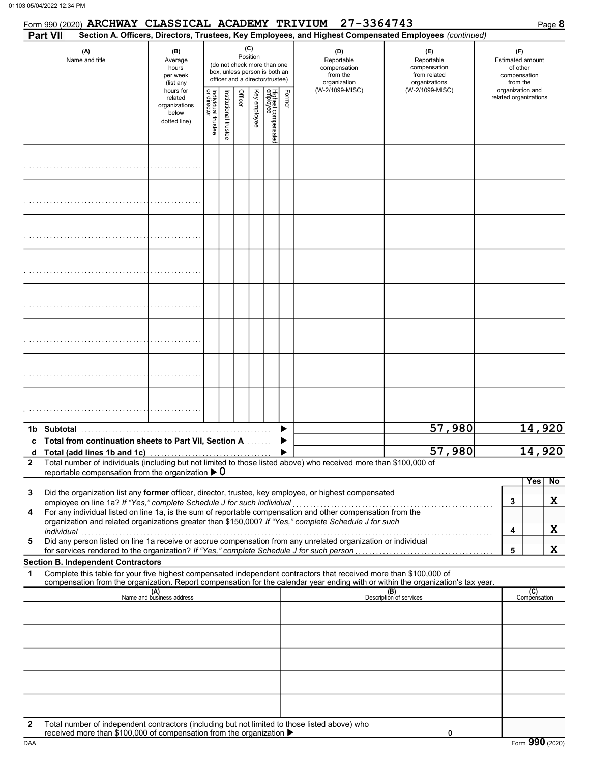Form 990 (2020) **ARCHWAY CLASSICAL ACADEMY TRIVIUM 27-3364743**

**Part VII** **Section A. Officers, Directors, Trustees, Key Employees, and Highest Compensated Employees** *(continued)*

| (A) Name and title | (B) Average hours per week (list any hours for related organizations below dotted line) | (C) Position (do not check more than one box, unless person is both an officer and a director/trustee): Individual trustee or director | Institutional trustee | Officer | Key employee | Highest compensated employee | Former | (D) Reportable compensation from the organization (W-2/1099-MISC) | (E) Reportable compensation from related organizations (W-2/1099-MISC) | (F) Estimated amount of other compensation from the organization and related organizations |
|---|---|---|---|---|---|---|---|---|---|---|
| | | | | | | | | | | |
| | | | | | | | | | | |
| | | | | | | | | | | |
| | | | | | | | | | | |
| | | | | | | | | | | |
| | | | | | | | | | | |
| | | | | | | | | | | |
| | | | | | | | | | | |
| **1b Subtotal** | | | | | | | | | 57,980 | 14,920 |
| **c Total from continuation sheets to Part VII, Section A** | | | | | | | | | | |
| **d Total (add lines 1b and 1c)** | | | | | | | | | 57,980 | 14,920 |

**2** Total number of individuals (including but not limited to those listed above) who received more than $100,000 of reportable compensation from the organization ▶ 0

| | | | Yes | No |
|---|---|---|---|---|
| **3** | Did the organization list any **former** officer, director, trustee, key employee, or highest compensated employee on line 1a? *If "Yes," complete Schedule J for such individual* | 3 | | X |
| **4** | For any individual listed on line 1a, is the sum of reportable compensation and other compensation from the organization and related organizations greater than $150,000? *If "Yes," complete Schedule J for such individual* | 4 | | X |
| **5** | Did any person listed on line 1a receive or accrue compensation from any unrelated organization or individual for services rendered to the organization? *If "Yes," complete Schedule J for such person* | 5 | | X |

**Section B. Independent Contractors**

**1** Complete this table for your five highest compensated independent contractors that received more than $100,000 of compensation from the organization. Report compensation for the calendar year ending with or within the organization's tax year.

| (A) Name and business address | (B) Description of services | (C) Compensation |
|---|---|---|
| | | |
| | | |
| | | |
| | | |
| | | |

**2** Total number of independent contractors (including but not limited to those listed above) who received more than $100,000 of compensation from the organization ▶ 0

DAA Form **990** (2020)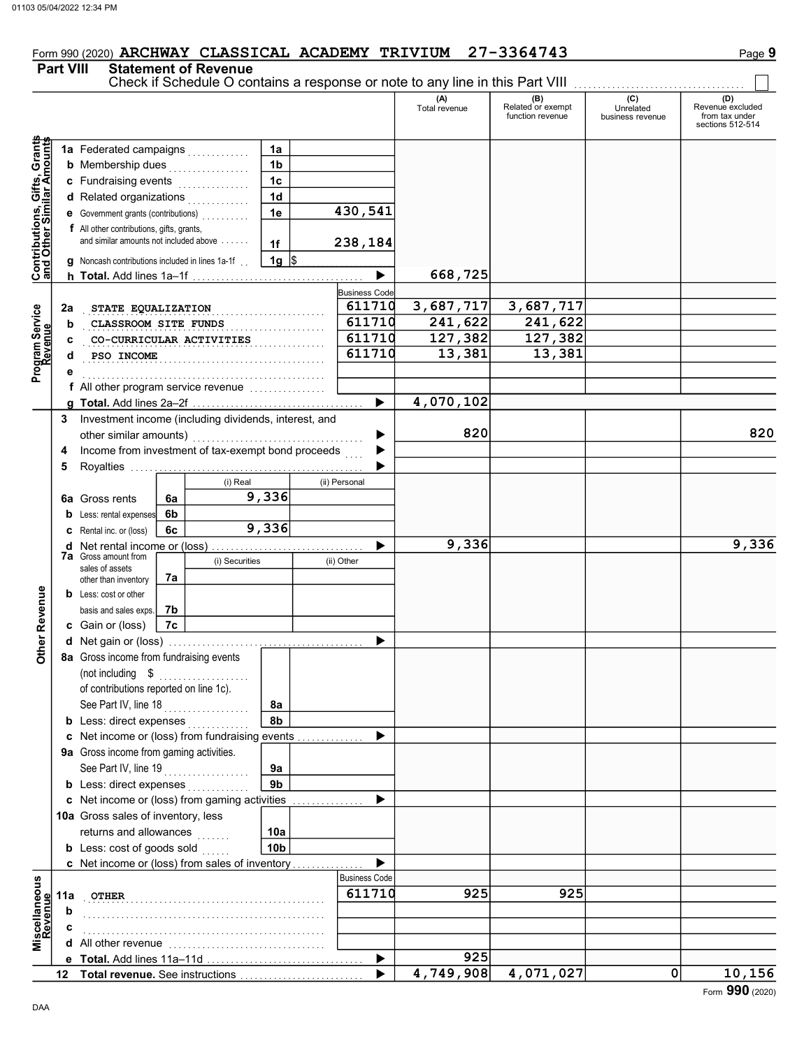Form 990 (2020) ARCHWAY CLASSICAL ACADEMY TRIVIUM 27-3364743

## Part VIII Statement of Revenue

Check if Schedule O contains a response or note to any line in this Part VIII ☐

| | | | | (A) Total revenue | (B) Related or exempt function revenue | (C) Unrelated business revenue | (D) Revenue excluded from tax under sections 512-514 |
|---|---|---|---|---|---|---|---|
| **Contributions, Gifts, Grants and Other Similar Amounts** | 1a Federated campaigns | 1a | | | | | |
| | b Membership dues | 1b | | | | | |
| | c Fundraising events | 1c | | | | | |
| | d Related organizations | 1d | | | | | |
| | e Government grants (contributions) | 1e | 430,541 | | | | |
| | f All other contributions, gifts, grants, and similar amounts not included above | 1f | 238,184 | | | | |
| | g Noncash contributions included in lines 1a-1f | 1g | $ | | | | |
| | h **Total.** Add lines 1a–1f | | ▶ | 668,725 | | | |
| **Program Service Revenue** | | | Business Code | | | | |
| | 2a STATE EQUALIZATION | | 611710 | 3,687,717 | 3,687,717 | | |
| | b CLASSROOM SITE FUNDS | | 611710 | 241,622 | 241,622 | | |
| | c CO-CURRICULAR ACTIVITIES | | 611710 | 127,382 | 127,382 | | |
| | d PSO INCOME | | 611710 | 13,381 | 13,381 | | |
| | e | | | | | | |
| | f All other program service revenue | | | | | | |
| | g **Total.** Add lines 2a–2f | | ▶ | 4,070,102 | | | |
| **Other Revenue** | 3 Investment income (including dividends, interest, and other similar amounts) | | ▶ | 820 | | | 820 |
| | 4 Income from investment of tax-exempt bond proceeds | | ▶ | | | | |
| | 5 Royalties | | ▶ | | | | |
| | | (i) Real | (ii) Personal | | | | |
| | 6a Gross rents 6a | 9,336 | | | | | |
| | b Less: rental expenses 6b | | | | | | |
| | c Rental inc. or (loss) 6c | 9,336 | | | | | |
| | d Net rental income or (loss) | | ▶ | 9,336 | | | 9,336 |
| | | (i) Securities | (ii) Other | | | | |
| | 7a Gross amount from sales of assets other than inventory 7a | | | | | | |
| | b Less: cost or other basis and sales exps. 7b | | | | | | |
| | c Gain or (loss) 7c | | | | | | |
| | d Net gain or (loss) | | ▶ | | | | |
| | 8a Gross income from fundraising events (not including $ of contributions reported on line 1c). See Part IV, line 18 | 8a | | | | | |
| | b Less: direct expenses | 8b | | | | | |
| | c Net income or (loss) from fundraising events | | ▶ | | | | |
| | 9a Gross income from gaming activities. See Part IV, line 19 | 9a | | | | | |
| | b Less: direct expenses | 9b | | | | | |
| | c Net income or (loss) from gaming activities | | ▶ | | | | |
| | 10a Gross sales of inventory, less returns and allowances | 10a | | | | | |
| | b Less: cost of goods sold | 10b | | | | | |
| | c Net income or (loss) from sales of inventory | | ▶ | | | | |
| **Miscellaneous Revenue** | | | Business Code | | | | |
| | 11a OTHER | | 611710 | 925 | 925 | | |
| | b | | | | | | |
| | c | | | | | | |
| | d All other revenue | | | | | | |
| | e **Total.** Add lines 11a–11d | | ▶ | 925 | | | |
| | 12 **Total revenue.** See instructions | | ▶ | 4,749,908 | 4,071,027 | 0 | 10,156 |

Form **990** (2020)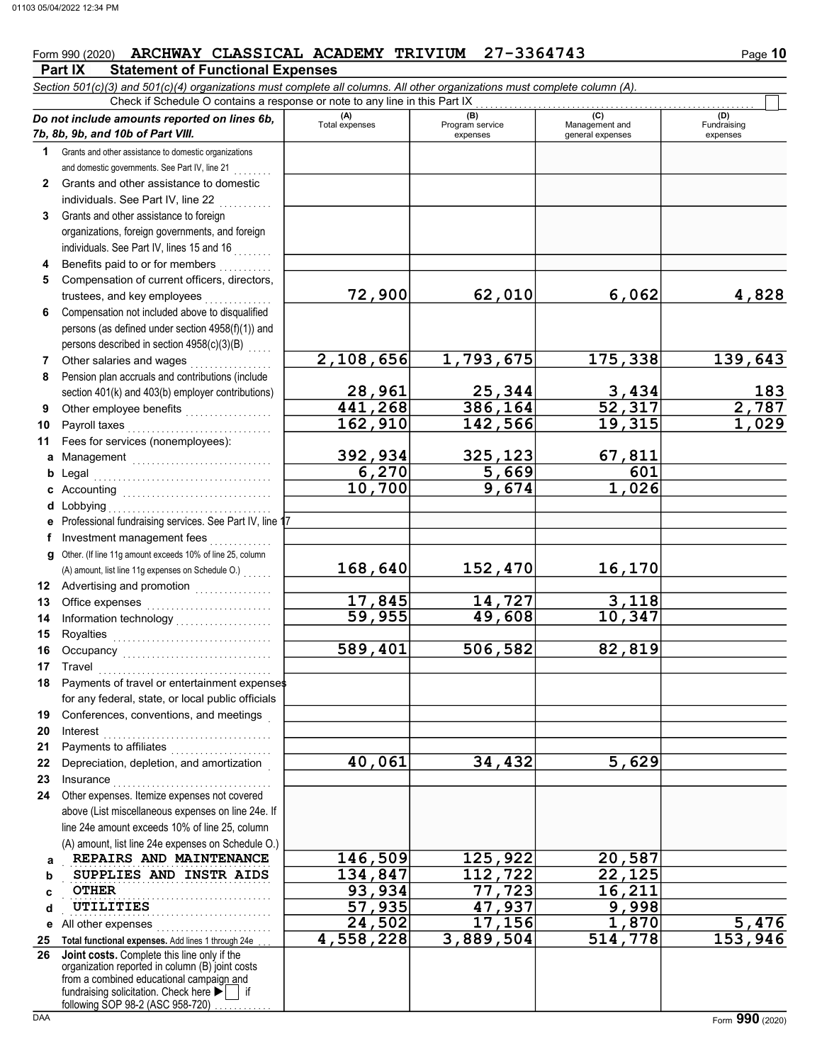Form 990 (2020) **ARCHWAY CLASSICAL ACADEMY TRIVIUM 27-3364743**

## Part IX Statement of Functional Expenses

*Section 501(c)(3) and 501(c)(4) organizations must complete all columns. All other organizations must complete column (A).*

Check if Schedule O contains a response or note to any line in this Part IX ☐

| *Do not include amounts reported on lines 6b, 7b, 8b, 9b, and 10b of Part VIII.* | (A) Total expenses | (B) Program service expenses | (C) Management and general expenses | (D) Fundraising expenses |
|---|---|---|---|---|
| **1** Grants and other assistance to domestic organizations and domestic governments. See Part IV, line 21 | | | | |
| **2** Grants and other assistance to domestic individuals. See Part IV, line 22 | | | | |
| **3** Grants and other assistance to foreign organizations, foreign governments, and foreign individuals. See Part IV, lines 15 and 16 | | | | |
| **4** Benefits paid to or for members | | | | |
| **5** Compensation of current officers, directors, trustees, and key employees | 72,900 | 62,010 | 6,062 | 4,828 |
| **6** Compensation not included above to disqualified persons (as defined under section 4958(f)(1)) and persons described in section 4958(c)(3)(B) | | | | |
| **7** Other salaries and wages | 2,108,656 | 1,793,675 | 175,338 | 139,643 |
| **8** Pension plan accruals and contributions (include section 401(k) and 403(b) employer contributions) | 28,961 | 25,344 | 3,434 | 183 |
| **9** Other employee benefits | 441,268 | 386,164 | 52,317 | 2,787 |
| **10** Payroll taxes | 162,910 | 142,566 | 19,315 | 1,029 |
| **11** Fees for services (nonemployees): | | | | |
| **a** Management | 392,934 | 325,123 | 67,811 | |
| **b** Legal | 6,270 | 5,669 | 601 | |
| **c** Accounting | 10,700 | 9,674 | 1,026 | |
| **d** Lobbying | | | | |
| **e** Professional fundraising services. See Part IV, line 17 | | | | |
| **f** Investment management fees | | | | |
| **g** Other. (If line 11g amount exceeds 10% of line 25, column (A) amount, list line 11g expenses on Schedule O.) | 168,640 | 152,470 | 16,170 | |
| **12** Advertising and promotion | | | | |
| **13** Office expenses | 17,845 | 14,727 | 3,118 | |
| **14** Information technology | 59,955 | 49,608 | 10,347 | |
| **15** Royalties | | | | |
| **16** Occupancy | 589,401 | 506,582 | 82,819 | |
| **17** Travel | | | | |
| **18** Payments of travel or entertainment expenses for any federal, state, or local public officials | | | | |
| **19** Conferences, conventions, and meetings | | | | |
| **20** Interest | | | | |
| **21** Payments to affiliates | | | | |
| **22** Depreciation, depletion, and amortization | 40,061 | 34,432 | 5,629 | |
| **23** Insurance | | | | |
| **24** Other expenses. Itemize expenses not covered above (List miscellaneous expenses on line 24e. If line 24e amount exceeds 10% of line 25, column (A) amount, list line 24e expenses on Schedule O.) | | | | |
| **a** REPAIRS AND MAINTENANCE | 146,509 | 125,922 | 20,587 | |
| **b** SUPPLIES AND INSTR AIDS | 134,847 | 112,722 | 22,125 | |
| **c** OTHER | 93,934 | 77,723 | 16,211 | |
| **d** UTILITIES | 57,935 | 47,937 | 9,998 | |
| **e** All other expenses | 24,502 | 17,156 | 1,870 | 5,476 |
| **25 Total functional expenses.** Add lines 1 through 24e | 4,558,228 | 3,889,504 | 514,778 | 153,946 |
| **26 Joint costs.** Complete this line only if the organization reported in column (B) joint costs from a combined educational campaign and fundraising solicitation. Check here ▶ ☐ if following SOP 98-2 (ASC 958-720) | | | | |

Form **990** (2020)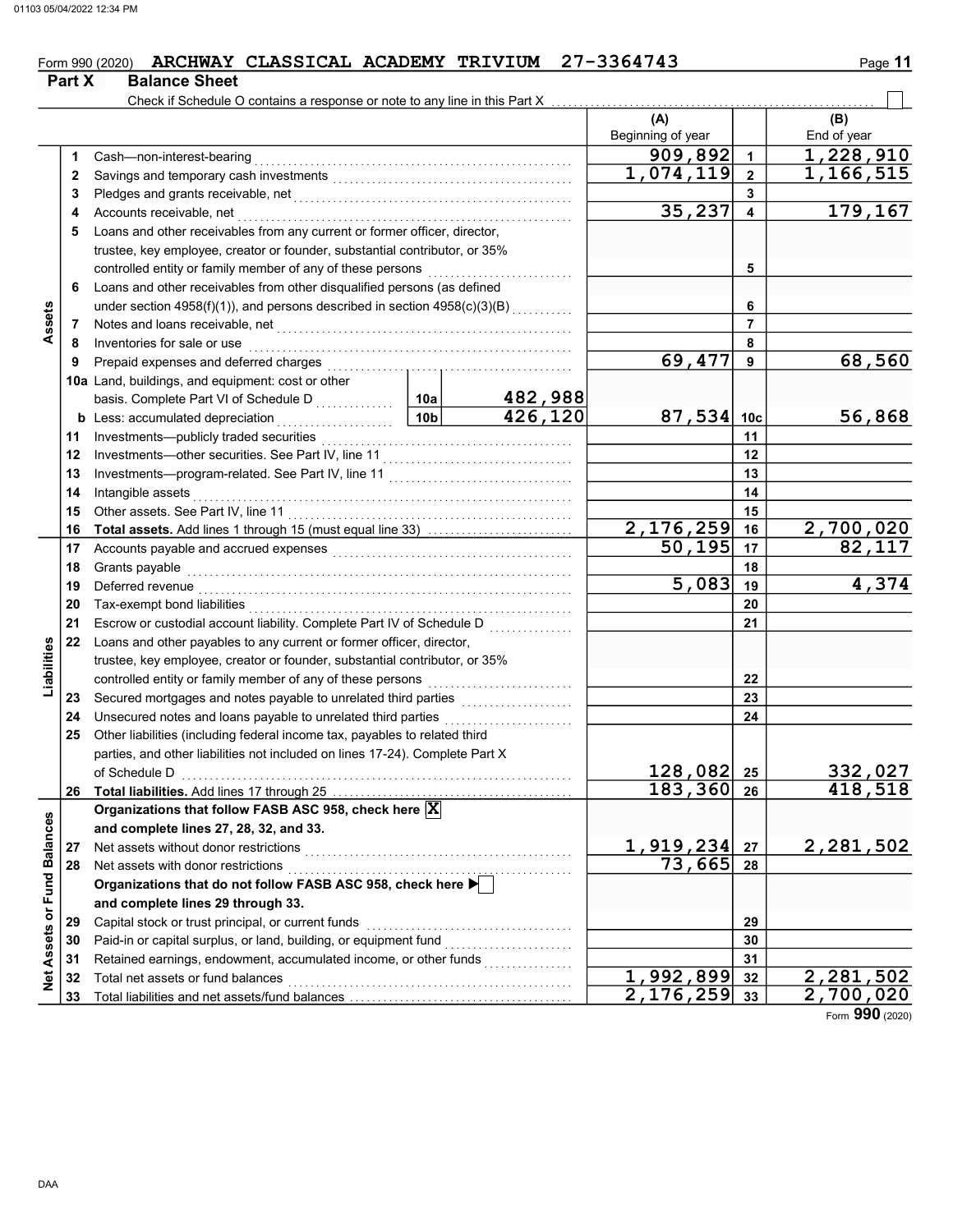Form 990 (2020) **ARCHWAY CLASSICAL ACADEMY TRIVIUM 27-3364743** Page **11**

## Part X Balance Sheet

Check if Schedule O contains a response or note to any line in this Part X ☐

| | | | | (A) Beginning of year | | (B) End of year |
|---|---|---|---|---|---|---|
| **Assets** | 1 | Cash—non-interest-bearing | | 909,892 | 1 | 1,228,910 |
| | 2 | Savings and temporary cash investments | | 1,074,119 | 2 | 1,166,515 |
| | 3 | Pledges and grants receivable, net | | | 3 | |
| | 4 | Accounts receivable, net | | 35,237 | 4 | 179,167 |
| | 5 | Loans and other receivables from any current or former officer, director, trustee, key employee, creator or founder, substantial contributor, or 35% controlled entity or family member of any of these persons | | | 5 | |
| | 6 | Loans and other receivables from other disqualified persons (as defined under section 4958(f)(1)), and persons described in section 4958(c)(3)(B) | | | 6 | |
| | 7 | Notes and loans receivable, net | | | 7 | |
| | 8 | Inventories for sale or use | | | 8 | |
| | 9 | Prepaid expenses and deferred charges | | 69,477 | 9 | 68,560 |
| | 10a | Land, buildings, and equipment: cost or other basis. Complete Part VI of Schedule D | 10a: 482,988 | | | |
| | b | Less: accumulated depreciation | 10b: 426,120 | 87,534 | 10c | 56,868 |
| | 11 | Investments—publicly traded securities | | | 11 | |
| | 12 | Investments—other securities. See Part IV, line 11 | | | 12 | |
| | 13 | Investments—program-related. See Part IV, line 11 | | | 13 | |
| | 14 | Intangible assets | | | 14 | |
| | 15 | Other assets. See Part IV, line 11 | | | 15 | |
| | 16 | **Total assets.** Add lines 1 through 15 (must equal line 33) | | 2,176,259 | 16 | 2,700,020 |
| **Liabilities** | 17 | Accounts payable and accrued expenses | | 50,195 | 17 | 82,117 |
| | 18 | Grants payable | | | 18 | |
| | 19 | Deferred revenue | | 5,083 | 19 | 4,374 |
| | 20 | Tax-exempt bond liabilities | | | 20 | |
| | 21 | Escrow or custodial account liability. Complete Part IV of Schedule D | | | 21 | |
| | 22 | Loans and other payables to any current or former officer, director, trustee, key employee, creator or founder, substantial contributor, or 35% controlled entity or family member of any of these persons | | | 22 | |
| | 23 | Secured mortgages and notes payable to unrelated third parties | | | 23 | |
| | 24 | Unsecured notes and loans payable to unrelated third parties | | | 24 | |
| | 25 | Other liabilities (including federal income tax, payables to related third parties, and other liabilities not included on lines 17-24). Complete Part X of Schedule D | | 128,082 | 25 | 332,027 |
| | 26 | **Total liabilities.** Add lines 17 through 25 | | 183,360 | 26 | 418,518 |
| **Net Assets or Fund Balances** | | **Organizations that follow FASB ASC 958, check here** ☒ **and complete lines 27, 28, 32, and 33.** | | | | |
| | 27 | Net assets without donor restrictions | | 1,919,234 | 27 | 2,281,502 |
| | 28 | Net assets with donor restrictions | | 73,665 | 28 | |
| | | **Organizations that do not follow FASB ASC 958, check here** ☐ **and complete lines 29 through 33.** | | | | |
| | 29 | Capital stock or trust principal, or current funds | | | 29 | |
| | 30 | Paid-in or capital surplus, or land, building, or equipment fund | | | 30 | |
| | 31 | Retained earnings, endowment, accumulated income, or other funds | | | 31 | |
| | 32 | Total net assets or fund balances | | 1,992,899 | 32 | 2,281,502 |
| | 33 | Total liabilities and net assets/fund balances | | 2,176,259 | 33 | 2,700,020 |

Form **990** (2020)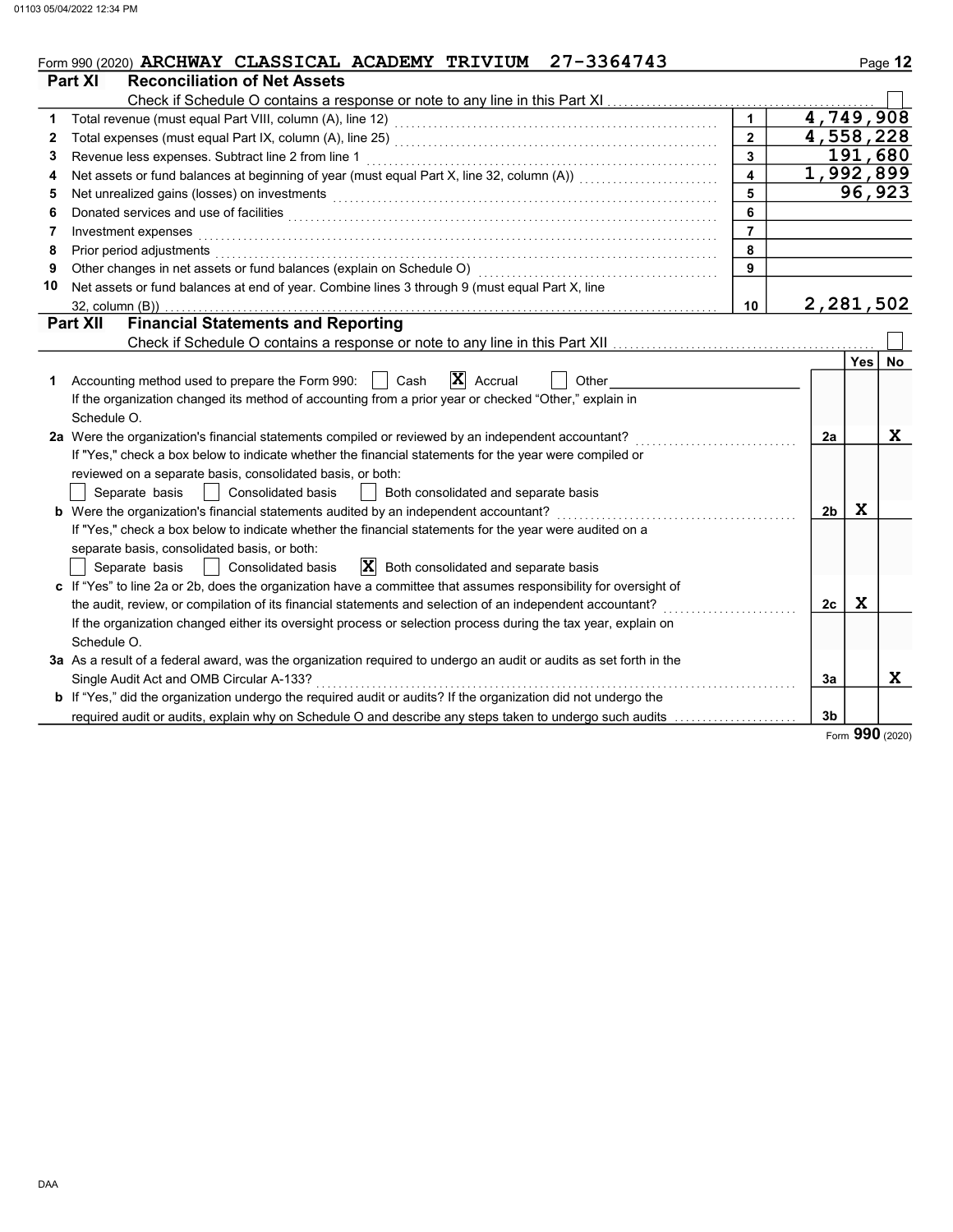Form 990 (2020) **ARCHWAY CLASSICAL ACADEMY TRIVIUM 27-3364743**

## Part XI Reconciliation of Net Assets

Check if Schedule O contains a response or note to any line in this Part XI ☐

| | | Line | Amount |
|---|---|---|---|
| 1 | Total revenue (must equal Part VIII, column (A), line 12) | 1 | 4,749,908 |
| 2 | Total expenses (must equal Part IX, column (A), line 25) | 2 | 4,558,228 |
| 3 | Revenue less expenses. Subtract line 2 from line 1 | 3 | 191,680 |
| 4 | Net assets or fund balances at beginning of year (must equal Part X, line 32, column (A)) | 4 | 1,992,899 |
| 5 | Net unrealized gains (losses) on investments | 5 | 96,923 |
| 6 | Donated services and use of facilities | 6 | |
| 7 | Investment expenses | 7 | |
| 8 | Prior period adjustments | 8 | |
| 9 | Other changes in net assets or fund balances (explain on Schedule O) | 9 | |
| 10 | Net assets or fund balances at end of year. Combine lines 3 through 9 (must equal Part X, line 32, column (B)) | 10 | 2,281,502 |

## Part XII Financial Statements and Reporting

Check if Schedule O contains a response or note to any line in this Part XII ☐

| | | | Yes | No |
|---|---|---|---|---|
| 1 | Accounting method used to prepare the Form 990: ☐ Cash ☒ Accrual ☐ Other<br>If the organization changed its method of accounting from a prior year or checked "Other," explain in Schedule O. | | | |
| 2a | Were the organization's financial statements compiled or reviewed by an independent accountant?<br>If "Yes," check a box below to indicate whether the financial statements for the year were compiled or reviewed on a separate basis, consolidated basis, or both:<br>☐ Separate basis ☐ Consolidated basis ☐ Both consolidated and separate basis | 2a | | X |
| b | Were the organization's financial statements audited by an independent accountant?<br>If "Yes," check a box below to indicate whether the financial statements for the year were audited on a separate basis, consolidated basis, or both:<br>☐ Separate basis ☐ Consolidated basis ☒ Both consolidated and separate basis | 2b | X | |
| c | If "Yes" to line 2a or 2b, does the organization have a committee that assumes responsibility for oversight of the audit, review, or compilation of its financial statements and selection of an independent accountant?<br>If the organization changed either its oversight process or selection process during the tax year, explain on Schedule O. | 2c | X | |
| 3a | As a result of a federal award, was the organization required to undergo an audit or audits as set forth in the Single Audit Act and OMB Circular A-133? | 3a | | X |
| b | If "Yes," did the organization undergo the required audit or audits? If the organization did not undergo the required audit or audits, explain why on Schedule O and describe any steps taken to undergo such audits | 3b | | |

Form **990** (2020)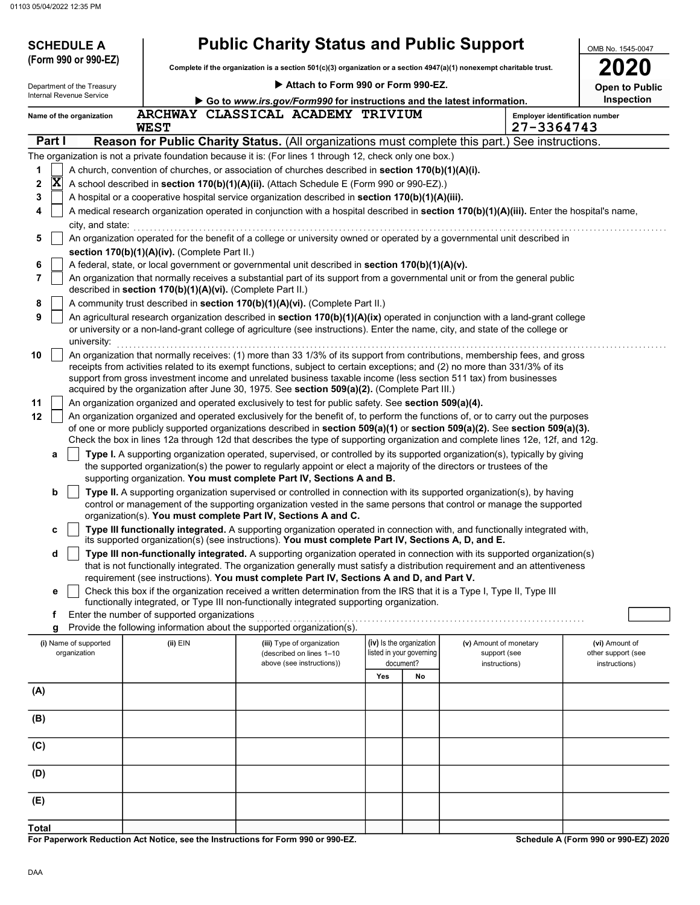**SCHEDULE A (Form 990 or 990-EZ)**

Department of the Treasury
Internal Revenue Service

# Public Charity Status and Public Support

**Complete if the organization is a section 501(c)(3) organization or a section 4947(a)(1) nonexempt charitable trust.**

▶ **Attach to Form 990 or Form 990-EZ.**

▶ **Go to *www.irs.gov/Form990* for instructions and the latest information.**

OMB No. 1545-0047

**2020**

**Open to Public Inspection**

Name of the organization: ARCHWAY CLASSICAL ACADEMY TRIVIUM WEST

Employer identification number: 27-3364743

## Part I Reason for Public Charity Status. (All organizations must complete this part.) See instructions.

The organization is not a private foundation because it is: (For lines 1 through 12, check only one box.)

1 [ ] A church, convention of churches, or association of churches described in **section 170(b)(1)(A)(i).**

2 [X] A school described in **section 170(b)(1)(A)(ii).** (Attach Schedule E (Form 990 or 990-EZ).)

3 [ ] A hospital or a cooperative hospital service organization described in **section 170(b)(1)(A)(iii).**

4 [ ] A medical research organization operated in conjunction with a hospital described in **section 170(b)(1)(A)(iii).** Enter the hospital's name, city, and state:

5 [ ] An organization operated for the benefit of a college or university owned or operated by a governmental unit described in **section 170(b)(1)(A)(iv).** (Complete Part II.)

6 [ ] A federal, state, or local government or governmental unit described in **section 170(b)(1)(A)(v).**

7 [ ] An organization that normally receives a substantial part of its support from a governmental unit or from the general public described in **section 170(b)(1)(A)(vi).** (Complete Part II.)

8 [ ] A community trust described in **section 170(b)(1)(A)(vi).** (Complete Part II.)

9 [ ] An agricultural research organization described in **section 170(b)(1)(A)(ix)** operated in conjunction with a land-grant college or university or a non-land-grant college of agriculture (see instructions). Enter the name, city, and state of the college or university:

10 [ ] An organization that normally receives: (1) more than 33 1/3% of its support from contributions, membership fees, and gross receipts from activities related to its exempt functions, subject to certain exceptions; and (2) no more than 331/3% of its support from gross investment income and unrelated business taxable income (less section 511 tax) from businesses acquired by the organization after June 30, 1975. See **section 509(a)(2).** (Complete Part III.)

11 [ ] An organization organized and operated exclusively to test for public safety. See **section 509(a)(4).**

12 [ ] An organization organized and operated exclusively for the benefit of, to perform the functions of, or to carry out the purposes of one or more publicly supported organizations described in **section 509(a)(1)** or **section 509(a)(2).** See **section 509(a)(3).** Check the box in lines 12a through 12d that describes the type of supporting organization and complete lines 12e, 12f, and 12g.

a [ ] **Type I.** A supporting organization operated, supervised, or controlled by its supported organization(s), typically by giving the supported organization(s) the power to regularly appoint or elect a majority of the directors or trustees of the supporting organization. **You must complete Part IV, Sections A and B.**

b [ ] **Type II.** A supporting organization supervised or controlled in connection with its supported organization(s), by having control or management of the supporting organization vested in the same persons that control or manage the supported organization(s). **You must complete Part IV, Sections A and C.**

c [ ] **Type III functionally integrated.** A supporting organization operated in connection with, and functionally integrated with, its supported organization(s) (see instructions). **You must complete Part IV, Sections A, D, and E.**

d [ ] **Type III non-functionally integrated.** A supporting organization operated in connection with its supported organization(s) that is not functionally integrated. The organization generally must satisfy a distribution requirement and an attentiveness requirement (see instructions). **You must complete Part IV, Sections A and D, and Part V.**

e [ ] Check this box if the organization received a written determination from the IRS that it is a Type I, Type II, Type III functionally integrated, or Type III non-functionally integrated supporting organization.

f Enter the number of supported organizations

g Provide the following information about the supported organization(s).

| (i) Name of supported organization | (ii) EIN | (iii) Type of organization (described on lines 1–10 above (see instructions)) | (iv) Is the organization listed in your governing document? Yes | No | (v) Amount of monetary support (see instructions) | (vi) Amount of other support (see instructions) |
|---|---|---|---|---|---|---|
| (A) | | | | | | |
| (B) | | | | | | |
| (C) | | | | | | |
| (D) | | | | | | |
| (E) | | | | | | |
| **Total** | | | | | | |

**For Paperwork Reduction Act Notice, see the Instructions for Form 990 or 990-EZ.**

**Schedule A (Form 990 or 990-EZ) 2020**

DAA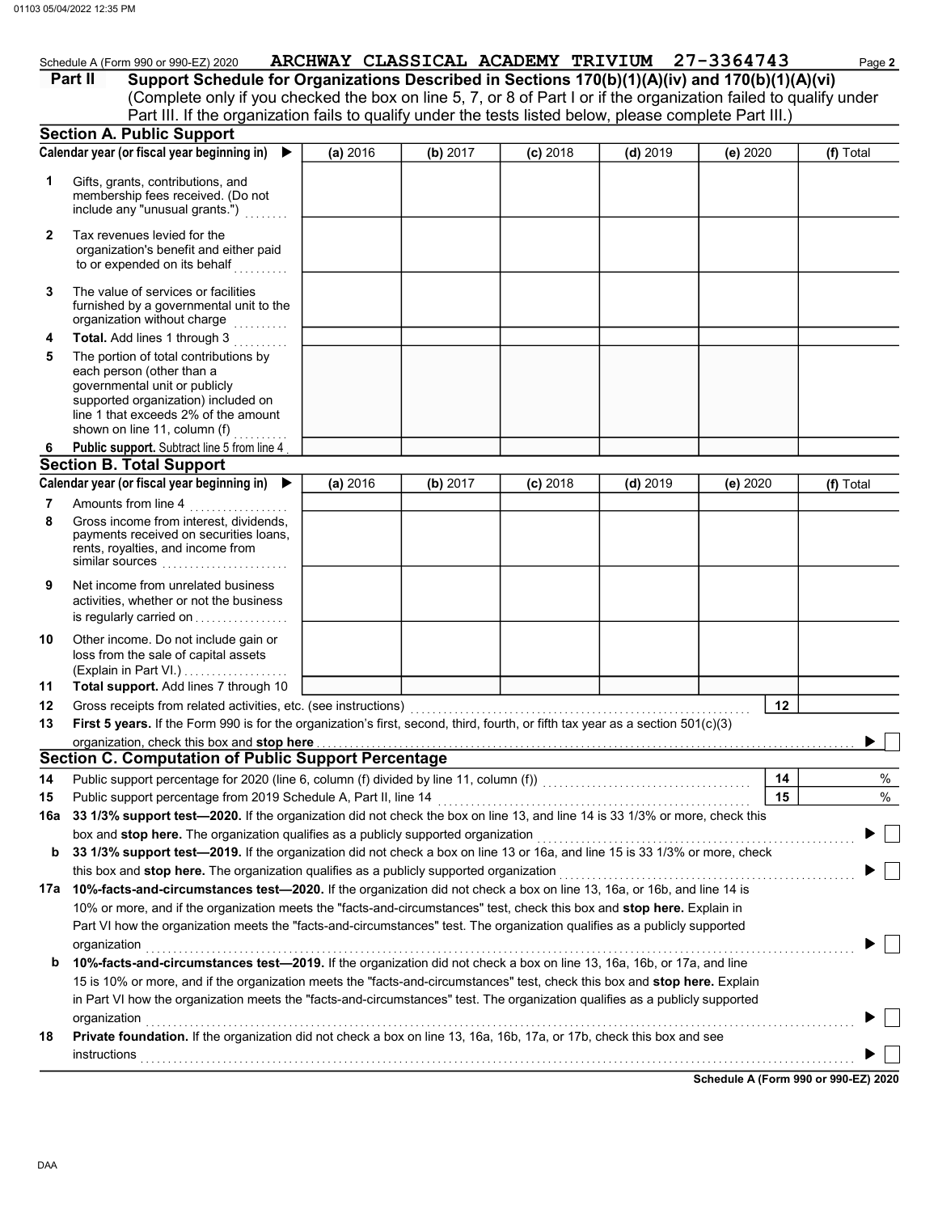Schedule A (Form 990 or 990-EZ) 2020 ARCHWAY CLASSICAL ACADEMY TRIVIUM 27-3364743 Page **2**

## Part II Support Schedule for Organizations Described in Sections 170(b)(1)(A)(iv) and 170(b)(1)(A)(vi)

(Complete only if you checked the box on line 5, 7, or 8 of Part I or if the organization failed to qualify under Part III. If the organization fails to qualify under the tests listed below, please complete Part III.)

### Section A. Public Support

| Calendar year (or fiscal year beginning in) ▶ | (a) 2016 | (b) 2017 | (c) 2018 | (d) 2019 | (e) 2020 | (f) Total |
|---|---|---|---|---|---|---|
| **1** Gifts, grants, contributions, and membership fees received. (Do not include any "unusual grants.") | | | | | | |
| **2** Tax revenues levied for the organization's benefit and either paid to or expended on its behalf | | | | | | |
| **3** The value of services or facilities furnished by a governmental unit to the organization without charge | | | | | | |
| **4** **Total.** Add lines 1 through 3 | | | | | | |
| **5** The portion of total contributions by each person (other than a governmental unit or publicly supported organization) included on line 1 that exceeds 2% of the amount shown on line 11, column (f) | | | | | | |
| **6** **Public support.** Subtract line 5 from line 4 | | | | | | |

### Section B. Total Support

| Calendar year (or fiscal year beginning in) ▶ | (a) 2016 | (b) 2017 | (c) 2018 | (d) 2019 | (e) 2020 | (f) Total |
|---|---|---|---|---|---|---|
| **7** Amounts from line 4 | | | | | | |
| **8** Gross income from interest, dividends, payments received on securities loans, rents, royalties, and income from similar sources | | | | | | |
| **9** Net income from unrelated business activities, whether or not the business is regularly carried on | | | | | | |
| **10** Other income. Do not include gain or loss from the sale of capital assets (Explain in Part VI.) | | | | | | |
| **11** **Total support.** Add lines 7 through 10 | | | | | | |

**12** Gross receipts from related activities, etc. (see instructions) **12**

**13** **First 5 years.** If the Form 990 is for the organization's first, second, third, fourth, or fifth tax year as a section 501(c)(3) organization, check this box and **stop here** ▶ ☐

### Section C. Computation of Public Support Percentage

**14** Public support percentage for 2020 (line 6, column (f) divided by line 11, column (f)) **14** %

**15** Public support percentage from 2019 Schedule A, Part II, line 14 **15** %

**16a** **33 1/3% support test—2020.** If the organization did not check the box on line 13, and line 14 is 33 1/3% or more, check this box and **stop here.** The organization qualifies as a publicly supported organization ▶ ☐

**b** **33 1/3% support test—2019.** If the organization did not check a box on line 13 or 16a, and line 15 is 33 1/3% or more, check this box and **stop here.** The organization qualifies as a publicly supported organization ▶ ☐

**17a** **10%-facts-and-circumstances test—2020.** If the organization did not check a box on line 13, 16a, or 16b, and line 14 is 10% or more, and if the organization meets the "facts-and-circumstances" test, check this box and **stop here.** Explain in Part VI how the organization meets the "facts-and-circumstances" test. The organization qualifies as a publicly supported organization ▶ ☐

**b** **10%-facts-and-circumstances test—2019.** If the organization did not check a box on line 13, 16a, 16b, or 17a, and line 15 is 10% or more, and if the organization meets the "facts-and-circumstances" test, check this box and **stop here.** Explain in Part VI how the organization meets the "facts-and-circumstances" test. The organization qualifies as a publicly supported organization ▶ ☐

**18** **Private foundation.** If the organization did not check a box on line 13, 16a, 16b, 17a, or 17b, check this box and see instructions ▶ ☐

**Schedule A (Form 990 or 990-EZ) 2020**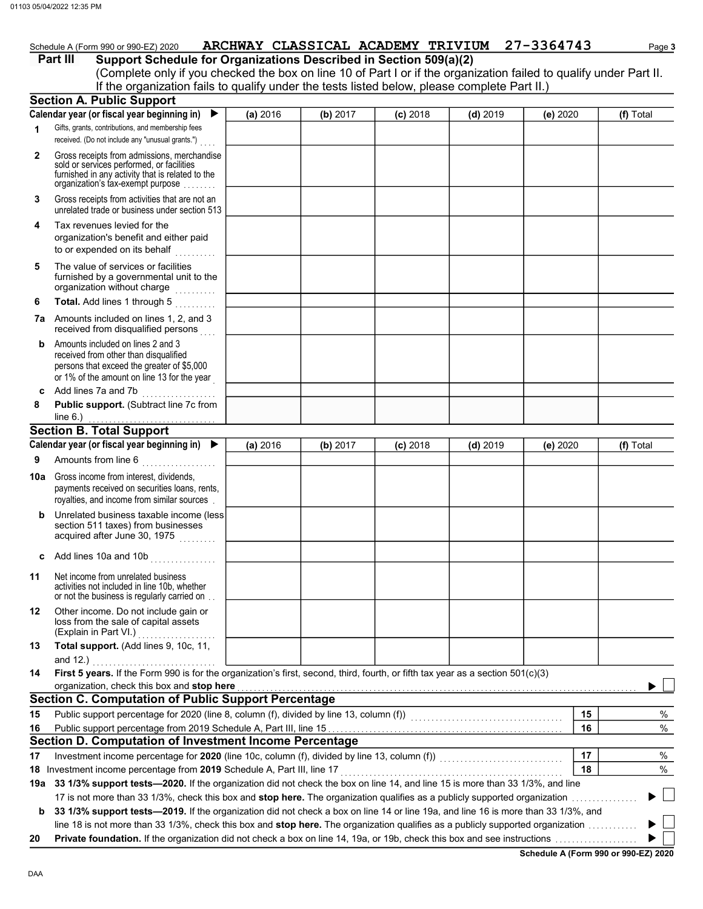Schedule A (Form 990 or 990-EZ) 2020 ARCHWAY CLASSICAL ACADEMY TRIVIUM 27-3364743 Page **3**

## Part III Support Schedule for Organizations Described in Section 509(a)(2)

(Complete only if you checked the box on line 10 of Part I or if the organization failed to qualify under Part II. If the organization fails to qualify under the tests listed below, please complete Part II.)

### Section A. Public Support

| Calendar year (or fiscal year beginning in) ▶ | (a) 2016 | (b) 2017 | (c) 2018 | (d) 2019 | (e) 2020 | (f) Total |
|---|---|---|---|---|---|---|
| **1** Gifts, grants, contributions, and membership fees received. (Do not include any "unusual grants.") | | | | | | |
| **2** Gross receipts from admissions, merchandise sold or services performed, or facilities furnished in any activity that is related to the organization's tax-exempt purpose | | | | | | |
| **3** Gross receipts from activities that are not an unrelated trade or business under section 513 | | | | | | |
| **4** Tax revenues levied for the organization's benefit and either paid to or expended on its behalf | | | | | | |
| **5** The value of services or facilities furnished by a governmental unit to the organization without charge | | | | | | |
| **6** **Total.** Add lines 1 through 5 | | | | | | |
| **7a** Amounts included on lines 1, 2, and 3 received from disqualified persons | | | | | | |
| **b** Amounts included on lines 2 and 3 received from other than disqualified persons that exceed the greater of $5,000 or 1% of the amount on line 13 for the year | | | | | | |
| **c** Add lines 7a and 7b | | | | | | |
| **8** **Public support.** (Subtract line 7c from line 6.) | | | | | | |

### Section B. Total Support

| Calendar year (or fiscal year beginning in) ▶ | (a) 2016 | (b) 2017 | (c) 2018 | (d) 2019 | (e) 2020 | (f) Total |
|---|---|---|---|---|---|---|
| **9** Amounts from line 6 | | | | | | |
| **10a** Gross income from interest, dividends, payments received on securities loans, rents, royalties, and income from similar sources | | | | | | |
| **b** Unrelated business taxable income (less section 511 taxes) from businesses acquired after June 30, 1975 | | | | | | |
| **c** Add lines 10a and 10b | | | | | | |
| **11** Net income from unrelated business activities not included in line 10b, whether or not the business is regularly carried on | | | | | | |
| **12** Other income. Do not include gain or loss from the sale of capital assets (Explain in Part VI.) | | | | | | |
| **13** **Total support.** (Add lines 9, 10c, 11, and 12.) | | | | | | |

**14** **First 5 years.** If the Form 990 is for the organization's first, second, third, fourth, or fifth tax year as a section 501(c)(3) organization, check this box and **stop here** ▶ ☐

### Section C. Computation of Public Support Percentage

| | | | |
|---|---|---|---|
| **15** | Public support percentage for 2020 (line 8, column (f), divided by line 13, column (f)) | 15 | % |
| **16** | Public support percentage from 2019 Schedule A, Part III, line 15 | 16 | % |

### Section D. Computation of Investment Income Percentage

| | | | |
|---|---|---|---|
| **17** | Investment income percentage for **2020** (line 10c, column (f), divided by line 13, column (f)) | 17 | % |
| **18** | Investment income percentage from **2019** Schedule A, Part III, line 17 | 18 | % |

**19a** **33 1/3% support tests—2020.** If the organization did not check the box on line 14, and line 15 is more than 33 1/3%, and line 17 is not more than 33 1/3%, check this box and **stop here.** The organization qualifies as a publicly supported organization ▶ ☐

**b** **33 1/3% support tests—2019.** If the organization did not check a box on line 14 or line 19a, and line 16 is more than 33 1/3%, and line 18 is not more than 33 1/3%, check this box and **stop here.** The organization qualifies as a publicly supported organization ▶ ☐

**20** **Private foundation.** If the organization did not check a box on line 14, 19a, or 19b, check this box and see instructions ▶ ☐

**Schedule A (Form 990 or 990-EZ) 2020**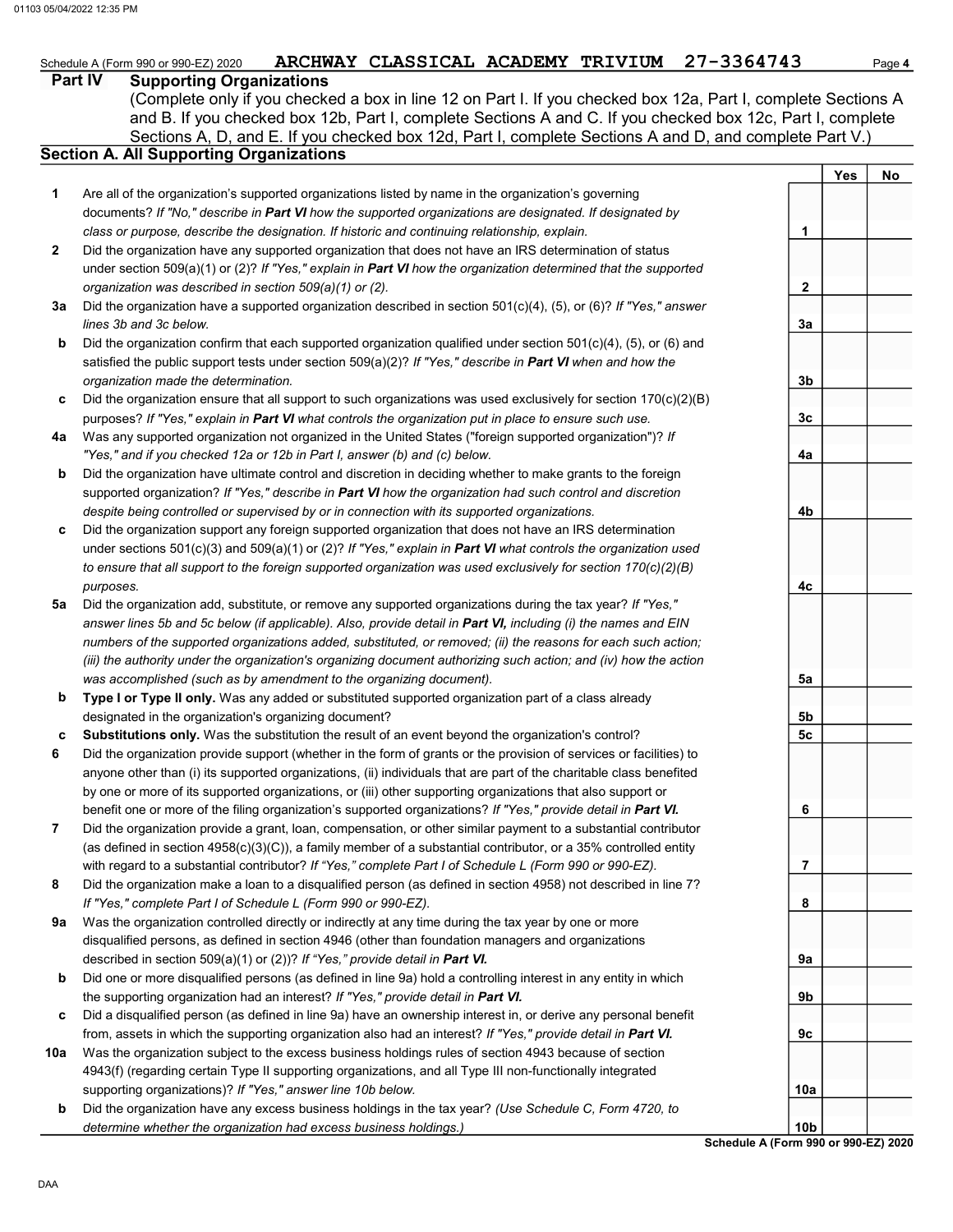Schedule A (Form 990 or 990-EZ) 2020 **ARCHWAY CLASSICAL ACADEMY TRIVIUM 27-3364743**

## Part IV Supporting Organizations

(Complete only if you checked a box in line 12 on Part I. If you checked box 12a, Part I, complete Sections A and B. If you checked box 12b, Part I, complete Sections A and C. If you checked box 12c, Part I, complete Sections A, D, and E. If you checked box 12d, Part I, complete Sections A and D, and complete Part V.)

### Section A. All Supporting Organizations

| | | | Yes | No |
|---|---|---|---|---|
| **1** | Are all of the organization's supported organizations listed by name in the organization's governing documents? *If "No," describe in **Part VI** how the supported organizations are designated. If designated by class or purpose, describe the designation. If historic and continuing relationship, explain.* | 1 | | |
| **2** | Did the organization have any supported organization that does not have an IRS determination of status under section 509(a)(1) or (2)? *If "Yes," explain in **Part VI** how the organization determined that the supported organization was described in section 509(a)(1) or (2).* | 2 | | |
| **3a** | Did the organization have a supported organization described in section 501(c)(4), (5), or (6)? *If "Yes," answer lines 3b and 3c below.* | 3a | | |
| **b** | Did the organization confirm that each supported organization qualified under section 501(c)(4), (5), or (6) and satisfied the public support tests under section 509(a)(2)? *If "Yes," describe in **Part VI** when and how the organization made the determination.* | 3b | | |
| **c** | Did the organization ensure that all support to such organizations was used exclusively for section 170(c)(2)(B) purposes? *If "Yes," explain in **Part VI** what controls the organization put in place to ensure such use.* | 3c | | |
| **4a** | Was any supported organization not organized in the United States ("foreign supported organization")? *If "Yes," and if you checked 12a or 12b in Part I, answer (b) and (c) below.* | 4a | | |
| **b** | Did the organization have ultimate control and discretion in deciding whether to make grants to the foreign supported organization? *If "Yes," describe in **Part VI** how the organization had such control and discretion despite being controlled or supervised by or in connection with its supported organizations.* | 4b | | |
| **c** | Did the organization support any foreign supported organization that does not have an IRS determination under sections 501(c)(3) and 509(a)(1) or (2)? *If "Yes," explain in **Part VI** what controls the organization used to ensure that all support to the foreign supported organization was used exclusively for section 170(c)(2)(B) purposes.* | 4c | | |
| **5a** | Did the organization add, substitute, or remove any supported organizations during the tax year? *If "Yes," answer lines 5b and 5c below (if applicable). Also, provide detail in **Part VI,** including (i) the names and EIN numbers of the supported organizations added, substituted, or removed; (ii) the reasons for each such action; (iii) the authority under the organization's organizing document authorizing such action; and (iv) how the action was accomplished (such as by amendment to the organizing document).* | 5a | | |
| **b** | **Type I or Type II only.** Was any added or substituted supported organization part of a class already designated in the organization's organizing document? | 5b | | |
| **c** | **Substitutions only.** Was the substitution the result of an event beyond the organization's control? | 5c | | |
| **6** | Did the organization provide support (whether in the form of grants or the provision of services or facilities) to anyone other than (i) its supported organizations, (ii) individuals that are part of the charitable class benefited by one or more of its supported organizations, or (iii) other supporting organizations that also support or benefit one or more of the filing organization's supported organizations? *If "Yes," provide detail in **Part VI.*** | 6 | | |
| **7** | Did the organization provide a grant, loan, compensation, or other similar payment to a substantial contributor (as defined in section 4958(c)(3)(C)), a family member of a substantial contributor, or a 35% controlled entity with regard to a substantial contributor? *If "Yes," complete Part I of Schedule L (Form 990 or 990-EZ).* | 7 | | |
| **8** | Did the organization make a loan to a disqualified person (as defined in section 4958) not described in line 7? *If "Yes," complete Part I of Schedule L (Form 990 or 990-EZ).* | 8 | | |
| **9a** | Was the organization controlled directly or indirectly at any time during the tax year by one or more disqualified persons, as defined in section 4946 (other than foundation managers and organizations described in section 509(a)(1) or (2))? *If "Yes," provide detail in **Part VI.*** | 9a | | |
| **b** | Did one or more disqualified persons (as defined in line 9a) hold a controlling interest in any entity in which the supporting organization had an interest? *If "Yes," provide detail in **Part VI.*** | 9b | | |
| **c** | Did a disqualified person (as defined in line 9a) have an ownership interest in, or derive any personal benefit from, assets in which the supporting organization also had an interest? *If "Yes," provide detail in **Part VI.*** | 9c | | |
| **10a** | Was the organization subject to the excess business holdings rules of section 4943 because of section 4943(f) (regarding certain Type II supporting organizations, and all Type III non-functionally integrated supporting organizations)? *If "Yes," answer line 10b below.* | 10a | | |
| **b** | Did the organization have any excess business holdings in the tax year? *(Use Schedule C, Form 4720, to determine whether the organization had excess business holdings.)* | 10b | | |

**Schedule A (Form 990 or 990-EZ) 2020**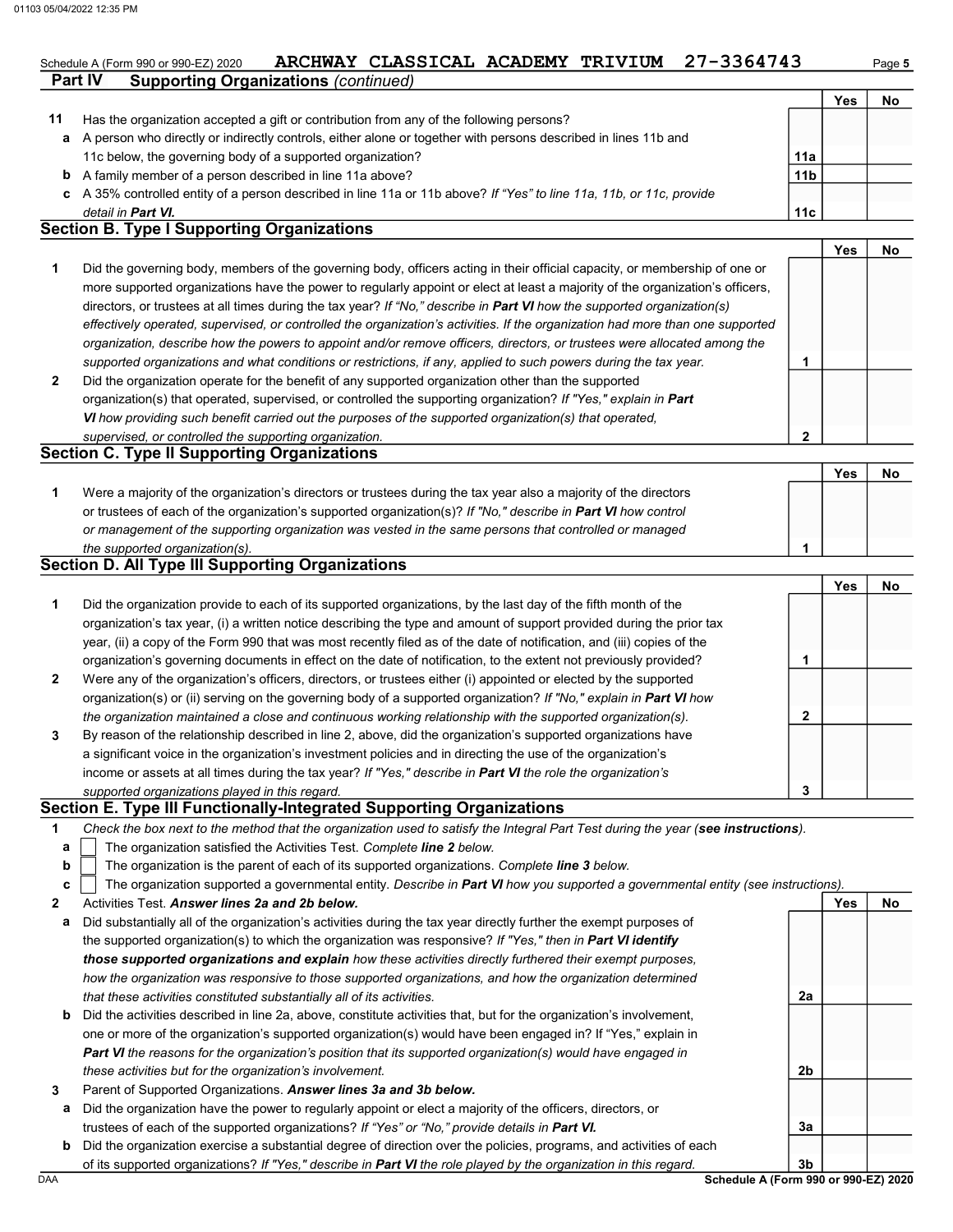Schedule A (Form 990 or 990-EZ) 2020 ARCHWAY CLASSICAL ACADEMY TRIVIUM 27-3364743

## Part IV Supporting Organizations *(continued)*

| | | | Yes | No |
|---|---|---|---|---|
| **11** | Has the organization accepted a gift or contribution from any of the following persons? | | | |
| **a** | A person who directly or indirectly controls, either alone or together with persons described in lines 11b and 11c below, the governing body of a supported organization? | **11a** | | |
| **b** | A family member of a person described in line 11a above? | **11b** | | |
| **c** | A 35% controlled entity of a person described in line 11a or 11b above? *If "Yes" to line 11a, 11b, or 11c, provide detail in* ***Part VI.*** | **11c** | | |

### Section B. Type I Supporting Organizations

| | | | Yes | No |
|---|---|---|---|---|
| **1** | Did the governing body, members of the governing body, officers acting in their official capacity, or membership of one or more supported organizations have the power to regularly appoint or elect at least a majority of the organization's officers, directors, or trustees at all times during the tax year? *If "No," describe in* ***Part VI*** *how the supported organization(s) effectively operated, supervised, or controlled the organization's activities. If the organization had more than one supported organization, describe how the powers to appoint and/or remove officers, directors, or trustees were allocated among the supported organizations and what conditions or restrictions, if any, applied to such powers during the tax year.* | **1** | | |
| **2** | Did the organization operate for the benefit of any supported organization other than the supported organization(s) that operated, supervised, or controlled the supporting organization? *If "Yes," explain in* ***Part VI*** *how providing such benefit carried out the purposes of the supported organization(s) that operated, supervised, or controlled the supporting organization.* | **2** | | |

### Section C. Type II Supporting Organizations

| | | | Yes | No |
|---|---|---|---|---|
| **1** | Were a majority of the organization's directors or trustees during the tax year also a majority of the directors or trustees of each of the organization's supported organization(s)? *If "No," describe in* ***Part VI*** *how control or management of the supporting organization was vested in the same persons that controlled or managed the supported organization(s).* | **1** | | |

### Section D. All Type III Supporting Organizations

| | | | Yes | No |
|---|---|---|---|---|
| **1** | Did the organization provide to each of its supported organizations, by the last day of the fifth month of the organization's tax year, (i) a written notice describing the type and amount of support provided during the prior tax year, (ii) a copy of the Form 990 that was most recently filed as of the date of notification, and (iii) copies of the organization's governing documents in effect on the date of notification, to the extent not previously provided? | **1** | | |
| **2** | Were any of the organization's officers, directors, or trustees either (i) appointed or elected by the supported organization(s) or (ii) serving on the governing body of a supported organization? *If "No," explain in* ***Part VI*** *how the organization maintained a close and continuous working relationship with the supported organization(s).* | **2** | | |
| **3** | By reason of the relationship described in line 2, above, did the organization's supported organizations have a significant voice in the organization's investment policies and in directing the use of the organization's income or assets at all times during the tax year? *If "Yes," describe in* ***Part VI*** *the role the organization's supported organizations played in this regard.* | **3** | | |

### Section E. Type III Functionally-Integrated Supporting Organizations

**1** *Check the box next to the method that the organization used to satisfy the Integral Part Test during the year (**see instructions**).*

- **a** ☐ The organization satisfied the Activities Test. *Complete* ***line 2*** *below.*
- **b** ☐ The organization is the parent of each of its supported organizations. *Complete* ***line 3*** *below.*
- **c** ☐ The organization supported a governmental entity. *Describe in* ***Part VI*** *how you supported a governmental entity (see instructions).*

| | | | Yes | No |
|---|---|---|---|---|
| **2** | Activities Test. ***Answer lines 2a and 2b below.*** | | | |
| **a** | Did substantially all of the organization's activities during the tax year directly further the exempt purposes of the supported organization(s) to which the organization was responsive? *If "Yes," then in* ***Part VI identify those supported organizations and explain*** *how these activities directly furthered their exempt purposes, how the organization was responsive to those supported organizations, and how the organization determined that these activities constituted substantially all of its activities.* | **2a** | | |
| **b** | Did the activities described in line 2a, above, constitute activities that, but for the organization's involvement, one or more of the organization's supported organization(s) would have been engaged in? If "Yes," explain in ***Part VI*** *the reasons for the organization's position that its supported organization(s) would have engaged in these activities but for the organization's involvement.* | **2b** | | |
| **3** | Parent of Supported Organizations. ***Answer lines 3a and 3b below.*** | | | |
| **a** | Did the organization have the power to regularly appoint or elect a majority of the officers, directors, or trustees of each of the supported organizations? *If "Yes" or "No," provide details in* ***Part VI.*** | **3a** | | |
| **b** | Did the organization exercise a substantial degree of direction over the policies, programs, and activities of each of its supported organizations? *If "Yes," describe in* ***Part VI*** *the role played by the organization in this regard.* | **3b** | | |

DAA **Schedule A (Form 990 or 990-EZ) 2020**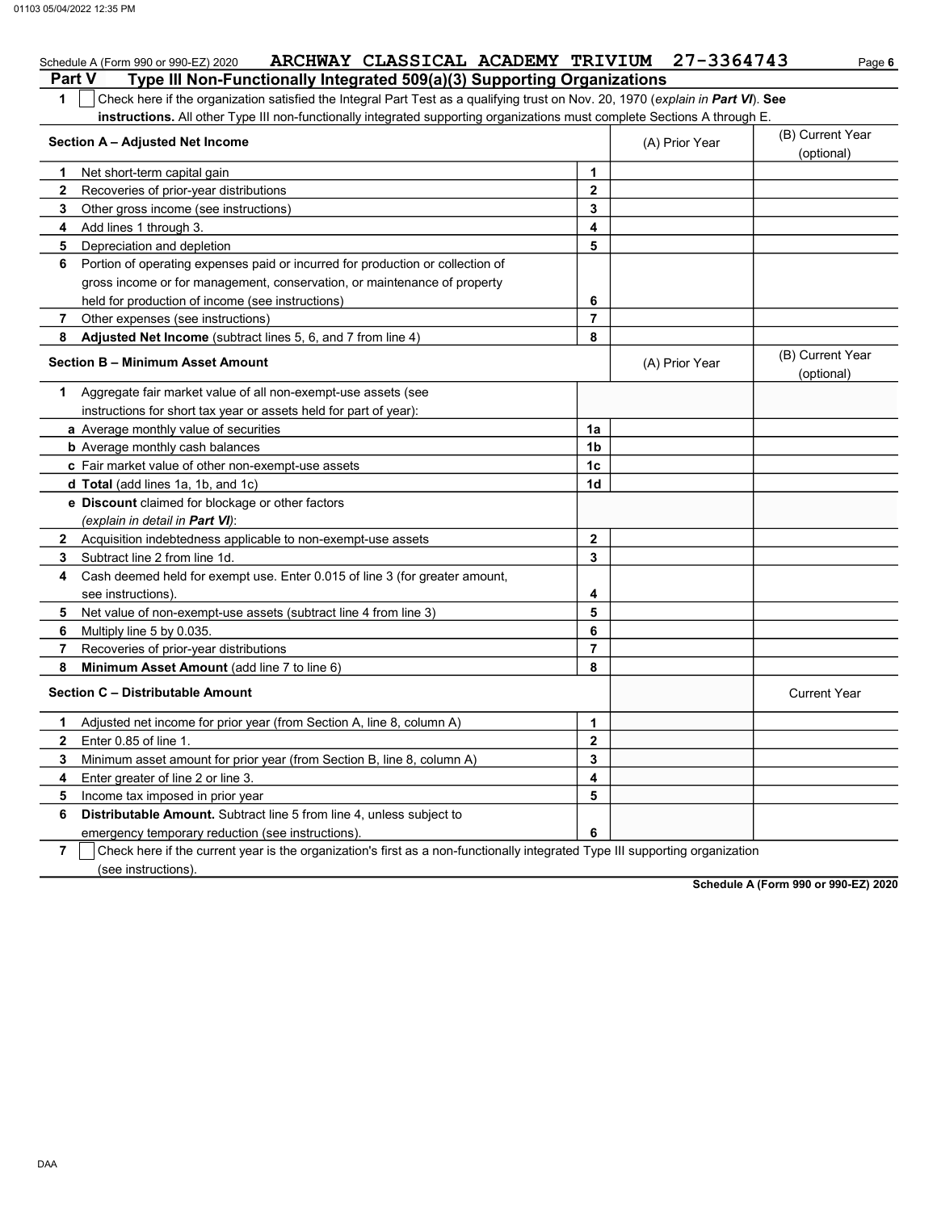Schedule A (Form 990 or 990-EZ) 2020 **ARCHWAY CLASSICAL ACADEMY TRIVIUM 27-3364743**

## Part V Type III Non-Functionally Integrated 509(a)(3) Supporting Organizations

**1** ☐ Check here if the organization satisfied the Integral Part Test as a qualifying trust on Nov. 20, 1970 (*explain in **Part VI***). **See instructions.** All other Type III non-functionally integrated supporting organizations must complete Sections A through E.

| **Section A – Adjusted Net Income** | | (A) Prior Year | (B) Current Year (optional) |
|---|---|---|---|
| **1** Net short-term capital gain | 1 | | |
| **2** Recoveries of prior-year distributions | 2 | | |
| **3** Other gross income (see instructions) | 3 | | |
| **4** Add lines 1 through 3. | 4 | | |
| **5** Depreciation and depletion | 5 | | |
| **6** Portion of operating expenses paid or incurred for production or collection of gross income or for management, conservation, or maintenance of property held for production of income (see instructions) | 6 | | |
| **7** Other expenses (see instructions) | 7 | | |
| **8** **Adjusted Net Income** (subtract lines 5, 6, and 7 from line 4) | 8 | | |

| **Section B – Minimum Asset Amount** | | (A) Prior Year | (B) Current Year (optional) |
|---|---|---|---|
| **1** Aggregate fair market value of all non-exempt-use assets (see instructions for short tax year or assets held for part of year): | | | |
| **a** Average monthly value of securities | 1a | | |
| **b** Average monthly cash balances | 1b | | |
| **c** Fair market value of other non-exempt-use assets | 1c | | |
| **d** **Total** (add lines 1a, 1b, and 1c) | 1d | | |
| **e** **Discount** claimed for blockage or other factors (*explain in detail in **Part VI***): | | | |
| **2** Acquisition indebtedness applicable to non-exempt-use assets | 2 | | |
| **3** Subtract line 2 from line 1d. | 3 | | |
| **4** Cash deemed held for exempt use. Enter 0.015 of line 3 (for greater amount, see instructions). | 4 | | |
| **5** Net value of non-exempt-use assets (subtract line 4 from line 3) | 5 | | |
| **6** Multiply line 5 by 0.035. | 6 | | |
| **7** Recoveries of prior-year distributions | 7 | | |
| **8** **Minimum Asset Amount** (add line 7 to line 6) | 8 | | |

| **Section C – Distributable Amount** | | | Current Year |
|---|---|---|---|
| **1** Adjusted net income for prior year (from Section A, line 8, column A) | 1 | | |
| **2** Enter 0.85 of line 1. | 2 | | |
| **3** Minimum asset amount for prior year (from Section B, line 8, column A) | 3 | | |
| **4** Enter greater of line 2 or line 3. | 4 | | |
| **5** Income tax imposed in prior year | 5 | | |
| **6** **Distributable Amount.** Subtract line 5 from line 4, unless subject to emergency temporary reduction (see instructions). | 6 | | |

**7** ☐ Check here if the current year is the organization's first as a non-functionally integrated Type III supporting organization (see instructions).

**Schedule A (Form 990 or 990-EZ) 2020**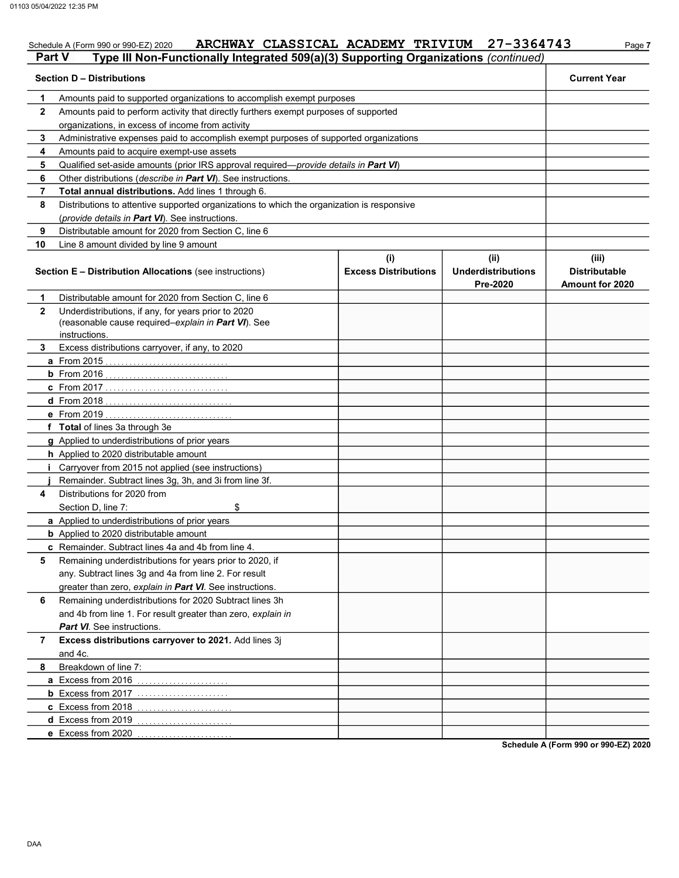Schedule A (Form 990 or 990-EZ) 2020 ARCHWAY CLASSICAL ACADEMY TRIVIUM 27-3364743

## Part V Type III Non-Functionally Integrated 509(a)(3) Supporting Organizations *(continued)*

| **Section D – Distributions** | | **Current Year** |
|---|---|---|
| **1** | Amounts paid to supported organizations to accomplish exempt purposes | |
| **2** | Amounts paid to perform activity that directly furthers exempt purposes of supported organizations, in excess of income from activity | |
| **3** | Administrative expenses paid to accomplish exempt purposes of supported organizations | |
| **4** | Amounts paid to acquire exempt-use assets | |
| **5** | Qualified set-aside amounts (prior IRS approval required—*provide details in **Part VI***) | |
| **6** | Other distributions (*describe in **Part VI***). See instructions. | |
| **7** | **Total annual distributions.** Add lines 1 through 6. | |
| **8** | Distributions to attentive supported organizations to which the organization is responsive (*provide details in **Part VI***). See instructions. | |
| **9** | Distributable amount for 2020 from Section C, line 6 | |
| **10** | Line 8 amount divided by line 9 amount | |

| **Section E – Distribution Allocations** (see instructions) | | **(i)** **Excess Distributions** | **(ii)** **Underdistributions Pre-2020** | **(iii)** **Distributable Amount for 2020** |
|---|---|---|---|---|
| **1** | Distributable amount for 2020 from Section C, line 6 | | | |
| **2** | Underdistributions, if any, for years prior to 2020 (reasonable cause required–*explain in **Part VI***). See instructions. | | | |
| **3** | Excess distributions carryover, if any, to 2020 | | | |
| **a** | From 2015 | | | |
| **b** | From 2016 | | | |
| **c** | From 2017 | | | |
| **d** | From 2018 | | | |
| **e** | From 2019 | | | |
| **f** | **Total** of lines 3a through 3e | | | |
| **g** | Applied to underdistributions of prior years | | | |
| **h** | Applied to 2020 distributable amount | | | |
| **i** | Carryover from 2015 not applied (see instructions) | | | |
| **j** | Remainder. Subtract lines 3g, 3h, and 3i from line 3f. | | | |
| **4** | Distributions for 2020 from Section D, line 7: $ | | | |
| **a** | Applied to underdistributions of prior years | | | |
| **b** | Applied to 2020 distributable amount | | | |
| **c** | Remainder. Subtract lines 4a and 4b from line 4. | | | |
| **5** | Remaining underdistributions for years prior to 2020, if any. Subtract lines 3g and 4a from line 2. For result greater than zero, *explain in **Part VI***. See instructions. | | | |
| **6** | Remaining underdistributions for 2020 Subtract lines 3h and 4b from line 1. For result greater than zero, *explain in **Part VI***. See instructions. | | | |
| **7** | **Excess distributions carryover to 2021.** Add lines 3j and 4c. | | | |
| **8** | Breakdown of line 7: | | | |
| **a** | Excess from 2016 | | | |
| **b** | Excess from 2017 | | | |
| **c** | Excess from 2018 | | | |
| **d** | Excess from 2019 | | | |
| **e** | Excess from 2020 | | | |

**Schedule A (Form 990 or 990-EZ) 2020**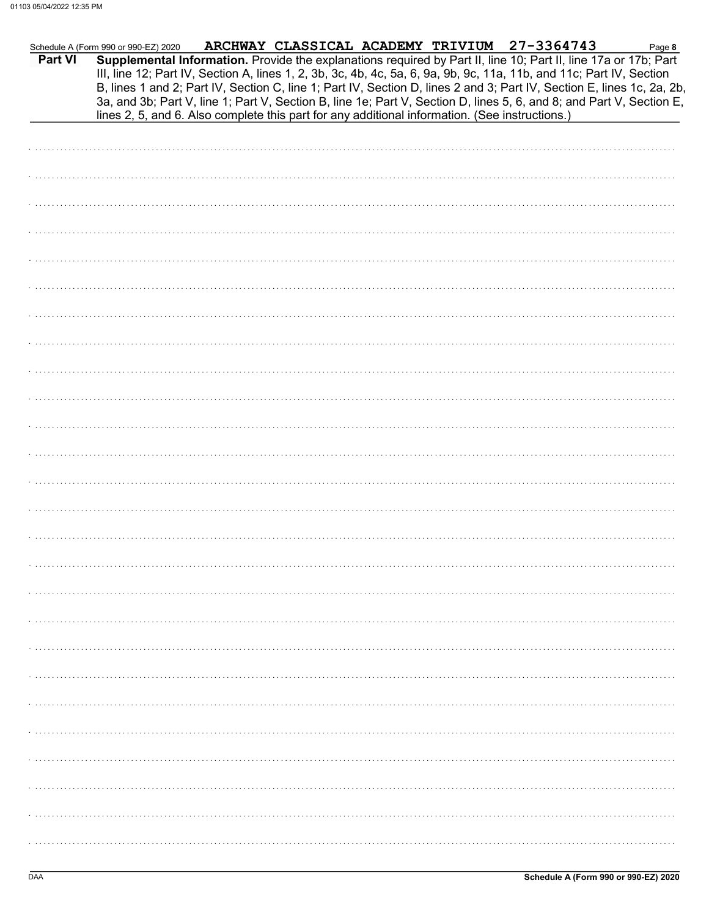Schedule A (Form 990 or 990-EZ) 2020 ARCHWAY CLASSICAL ACADEMY TRIVIUM 27-3364743

**Part VI** **Supplemental Information.** Provide the explanations required by Part II, line 10; Part II, line 17a or 17b; Part III, line 12; Part IV, Section A, lines 1, 2, 3b, 3c, 4b, 4c, 5a, 6, 9a, 9b, 9c, 11a, 11b, and 11c; Part IV, Section B, lines 1 and 2; Part IV, Section C, line 1; Part IV, Section D, lines 2 and 3; Part IV, Section E, lines 1c, 2a, 2b, 3a, and 3b; Part V, line 1; Part V, Section B, line 1e; Part V, Section D, lines 5, 6, and 8; and Part V, Section E, lines 2, 5, and 6. Also complete this part for any additional information. (See instructions.)

DAA **Schedule A (Form 990 or 990-EZ) 2020**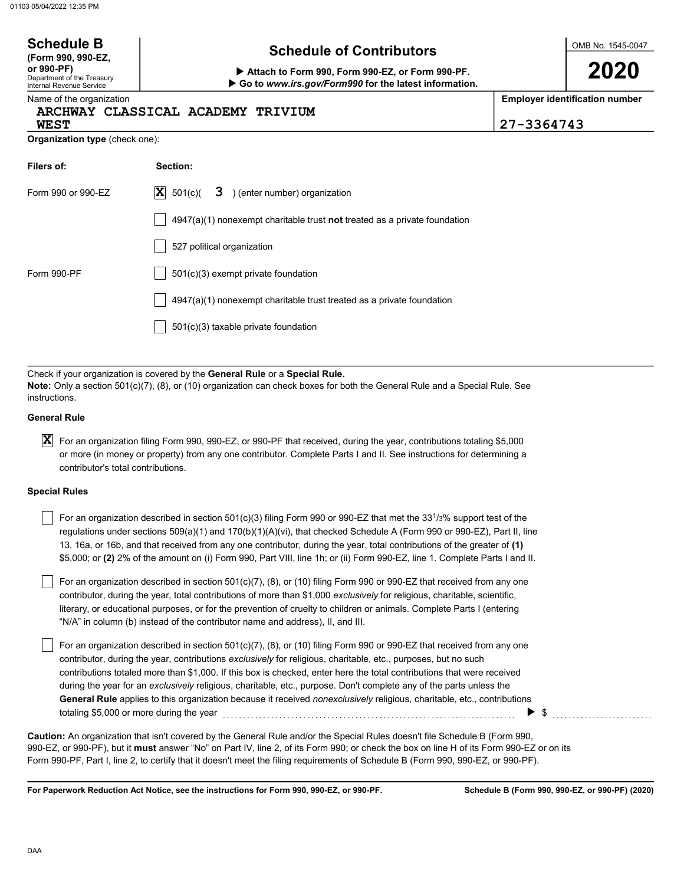**Schedule B** (Form 990, 990-EZ, or 990-PF)
Department of the Treasury
Internal Revenue Service

# Schedule of Contributors

▶ Attach to Form 990, Form 990-EZ, or Form 990-PF.
▶ Go to *www.irs.gov/Form990* for the latest information.

OMB No. 1545-0047

**2020**

Name of the organization: ARCHWAY CLASSICAL ACADEMY TRIVIUM WEST

**Employer identification number:** 27-3364743

**Organization type** (check one):

| Filers of: | Section: |
|---|---|
| Form 990 or 990-EZ | [X] 501(c)( 3 ) (enter number) organization |
| | [ ] 4947(a)(1) nonexempt charitable trust **not** treated as a private foundation |
| | [ ] 527 political organization |
| Form 990-PF | [ ] 501(c)(3) exempt private foundation |
| | [ ] 4947(a)(1) nonexempt charitable trust treated as a private foundation |
| | [ ] 501(c)(3) taxable private foundation |

Check if your organization is covered by the **General Rule** or a **Special Rule.**
**Note:** Only a section 501(c)(7), (8), or (10) organization can check boxes for both the General Rule and a Special Rule. See instructions.

**General Rule**

[X] For an organization filing Form 990, 990-EZ, or 990-PF that received, during the year, contributions totaling $5,000 or more (in money or property) from any one contributor. Complete Parts I and II. See instructions for determining a contributor's total contributions.

**Special Rules**

[ ] For an organization described in section 501(c)(3) filing Form 990 or 990-EZ that met the 33 1/3% support test of the regulations under sections 509(a)(1) and 170(b)(1)(A)(vi), that checked Schedule A (Form 990 or 990-EZ), Part II, line 13, 16a, or 16b, and that received from any one contributor, during the year, total contributions of the greater of **(1)** $5,000; or **(2)** 2% of the amount on (i) Form 990, Part VIII, line 1h; or (ii) Form 990-EZ, line 1. Complete Parts I and II.

[ ] For an organization described in section 501(c)(7), (8), or (10) filing Form 990 or 990-EZ that received from any one contributor, during the year, total contributions of more than $1,000 *exclusively* for religious, charitable, scientific, literary, or educational purposes, or for the prevention of cruelty to children or animals. Complete Parts I (entering "N/A" in column (b) instead of the contributor name and address), II, and III.

[ ] For an organization described in section 501(c)(7), (8), or (10) filing Form 990 or 990-EZ that received from any one contributor, during the year, contributions *exclusively* for religious, charitable, etc., purposes, but no such contributions totaled more than $1,000. If this box is checked, enter here the total contributions that were received during the year for an *exclusively* religious, charitable, etc., purpose. Don't complete any of the parts unless the **General Rule** applies to this organization because it received *nonexclusively* religious, charitable, etc., contributions totaling $5,000 or more during the year ▶ $ ..........

**Caution:** An organization that isn't covered by the General Rule and/or the Special Rules doesn't file Schedule B (Form 990, 990-EZ, or 990-PF), but it **must** answer "No" on Part IV, line 2, of its Form 990; or check the box on line H of its Form 990-EZ or on its Form 990-PF, Part I, line 2, to certify that it doesn't meet the filing requirements of Schedule B (Form 990, 990-EZ, or 990-PF).

**For Paperwork Reduction Act Notice, see the instructions for Form 990, 990-EZ, or 990-PF.** **Schedule B (Form 990, 990-EZ, or 990-PF) (2020)**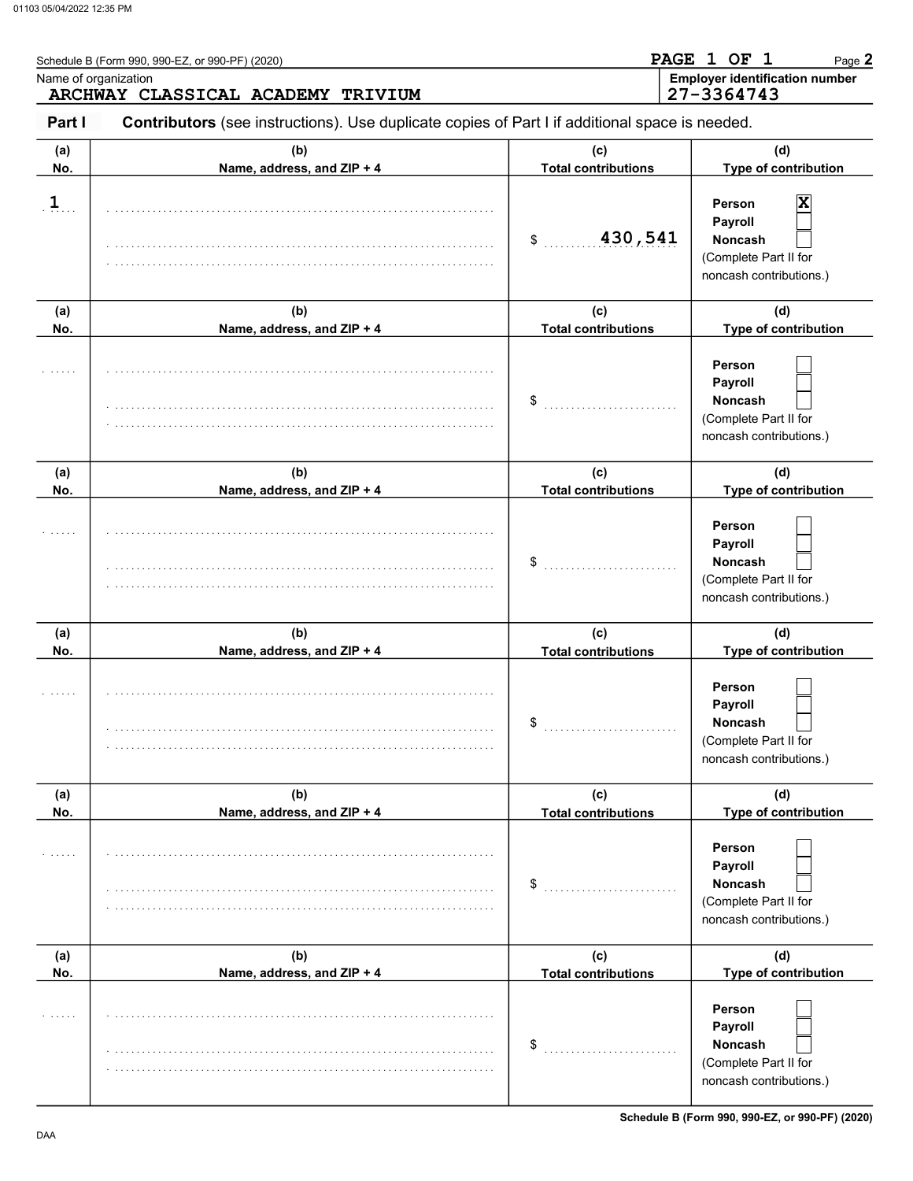Schedule B (Form 990, 990-EZ, or 990-PF) (2020)

PAGE 1 OF 1

Name of organization: ARCHWAY CLASSICAL ACADEMY TRIVIUM

Employer identification number: 27-3364743

## Part I Contributors (see instructions). Use duplicate copies of Part I if additional space is needed.

| (a) No. | (b) Name, address, and ZIP + 4 | (c) Total contributions | (d) Type of contribution |
|---|---|---|---|
| 1 | | $ 430,541 | Person [X] Payroll [ ] Noncash [ ] (Complete Part II for noncash contributions.) |
| | | $ | Person [ ] Payroll [ ] Noncash [ ] (Complete Part II for noncash contributions.) |
| | | $ | Person [ ] Payroll [ ] Noncash [ ] (Complete Part II for noncash contributions.) |
| | | $ | Person [ ] Payroll [ ] Noncash [ ] (Complete Part II for noncash contributions.) |
| | | $ | Person [ ] Payroll [ ] Noncash [ ] (Complete Part II for noncash contributions.) |
| | | $ | Person [ ] Payroll [ ] Noncash [ ] (Complete Part II for noncash contributions.) |

DAA

Schedule B (Form 990, 990-EZ, or 990-PF) (2020)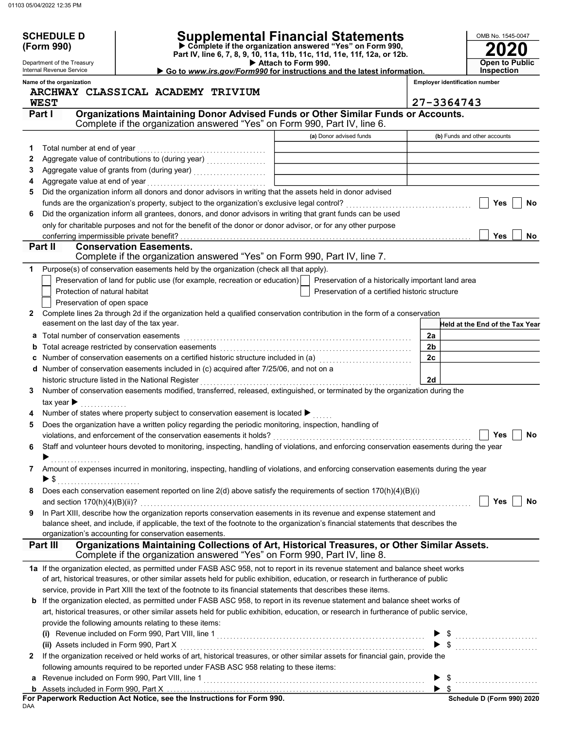# SCHEDULE D (Form 990)

Department of the Treasury
Internal Revenue Service

# Supplemental Financial Statements

▶ Complete if the organization answered "Yes" on Form 990, Part IV, line 6, 7, 8, 9, 10, 11a, 11b, 11c, 11d, 11e, 11f, 12a, or 12b.
▶ Attach to Form 990.
▶ Go to *www.irs.gov/Form990* for instructions and the latest information.

OMB No. 1545-0047

**2020**

**Open to Public Inspection**

**Name of the organization:** ARCHWAY CLASSICAL ACADEMY TRIVIUM WEST

**Employer identification number:** 27-3364743

## Part I — Organizations Maintaining Donor Advised Funds or Other Similar Funds or Accounts.

Complete if the organization answered "Yes" on Form 990, Part IV, line 6.

| | | (a) Donor advised funds | (b) Funds and other accounts |
|---|---|---|---|
| 1 | Total number at end of year | | |
| 2 | Aggregate value of contributions to (during year) | | |
| 3 | Aggregate value of grants from (during year) | | |
| 4 | Aggregate value at end of year | | |

5 Did the organization inform all donors and donor advisors in writing that the assets held in donor advised funds are the organization's property, subject to the organization's exclusive legal control? ☐ Yes ☐ No

6 Did the organization inform all grantees, donors, and donor advisors in writing that grant funds can be used only for charitable purposes and not for the benefit of the donor or donor advisor, or for any other purpose conferring impermissible private benefit? ☐ Yes ☐ No

## Part II — Conservation Easements.

Complete if the organization answered "Yes" on Form 990, Part IV, line 7.

1 Purpose(s) of conservation easements held by the organization (check all that apply).

- ☐ Preservation of land for public use (for example, recreation or education)
- ☐ Preservation of a historically important land area
- ☐ Protection of natural habitat
- ☐ Preservation of a certified historic structure
- ☐ Preservation of open space

2 Complete lines 2a through 2d if the organization held a qualified conservation contribution in the form of a conservation easement on the last day of the tax year.

| | | | Held at the End of the Tax Year |
|---|---|---|---|
| a | Total number of conservation easements | 2a | |
| b | Total acreage restricted by conservation easements | 2b | |
| c | Number of conservation easements on a certified historic structure included in (a) | 2c | |
| d | Number of conservation easements included in (c) acquired after 7/25/06, and not on a historic structure listed in the National Register | 2d | |

3 Number of conservation easements modified, transferred, released, extinguished, or terminated by the organization during the tax year ▶

4 Number of states where property subject to conservation easement is located ▶

5 Does the organization have a written policy regarding the periodic monitoring, inspection, handling of violations, and enforcement of the conservation easements it holds? ☐ Yes ☐ No

6 Staff and volunteer hours devoted to monitoring, inspecting, handling of violations, and enforcing conservation easements during the year ▶

7 Amount of expenses incurred in monitoring, inspecting, handling of violations, and enforcing conservation easements during the year ▶ $

8 Does each conservation easement reported on line 2(d) above satisfy the requirements of section 170(h)(4)(B)(i) and section 170(h)(4)(B)(ii)? ☐ Yes ☐ No

9 In Part XIII, describe how the organization reports conservation easements in its revenue and expense statement and balance sheet, and include, if applicable, the text of the footnote to the organization's financial statements that describes the organization's accounting for conservation easements.

## Part III — Organizations Maintaining Collections of Art, Historical Treasures, or Other Similar Assets.

Complete if the organization answered "Yes" on Form 990, Part IV, line 8.

1a If the organization elected, as permitted under FASB ASC 958, not to report in its revenue statement and balance sheet works of art, historical treasures, or other similar assets held for public exhibition, education, or research in furtherance of public service, provide in Part XIII the text of the footnote to its financial statements that describes these items.

b If the organization elected, as permitted under FASB ASC 958, to report in its revenue statement and balance sheet works of art, historical treasures, or other similar assets held for public exhibition, education, or research in furtherance of public service, provide the following amounts relating to these items:

(i) Revenue included on Form 990, Part VIII, line 1 ▶ $

(ii) Assets included in Form 990, Part X ▶ $

2 If the organization received or held works of art, historical treasures, or other similar assets for financial gain, provide the following amounts required to be reported under FASB ASC 958 relating to these items:

a Revenue included on Form 990, Part VIII, line 1 ▶ $

b Assets included in Form 990, Part X ▶ $

**For Paperwork Reduction Act Notice, see the Instructions for Form 990.**

Schedule D (Form 990) 2020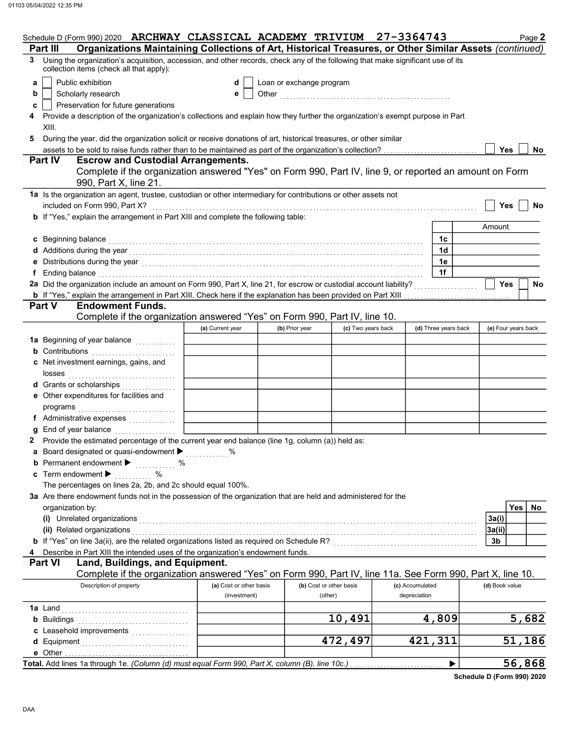Schedule D (Form 990) 2020 ARCHWAY CLASSICAL ACADEMY TRIVIUM 27-3364743 Page 2

## Part III Organizations Maintaining Collections of Art, Historical Treasures, or Other Similar Assets *(continued)*

**3** Using the organization's acquisition, accession, and other records, check any of the following that make significant use of its collection items (check all that apply):

- **a** ☐ Public exhibition
- **b** ☐ Scholarly research
- **c** ☐ Preservation for future generations
- **d** ☐ Loan or exchange program
- **e** ☐ Other

**4** Provide a description of the organization's collections and explain how they further the organization's exempt purpose in Part XIII.

**5** During the year, did the organization solicit or receive donations of art, historical treasures, or other similar assets to be sold to raise funds rather than to be maintained as part of the organization's collection? ☐ Yes ☐ No

## Part IV Escrow and Custodial Arrangements.

Complete if the organization answered "Yes" on Form 990, Part IV, line 9, or reported an amount on Form 990, Part X, line 21.

**1a** Is the organization an agent, trustee, custodian or other intermediary for contributions or other assets not included on Form 990, Part X? ☐ Yes ☐ No

**b** If "Yes," explain the arrangement in Part XIII and complete the following table:

| | | Amount |
|---|---|---|
| **c** Beginning balance | 1c | |
| **d** Additions during the year | 1d | |
| **e** Distributions during the year | 1e | |
| **f** Ending balance | 1f | |

**2a** Did the organization include an amount on Form 990, Part X, line 21, for escrow or custodial account liability? ☐ Yes ☐ No

**b** If "Yes," explain the arrangement in Part XIII. Check here if the explanation has been provided on Part XIII ☐

## Part V Endowment Funds.

Complete if the organization answered "Yes" on Form 990, Part IV, line 10.

| | (a) Current year | (b) Prior year | (c) Two years back | (d) Three years back | (e) Four years back |
|---|---|---|---|---|---|
| **1a** Beginning of year balance | | | | | |
| **b** Contributions | | | | | |
| **c** Net investment earnings, gains, and losses | | | | | |
| **d** Grants or scholarships | | | | | |
| **e** Other expenditures for facilities and programs | | | | | |
| **f** Administrative expenses | | | | | |
| **g** End of year balance | | | | | |

**2** Provide the estimated percentage of the current year end balance (line 1g, column (a)) held as:

- **a** Board designated or quasi-endowment ▶ %
- **b** Permanent endowment ▶ %
- **c** Term endowment ▶ %

The percentages on lines 2a, 2b, and 2c should equal 100%.

**3a** Are there endowment funds not in the possession of the organization that are held and administered for the organization by:

| | | Yes | No |
|---|---|---|---|
| **(i)** Unrelated organizations | 3a(i) | | |
| **(ii)** Related organizations | 3a(ii) | | |
| **b** If "Yes" on line 3a(ii), are the related organizations listed as required on Schedule R? | 3b | | |

**4** Describe in Part XIII the intended uses of the organization's endowment funds.

## Part VI Land, Buildings, and Equipment.

Complete if the organization answered "Yes" on Form 990, Part IV, line 11a. See Form 990, Part X, line 10.

| Description of property | (a) Cost or other basis (investment) | (b) Cost or other basis (other) | (c) Accumulated depreciation | (d) Book value |
|---|---|---|---|---|
| **1a** Land | | | | |
| **b** Buildings | | 10,491 | 4,809 | 5,682 |
| **c** Leasehold improvements | | | | |
| **d** Equipment | | 472,497 | 421,311 | 51,186 |
| **e** Other | | | | |
| **Total.** Add lines 1a through 1e. *(Column (d) must equal Form 990, Part X, column (B), line 10c.)* ▶ | | | | 56,868 |

Schedule D (Form 990) 2020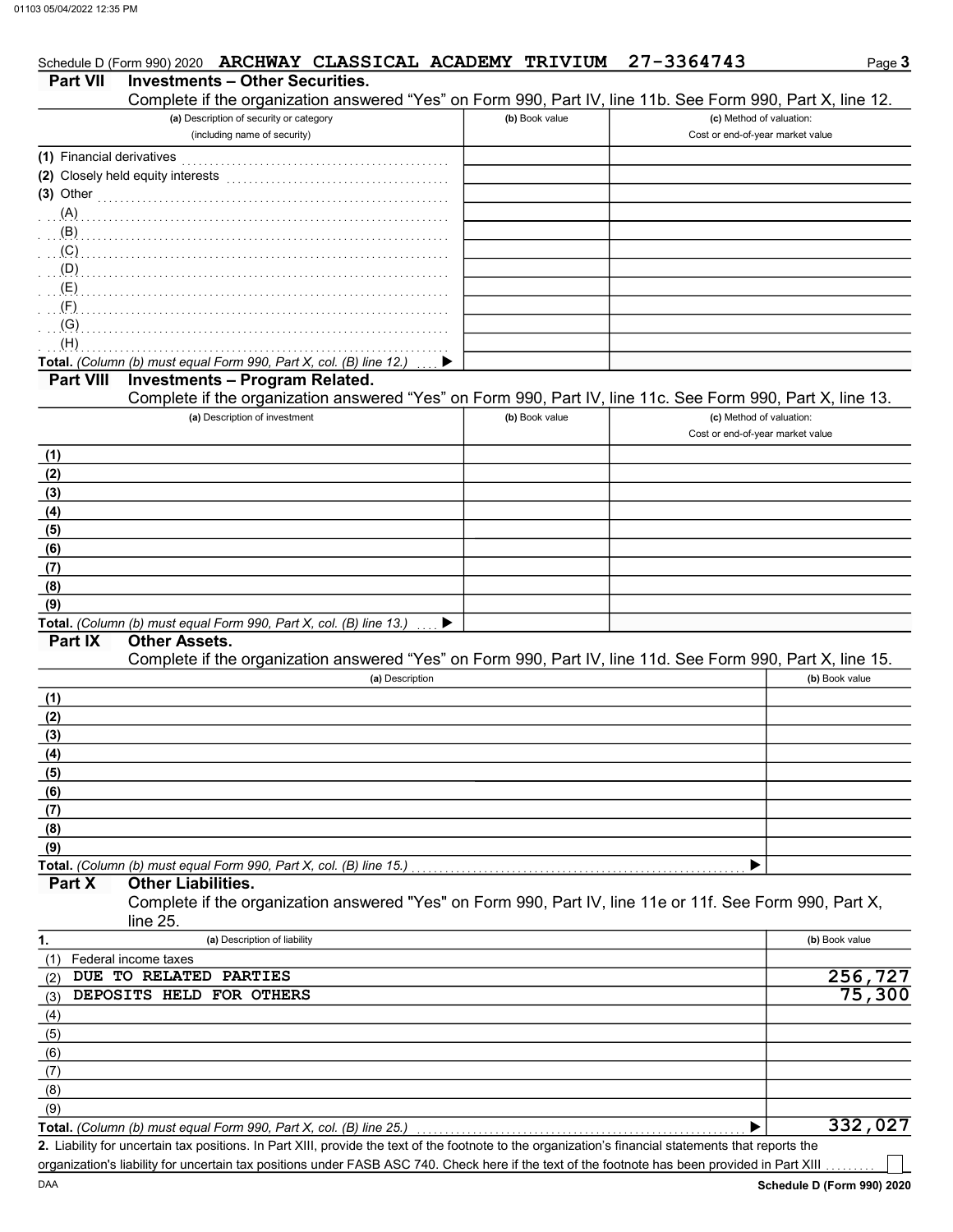Schedule D (Form 990) 2020 ARCHWAY CLASSICAL ACADEMY TRIVIUM 27-3364743 Page 3

## Part VII Investments – Other Securities.

Complete if the organization answered "Yes" on Form 990, Part IV, line 11b. See Form 990, Part X, line 12.

| (a) Description of security or category (including name of security) | (b) Book value | (c) Method of valuation: Cost or end-of-year market value |
|---|---|---|
| (1) Financial derivatives | | |
| (2) Closely held equity interests | | |
| (3) Other | | |
| (A) | | |
| (B) | | |
| (C) | | |
| (D) | | |
| (E) | | |
| (F) | | |
| (G) | | |
| (H) | | |
| **Total.** *(Column (b) must equal Form 990, Part X, col. (B) line 12.)* ▶ | | |

## Part VIII Investments – Program Related.

Complete if the organization answered "Yes" on Form 990, Part IV, line 11c. See Form 990, Part X, line 13.

| (a) Description of investment | (b) Book value | (c) Method of valuation: Cost or end-of-year market value |
|---|---|---|
| (1) | | |
| (2) | | |
| (3) | | |
| (4) | | |
| (5) | | |
| (6) | | |
| (7) | | |
| (8) | | |
| (9) | | |
| **Total.** *(Column (b) must equal Form 990, Part X, col. (B) line 13.)* ▶ | | |

## Part IX Other Assets.

Complete if the organization answered "Yes" on Form 990, Part IV, line 11d. See Form 990, Part X, line 15.

| (a) Description | (b) Book value |
|---|---|
| (1) | |
| (2) | |
| (3) | |
| (4) | |
| (5) | |
| (6) | |
| (7) | |
| (8) | |
| (9) | |
| **Total.** *(Column (b) must equal Form 990, Part X, col. (B) line 15.)* ▶ | |

## Part X Other Liabilities.

Complete if the organization answered "Yes" on Form 990, Part IV, line 11e or 11f. See Form 990, Part X, line 25.

| 1. (a) Description of liability | (b) Book value |
|---|---|
| (1) Federal income taxes | |
| (2) DUE TO RELATED PARTIES | 256,727 |
| (3) DEPOSITS HELD FOR OTHERS | 75,300 |
| (4) | |
| (5) | |
| (6) | |
| (7) | |
| (8) | |
| (9) | |
| **Total.** *(Column (b) must equal Form 990, Part X, col. (B) line 25.)* ▶ | 332,027 |

**2.** Liability for uncertain tax positions. In Part XIII, provide the text of the footnote to the organization's financial statements that reports the organization's liability for uncertain tax positions under FASB ASC 740. Check here if the text of the footnote has been provided in Part XIII ☐

DAA **Schedule D (Form 990) 2020**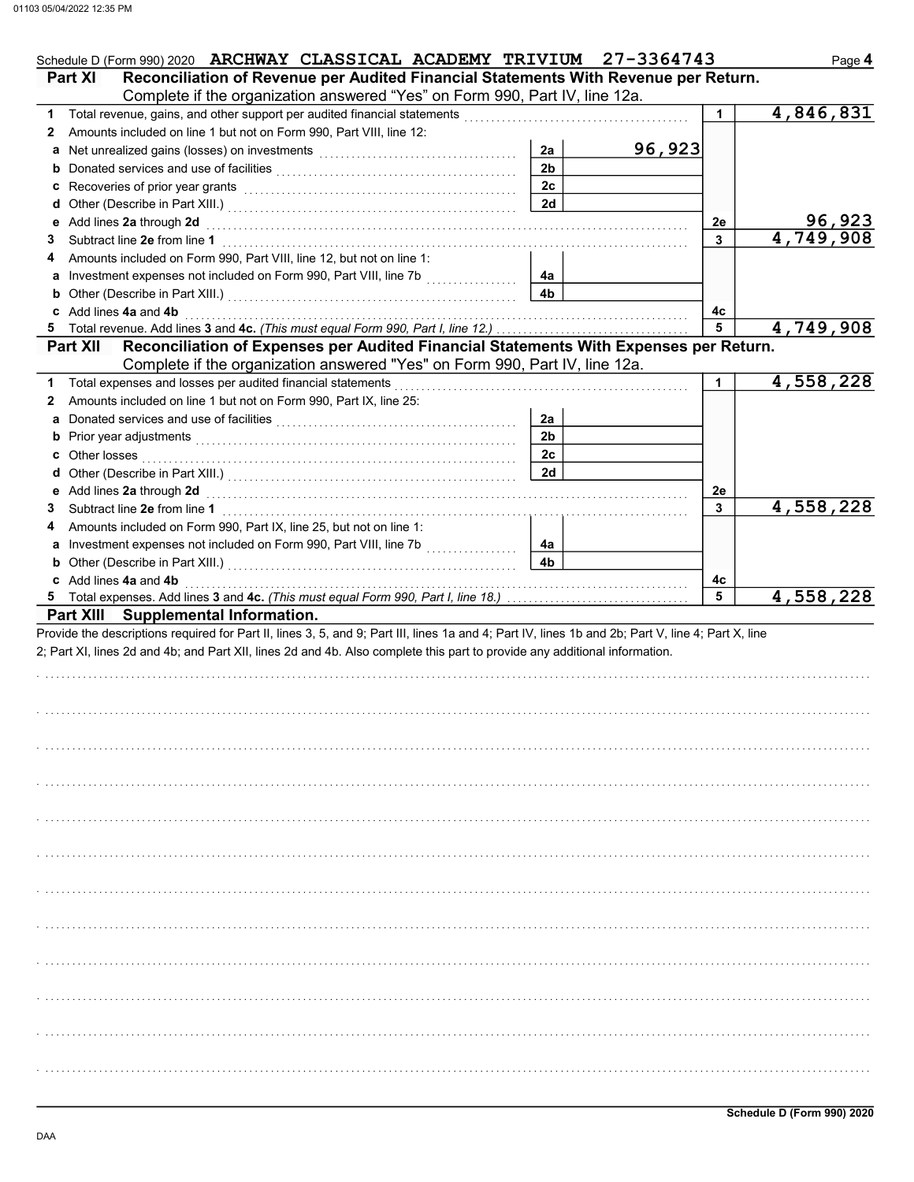Schedule D (Form 990) 2020 ARCHWAY CLASSICAL ACADEMY TRIVIUM 27-3364743

## Part XI Reconciliation of Revenue per Audited Financial Statements With Revenue per Return.

Complete if the organization answered "Yes" on Form 990, Part IV, line 12a.

| | | | | | |
|---|---|---|---|---|---|
| 1 | Total revenue, gains, and other support per audited financial statements | | | 1 | 4,846,831 |
| 2 | Amounts included on line 1 but not on Form 990, Part VIII, line 12: | | | | |
| a | Net unrealized gains (losses) on investments | 2a | 96,923 | | |
| b | Donated services and use of facilities | 2b | | | |
| c | Recoveries of prior year grants | 2c | | | |
| d | Other (Describe in Part XIII.) | 2d | | | |
| e | Add lines **2a** through **2d** | | | 2e | 96,923 |
| 3 | Subtract line **2e** from line **1** | | | 3 | 4,749,908 |
| 4 | Amounts included on Form 990, Part VIII, line 12, but not on line 1: | | | | |
| a | Investment expenses not included on Form 990, Part VIII, line 7b | 4a | | | |
| b | Other (Describe in Part XIII.) | 4b | | | |
| c | Add lines **4a** and **4b** | | | 4c | |
| 5 | Total revenue. Add lines **3** and **4c.** *(This must equal Form 990, Part I, line 12.)* | | | 5 | 4,749,908 |

## Part XII Reconciliation of Expenses per Audited Financial Statements With Expenses per Return.

Complete if the organization answered "Yes" on Form 990, Part IV, line 12a.

| | | | | | |
|---|---|---|---|---|---|
| 1 | Total expenses and losses per audited financial statements | | | 1 | 4,558,228 |
| 2 | Amounts included on line 1 but not on Form 990, Part IX, line 25: | | | | |
| a | Donated services and use of facilities | 2a | | | |
| b | Prior year adjustments | 2b | | | |
| c | Other losses | 2c | | | |
| d | Other (Describe in Part XIII.) | 2d | | | |
| e | Add lines **2a** through **2d** | | | 2e | |
| 3 | Subtract line **2e** from line **1** | | | 3 | 4,558,228 |
| 4 | Amounts included on Form 990, Part IX, line 25, but not on line 1: | | | | |
| a | Investment expenses not included on Form 990, Part VIII, line 7b | 4a | | | |
| b | Other (Describe in Part XIII.) | 4b | | | |
| c | Add lines **4a** and **4b** | | | 4c | |
| 5 | Total expenses. Add lines **3** and **4c.** *(This must equal Form 990, Part I, line 18.)* | | | 5 | 4,558,228 |

## Part XIII Supplemental Information.

Provide the descriptions required for Part II, lines 3, 5, and 9; Part III, lines 1a and 4; Part IV, lines 1b and 2b; Part V, line 4; Part X, line 2; Part XI, lines 2d and 4b; and Part XII, lines 2d and 4b. Also complete this part to provide any additional information.

Schedule D (Form 990) 2020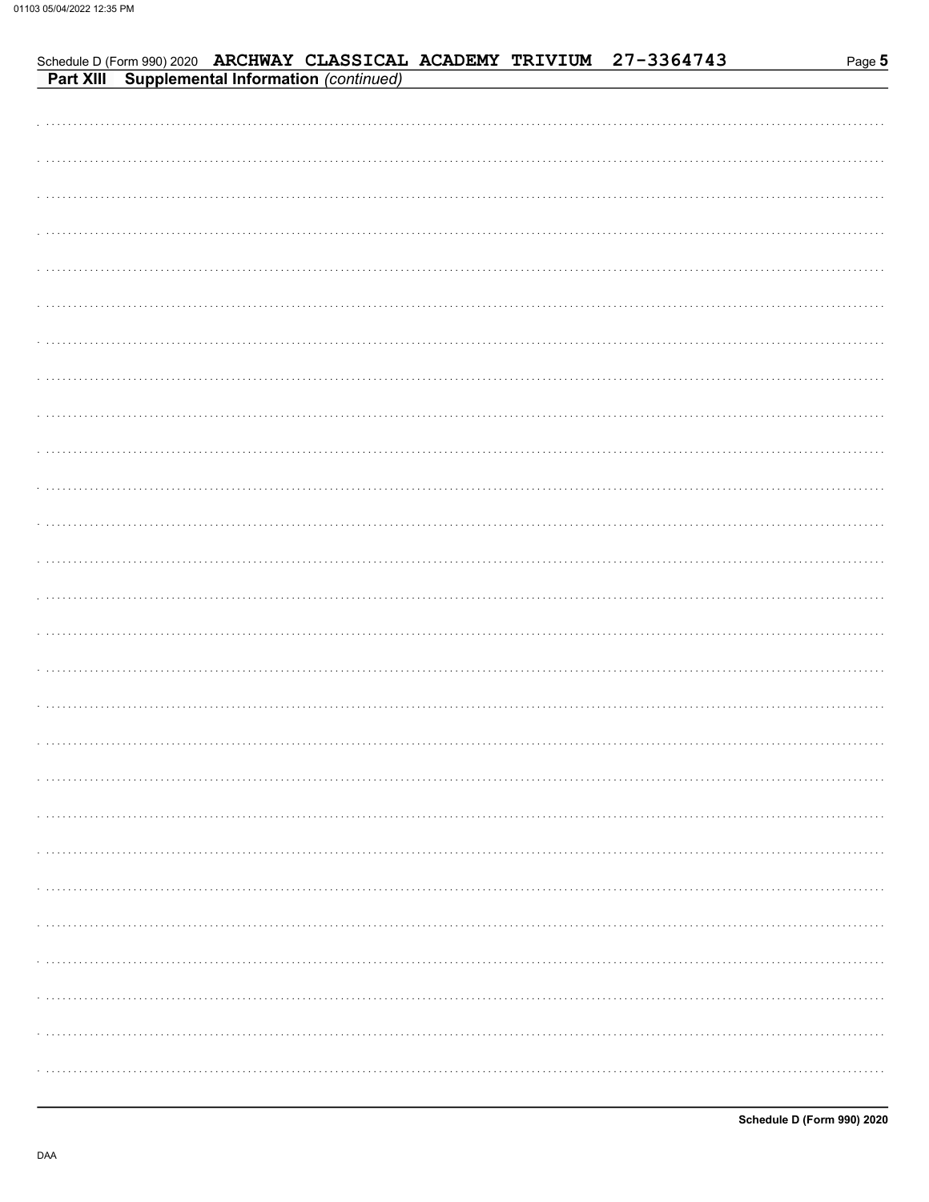Schedule D (Form 990) 2020 ARCHWAY CLASSICAL ACADEMY TRIVIUM 27-3364743

## Part XIII Supplemental Information *(continued)*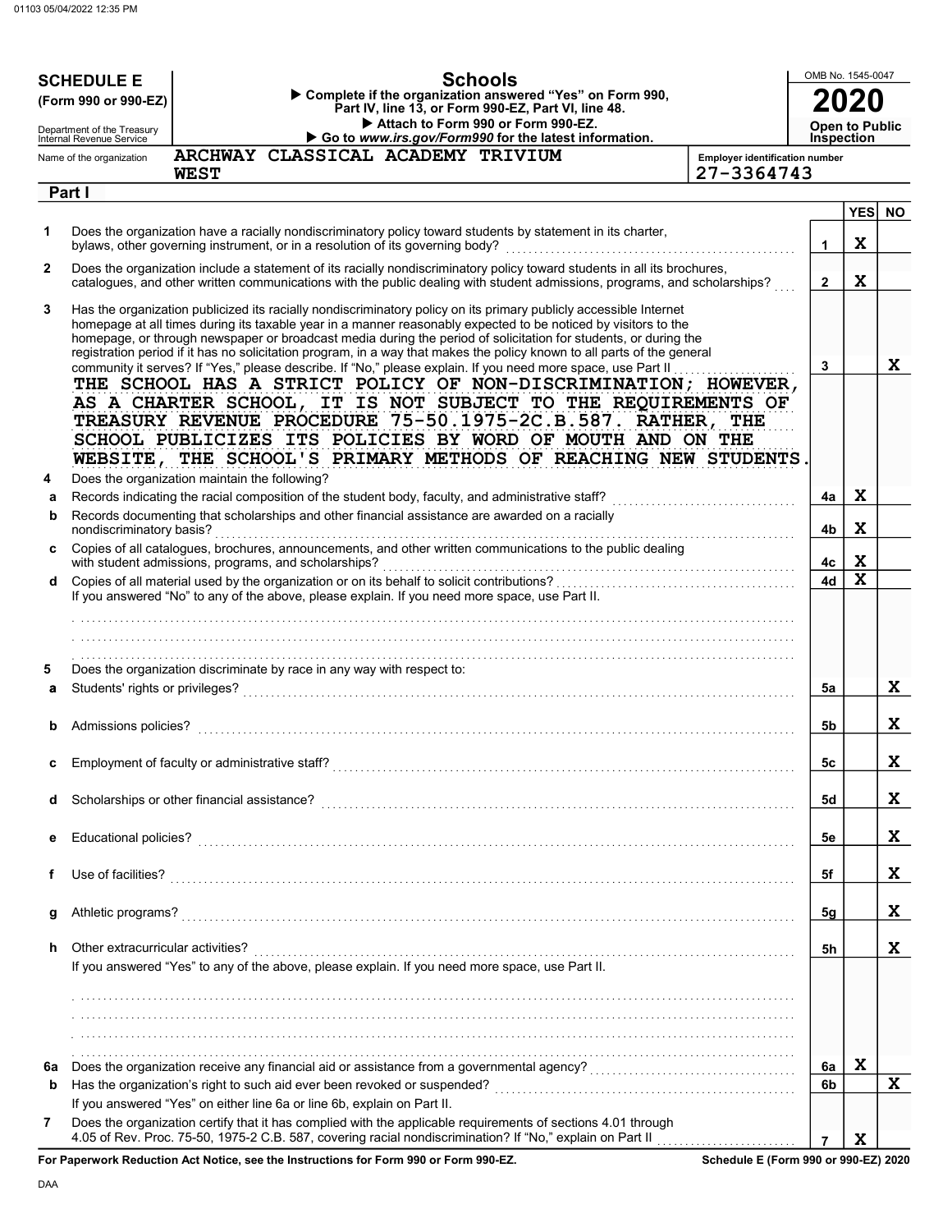**SCHEDULE E (Form 990 or 990-EZ)**

Department of the Treasury
Internal Revenue Service

# Schools

▶ Complete if the organization answered "Yes" on Form 990, Part IV, line 13, or Form 990-EZ, Part VI, line 48.
▶ Attach to Form 990 or Form 990-EZ.
▶ Go to *www.irs.gov/Form990* for the latest information.

OMB No. 1545-0047

**2020**

**Open to Public Inspection**

Name of the organization: ARCHWAY CLASSICAL ACADEMY TRIVIUM WEST

Employer identification number: 27-3364743

## Part I

| | | Line | YES | NO |
|---|---|---|---|---|
| **1** | Does the organization have a racially nondiscriminatory policy toward students by statement in its charter, bylaws, other governing instrument, or in a resolution of its governing body? | 1 | X | |
| **2** | Does the organization include a statement of its racially nondiscriminatory policy toward students in all its brochures, catalogues, and other written communications with the public dealing with student admissions, programs, and scholarships? | 2 | X | |
| **3** | Has the organization publicized its racially nondiscriminatory policy on its primary publicly accessible Internet homepage at all times during its taxable year in a manner reasonably expected to be noticed by visitors to the homepage, or through newspaper or broadcast media during the period of solicitation for students, or during the registration period if it has no solicitation program, in a way that makes the policy known to all parts of the general community it serves? If "Yes," please describe. If "No," please explain. If you need more space, use Part II | 3 | | X |

THE SCHOOL HAS A STRICT POLICY OF NON-DISCRIMINATION; HOWEVER, AS A CHARTER SCHOOL, IT IS NOT SUBJECT TO THE REQUIREMENTS OF TREASURY REVENUE PROCEDURE 75-50.1975-2C.B.587. RATHER, THE SCHOOL PUBLICIZES ITS POLICIES BY WORD OF MOUTH AND ON THE WEBSITE, THE SCHOOL'S PRIMARY METHODS OF REACHING NEW STUDENTS.

| | | Line | YES | NO |
|---|---|---|---|---|
| **4** | Does the organization maintain the following? | | | |
| **a** | Records indicating the racial composition of the student body, faculty, and administrative staff? | 4a | X | |
| **b** | Records documenting that scholarships and other financial assistance are awarded on a racially nondiscriminatory basis? | 4b | X | |
| **c** | Copies of all catalogues, brochures, announcements, and other written communications to the public dealing with student admissions, programs, and scholarships? | 4c | X | |
| **d** | Copies of all material used by the organization or on its behalf to solicit contributions? | 4d | X | |

If you answered "No" to any of the above, please explain. If you need more space, use Part II.

| | | Line | YES | NO |
|---|---|---|---|---|
| **5** | Does the organization discriminate by race in any way with respect to: | | | |
| **a** | Students' rights or privileges? | 5a | | X |
| **b** | Admissions policies? | 5b | | X |
| **c** | Employment of faculty or administrative staff? | 5c | | X |
| **d** | Scholarships or other financial assistance? | 5d | | X |
| **e** | Educational policies? | 5e | | X |
| **f** | Use of facilities? | 5f | | X |
| **g** | Athletic programs? | 5g | | X |
| **h** | Other extracurricular activities? | 5h | | X |

If you answered "Yes" to any of the above, please explain. If you need more space, use Part II.

| | | Line | YES | NO |
|---|---|---|---|---|
| **6a** | Does the organization receive any financial aid or assistance from a governmental agency? | 6a | X | |
| **b** | Has the organization's right to such aid ever been revoked or suspended? | 6b | | X |
| | If you answered "Yes" on either line 6a or line 6b, explain on Part II. | | | |
| **7** | Does the organization certify that it has complied with the applicable requirements of sections 4.01 through 4.05 of Rev. Proc. 75-50, 1975-2 C.B. 587, covering racial nondiscrimination? If "No," explain on Part II | 7 | X | |

**For Paperwork Reduction Act Notice, see the Instructions for Form 990 or Form 990-EZ.**

**Schedule E (Form 990 or 990-EZ) 2020**

DAA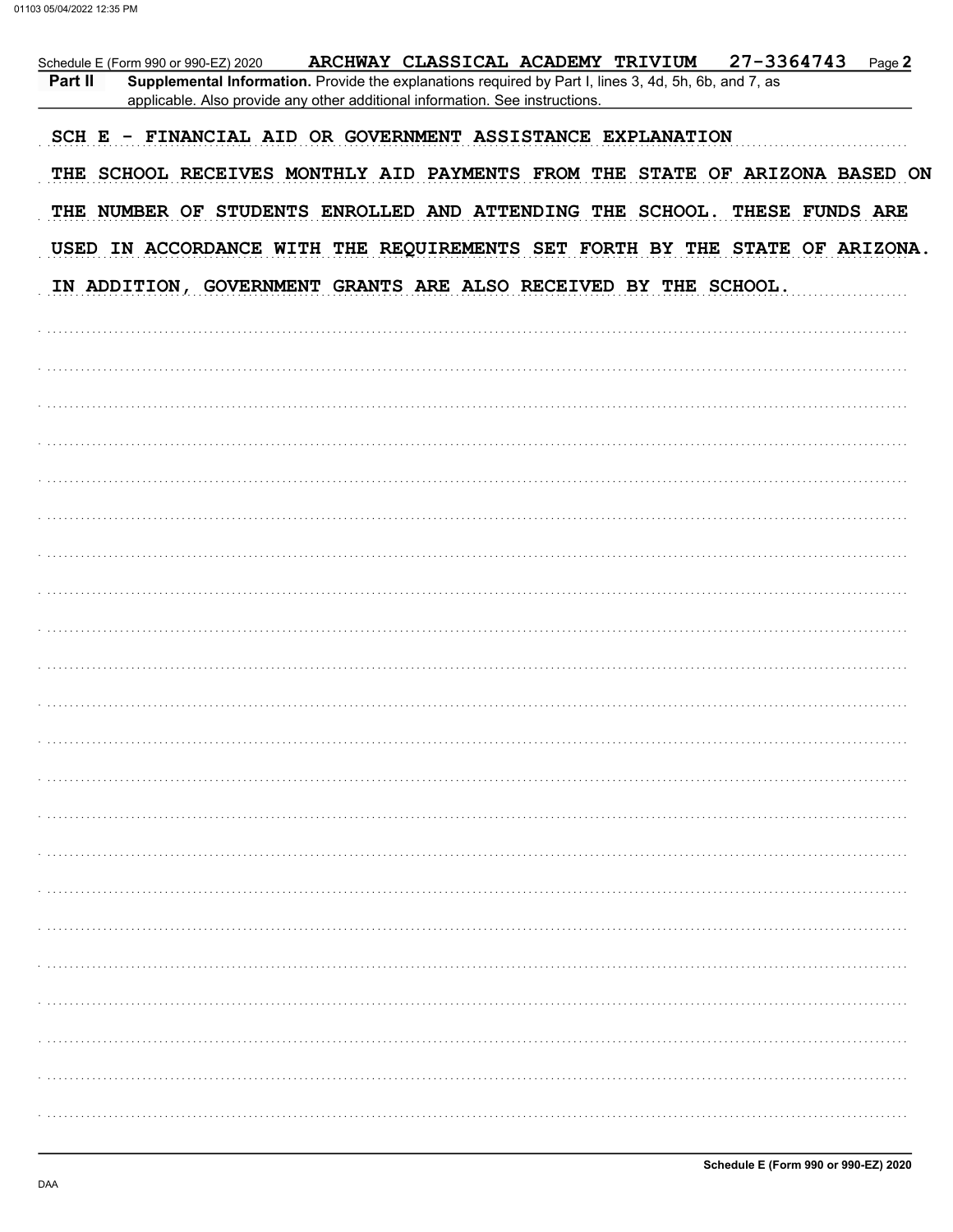Schedule E (Form 990 or 990-EZ) 2020 ARCHWAY CLASSICAL ACADEMY TRIVIUM 27-3364743 Page 2

**Part II** **Supplemental Information.** Provide the explanations required by Part I, lines 3, 4d, 5h, 6b, and 7, as applicable. Also provide any other additional information. See instructions.

SCH E - FINANCIAL AID OR GOVERNMENT ASSISTANCE EXPLANATION

THE SCHOOL RECEIVES MONTHLY AID PAYMENTS FROM THE STATE OF ARIZONA BASED ON THE NUMBER OF STUDENTS ENROLLED AND ATTENDING THE SCHOOL. THESE FUNDS ARE USED IN ACCORDANCE WITH THE REQUIREMENTS SET FORTH BY THE STATE OF ARIZONA. IN ADDITION, GOVERNMENT GRANTS ARE ALSO RECEIVED BY THE SCHOOL.

Schedule E (Form 990 or 990-EZ) 2020

DAA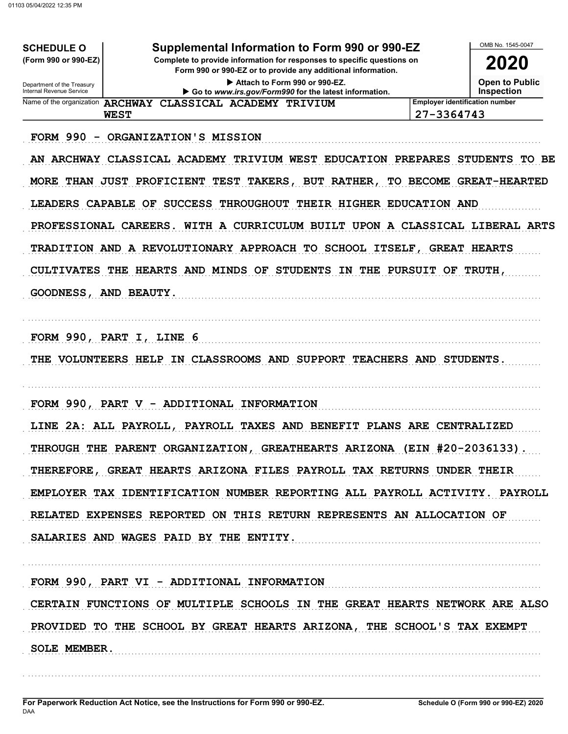**SCHEDULE O**
**(Form 990 or 990-EZ)**

Department of the Treasury
Internal Revenue Service

# Supplemental Information to Form 990 or 990-EZ

**Complete to provide information for responses to specific questions on Form 990 or 990-EZ or to provide any additional information.**

▶ Attach to Form 990 or 990-EZ.

▶ Go to *www.irs.gov/Form990* for the latest information.

OMB No. 1545-0047

**2020**

**Open to Public Inspection**

| Name of the organization | Employer identification number |
|---|---|
| ARCHWAY CLASSICAL ACADEMY TRIVIUM WEST | 27-3364743 |

FORM 990 - ORGANIZATION'S MISSION

AN ARCHWAY CLASSICAL ACADEMY TRIVIUM WEST EDUCATION PREPARES STUDENTS TO BE MORE THAN JUST PROFICIENT TEST TAKERS, BUT RATHER, TO BECOME GREAT-HEARTED LEADERS CAPABLE OF SUCCESS THROUGHOUT THEIR HIGHER EDUCATION AND PROFESSIONAL CAREERS. WITH A CURRICULUM BUILT UPON A CLASSICAL LIBERAL ARTS TRADITION AND A REVOLUTIONARY APPROACH TO SCHOOL ITSELF, GREAT HEARTS CULTIVATES THE HEARTS AND MINDS OF STUDENTS IN THE PURSUIT OF TRUTH, GOODNESS, AND BEAUTY.

FORM 990, PART I, LINE 6

THE VOLUNTEERS HELP IN CLASSROOMS AND SUPPORT TEACHERS AND STUDENTS.

FORM 990, PART V - ADDITIONAL INFORMATION

LINE 2A: ALL PAYROLL, PAYROLL TAXES AND BENEFIT PLANS ARE CENTRALIZED THROUGH THE PARENT ORGANIZATION, GREATHEARTS ARIZONA (EIN #20-2036133). THEREFORE, GREAT HEARTS ARIZONA FILES PAYROLL TAX RETURNS UNDER THEIR EMPLOYER TAX IDENTIFICATION NUMBER REPORTING ALL PAYROLL ACTIVITY. PAYROLL RELATED EXPENSES REPORTED ON THIS RETURN REPRESENTS AN ALLOCATION OF SALARIES AND WAGES PAID BY THE ENTITY.

FORM 990, PART VI - ADDITIONAL INFORMATION

CERTAIN FUNCTIONS OF MULTIPLE SCHOOLS IN THE GREAT HEARTS NETWORK ARE ALSO PROVIDED TO THE SCHOOL BY GREAT HEARTS ARIZONA, THE SCHOOL'S TAX EXEMPT SOLE MEMBER.

**For Paperwork Reduction Act Notice, see the Instructions for Form 990 or 990-EZ.**

DAA

**Schedule O (Form 990 or 990-EZ) 2020**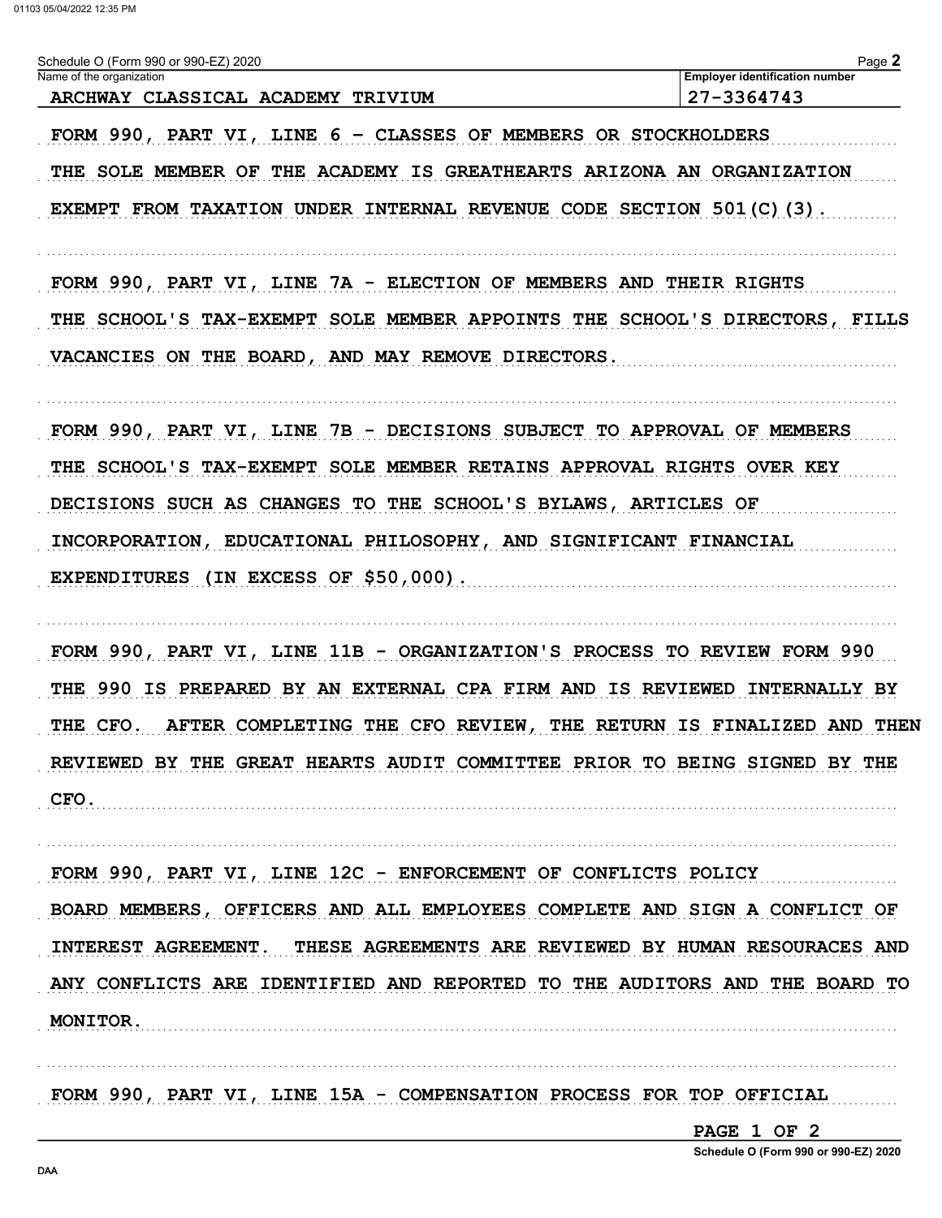Schedule O (Form 990 or 990-EZ) 2020

| Name of the organization | Employer identification number |
| --- | --- |
| ARCHWAY CLASSICAL ACADEMY TRIVIUM | 27-3364743 |

FORM 990, PART VI, LINE 6 - CLASSES OF MEMBERS OR STOCKHOLDERS

THE SOLE MEMBER OF THE ACADEMY IS GREATHEARTS ARIZONA AN ORGANIZATION EXEMPT FROM TAXATION UNDER INTERNAL REVENUE CODE SECTION 501(C)(3).

FORM 990, PART VI, LINE 7A - ELECTION OF MEMBERS AND THEIR RIGHTS

THE SCHOOL'S TAX-EXEMPT SOLE MEMBER APPOINTS THE SCHOOL'S DIRECTORS, FILLS VACANCIES ON THE BOARD, AND MAY REMOVE DIRECTORS.

FORM 990, PART VI, LINE 7B - DECISIONS SUBJECT TO APPROVAL OF MEMBERS

THE SCHOOL'S TAX-EXEMPT SOLE MEMBER RETAINS APPROVAL RIGHTS OVER KEY DECISIONS SUCH AS CHANGES TO THE SCHOOL'S BYLAWS, ARTICLES OF INCORPORATION, EDUCATIONAL PHILOSOPHY, AND SIGNIFICANT FINANCIAL EXPENDITURES (IN EXCESS OF $50,000).

FORM 990, PART VI, LINE 11B - ORGANIZATION'S PROCESS TO REVIEW FORM 990

THE 990 IS PREPARED BY AN EXTERNAL CPA FIRM AND IS REVIEWED INTERNALLY BY THE CFO. AFTER COMPLETING THE CFO REVIEW, THE RETURN IS FINALIZED AND THEN REVIEWED BY THE GREAT HEARTS AUDIT COMMITTEE PRIOR TO BEING SIGNED BY THE CFO.

FORM 990, PART VI, LINE 12C - ENFORCEMENT OF CONFLICTS POLICY

BOARD MEMBERS, OFFICERS AND ALL EMPLOYEES COMPLETE AND SIGN A CONFLICT OF INTEREST AGREEMENT. THESE AGREEMENTS ARE REVIEWED BY HUMAN RESOURACES AND ANY CONFLICTS ARE IDENTIFIED AND REPORTED TO THE AUDITORS AND THE BOARD TO MONITOR.

FORM 990, PART VI, LINE 15A - COMPENSATION PROCESS FOR TOP OFFICIAL

PAGE 1 OF 2

Schedule O (Form 990 or 990-EZ) 2020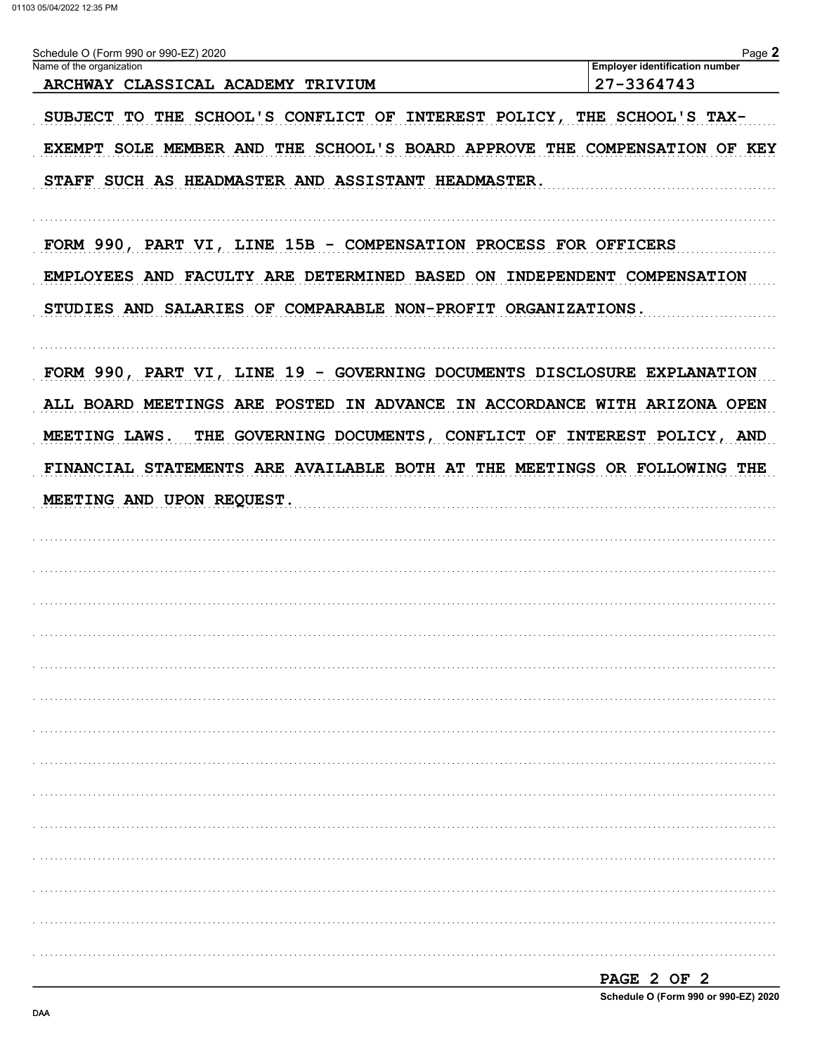Schedule O (Form 990 or 990-EZ) 2020

| Name of the organization | Employer identification number |
| --- | --- |
| ARCHWAY CLASSICAL ACADEMY TRIVIUM | 27-3364743 |

SUBJECT TO THE SCHOOL'S CONFLICT OF INTEREST POLICY, THE SCHOOL'S TAX-EXEMPT SOLE MEMBER AND THE SCHOOL'S BOARD APPROVE THE COMPENSATION OF KEY STAFF SUCH AS HEADMASTER AND ASSISTANT HEADMASTER.

FORM 990, PART VI, LINE 15B - COMPENSATION PROCESS FOR OFFICERS
EMPLOYEES AND FACULTY ARE DETERMINED BASED ON INDEPENDENT COMPENSATION STUDIES AND SALARIES OF COMPARABLE NON-PROFIT ORGANIZATIONS.

FORM 990, PART VI, LINE 19 - GOVERNING DOCUMENTS DISCLOSURE EXPLANATION
ALL BOARD MEETINGS ARE POSTED IN ADVANCE IN ACCORDANCE WITH ARIZONA OPEN MEETING LAWS. THE GOVERNING DOCUMENTS, CONFLICT OF INTEREST POLICY, AND FINANCIAL STATEMENTS ARE AVAILABLE BOTH AT THE MEETINGS OR FOLLOWING THE MEETING AND UPON REQUEST.

PAGE 2 OF 2

Schedule O (Form 990 or 990-EZ) 2020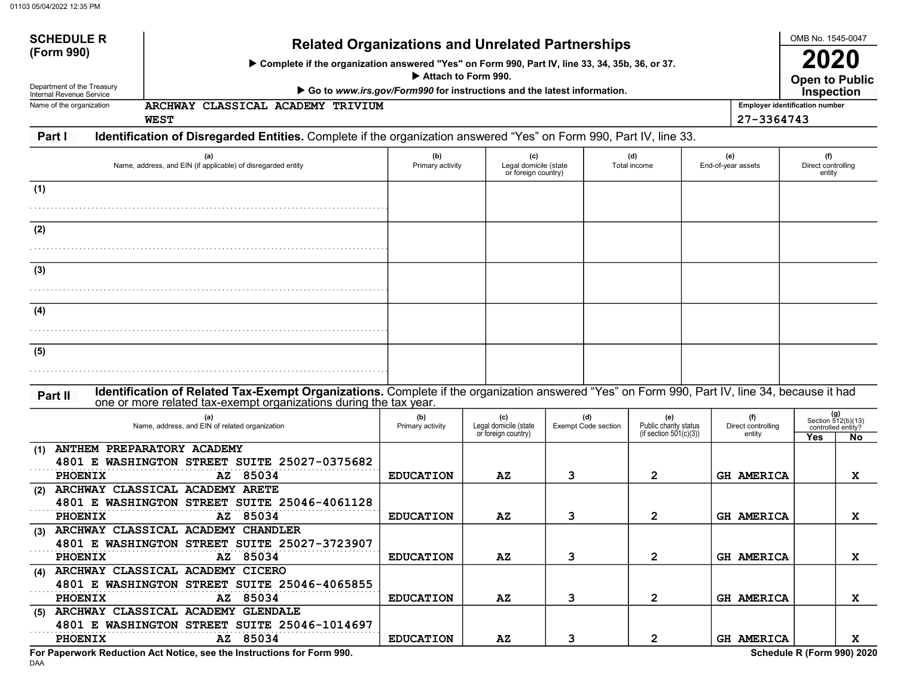# SCHEDULE R (Form 990)

Department of the Treasury
Internal Revenue Service

## Related Organizations and Unrelated Partnerships

▶ Complete if the organization answered "Yes" on Form 990, Part IV, line 33, 34, 35b, 36, or 37.

▶ Attach to Form 990.

▶ Go to *www.irs.gov/Form990* for instructions and the latest information.

OMB No. 1545-0047

**2020**

**Open to Public Inspection**

Name of the organization: ARCHWAY CLASSICAL ACADEMY TRIVIUM WEST

Employer identification number: 27-3364743

**Part I — Identification of Disregarded Entities.** Complete if the organization answered "Yes" on Form 990, Part IV, line 33.

| | (a) Name, address, and EIN (if applicable) of disregarded entity | (b) Primary activity | (c) Legal domicile (state or foreign country) | (d) Total income | (e) End-of-year assets | (f) Direct controlling entity |
|---|---|---|---|---|---|---|
| (1) | | | | | | |
| (2) | | | | | | |
| (3) | | | | | | |
| (4) | | | | | | |
| (5) | | | | | | |

**Part II — Identification of Related Tax-Exempt Organizations.** Complete if the organization answered "Yes" on Form 990, Part IV, line 34, because it had one or more related tax-exempt organizations during the tax year.

| | (a) Name, address, and EIN of related organization | (b) Primary activity | (c) Legal domicile (state or foreign country) | (d) Exempt Code section | (e) Public charity status (if section 501(c)(3)) | (f) Direct controlling entity | (g) Section 512(b)(13) controlled entity? Yes | (g) No |
|---|---|---|---|---|---|---|---|---|
| (1) | ANTHEM PREPARATORY ACADEMY<br>4801 E WASHINGTON STREET SUITE 25027-0375682<br>PHOENIX AZ 85034 | EDUCATION | AZ | 3 | 2 | GH AMERICA | | X |
| (2) | ARCHWAY CLASSICAL ACADEMY ARETE<br>4801 E WASHINGTON STREET SUITE 25046-4061128<br>PHOENIX AZ 85034 | EDUCATION | AZ | 3 | 2 | GH AMERICA | | X |
| (3) | ARCHWAY CLASSICAL ACADEMY CHANDLER<br>4801 E WASHINGTON STREET SUITE 25027-3723907<br>PHOENIX AZ 85034 | EDUCATION | AZ | 3 | 2 | GH AMERICA | | X |
| (4) | ARCHWAY CLASSICAL ACADEMY CICERO<br>4801 E WASHINGTON STREET SUITE 25046-4065855<br>PHOENIX AZ 85034 | EDUCATION | AZ | 3 | 2 | GH AMERICA | | X |
| (5) | ARCHWAY CLASSICAL ACADEMY GLENDALE<br>4801 E WASHINGTON STREET SUITE 25046-1014697<br>PHOENIX AZ 85034 | EDUCATION | AZ | 3 | 2 | GH AMERICA | | X |

For Paperwork Reduction Act Notice, see the Instructions for Form 990.

Schedule R (Form 990) 2020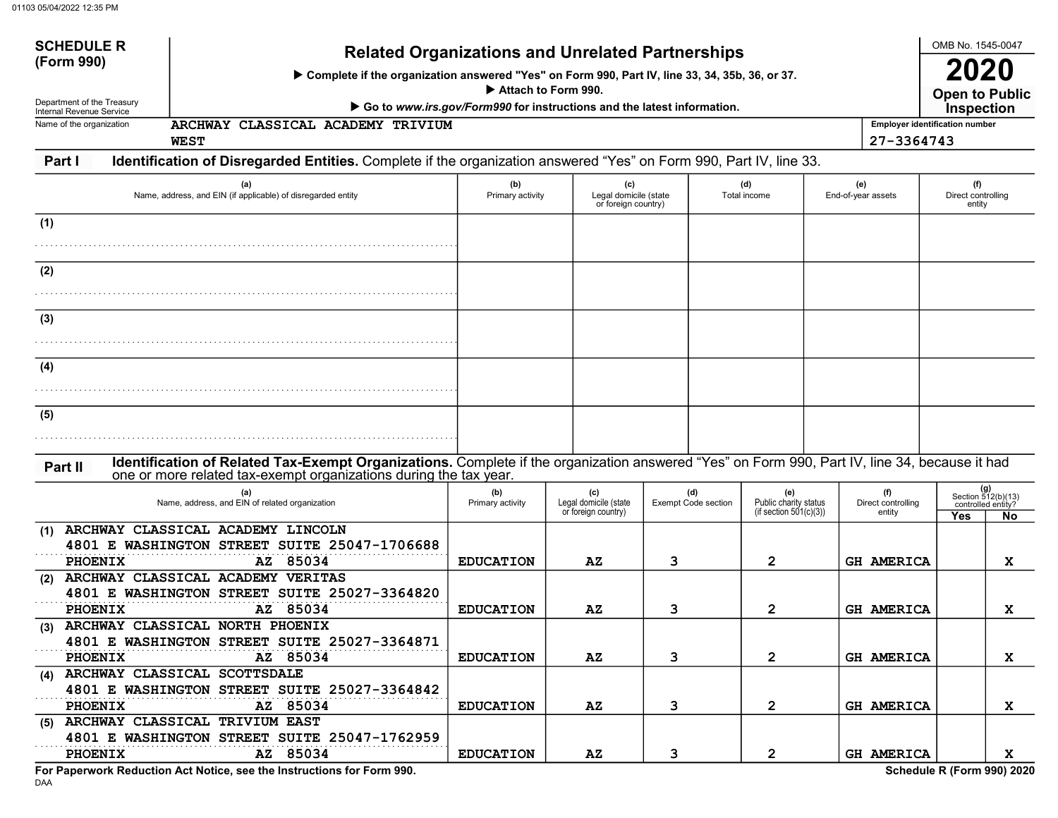**SCHEDULE R (Form 990)**

Department of the Treasury
Internal Revenue Service

# Related Organizations and Unrelated Partnerships

▶ Complete if the organization answered "Yes" on Form 990, Part IV, line 33, 34, 35b, 36, or 37.
▶ Attach to Form 990.
▶ Go to *www.irs.gov/Form990* for instructions and the latest information.

OMB No. 1545-0047

**2020**

**Open to Public Inspection**

Name of the organization: ARCHWAY CLASSICAL ACADEMY TRIVIUM WEST

Employer identification number: 27-3364743

## Part I Identification of Disregarded Entities. Complete if the organization answered "Yes" on Form 990, Part IV, line 33.

| | (a) Name, address, and EIN (if applicable) of disregarded entity | (b) Primary activity | (c) Legal domicile (state or foreign country) | (d) Total income | (e) End-of-year assets | (f) Direct controlling entity |
|---|---|---|---|---|---|---|
| (1) | | | | | | |
| (2) | | | | | | |
| (3) | | | | | | |
| (4) | | | | | | |
| (5) | | | | | | |

## Part II Identification of Related Tax-Exempt Organizations. Complete if the organization answered "Yes" on Form 990, Part IV, line 34, because it had one or more related tax-exempt organizations during the tax year.

| | (a) Name, address, and EIN of related organization | (b) Primary activity | (c) Legal domicile (state or foreign country) | (d) Exempt Code section | (e) Public charity status (if section 501(c)(3)) | (f) Direct controlling entity | (g) Section 512(b)(13) controlled entity? Yes | No |
|---|---|---|---|---|---|---|---|---|
| (1) | ARCHWAY CLASSICAL ACADEMY LINCOLN 4801 E WASHINGTON STREET SUITE 250 47-1706688 PHOENIX AZ 85034 | EDUCATION | AZ | 3 | 2 | GH AMERICA | | X |
| (2) | ARCHWAY CLASSICAL ACADEMY VERITAS 4801 E WASHINGTON STREET SUITE 250 27-3364820 PHOENIX AZ 85034 | EDUCATION | AZ | 3 | 2 | GH AMERICA | | X |
| (3) | ARCHWAY CLASSICAL NORTH PHOENIX 4801 E WASHINGTON STREET SUITE 250 27-3364871 PHOENIX AZ 85034 | EDUCATION | AZ | 3 | 2 | GH AMERICA | | X |
| (4) | ARCHWAY CLASSICAL SCOTTSDALE 4801 E WASHINGTON STREET SUITE 250 27-3364842 PHOENIX AZ 85034 | EDUCATION | AZ | 3 | 2 | GH AMERICA | | X |
| (5) | ARCHWAY CLASSICAL TRIVIUM EAST 4801 E WASHINGTON STREET SUITE 250 47-1762959 PHOENIX AZ 85034 | EDUCATION | AZ | 3 | 2 | GH AMERICA | | X |

**For Paperwork Reduction Act Notice, see the Instructions for Form 990.**

DAA

**Schedule R (Form 990) 2020**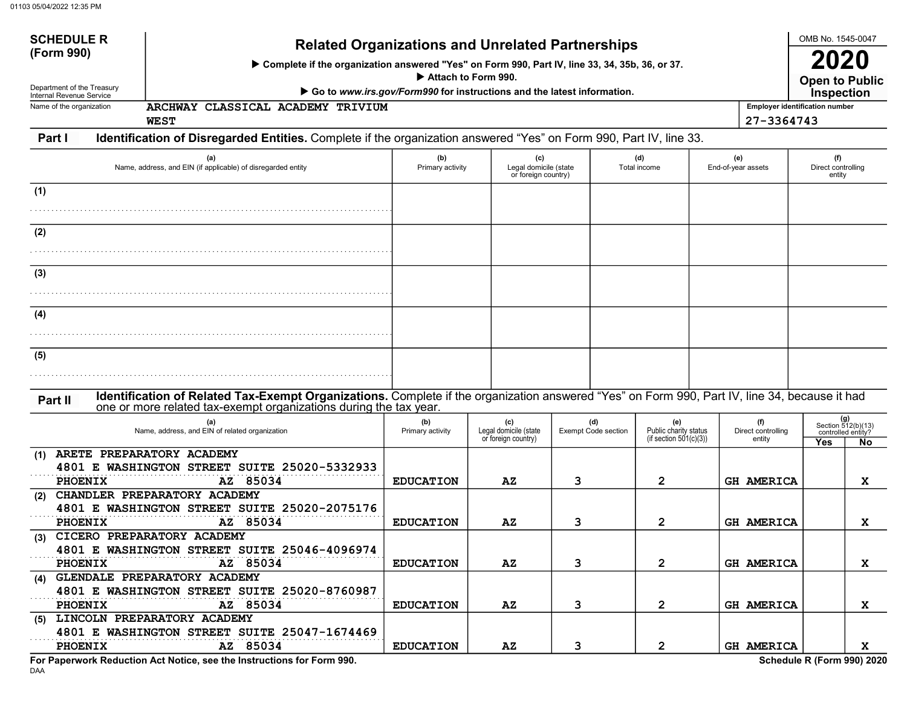**SCHEDULE R (Form 990)**

Department of the Treasury
Internal Revenue Service

# Related Organizations and Unrelated Partnerships

▶ Complete if the organization answered "Yes" on Form 990, Part IV, line 33, 34, 35b, 36, or 37.
▶ Attach to Form 990.
▶ Go to *www.irs.gov/Form990* for instructions and the latest information.

OMB No. 1545-0047

**2020**

**Open to Public Inspection**

Name of the organization: ARCHWAY CLASSICAL ACADEMY TRIVIUM WEST

Employer identification number: 27-3364743

## Part I Identification of Disregarded Entities. Complete if the organization answered "Yes" on Form 990, Part IV, line 33.

| | (a) Name, address, and EIN (if applicable) of disregarded entity | (b) Primary activity | (c) Legal domicile (state or foreign country) | (d) Total income | (e) End-of-year assets | (f) Direct controlling entity |
|---|---|---|---|---|---|---|
| (1) | | | | | | |
| (2) | | | | | | |
| (3) | | | | | | |
| (4) | | | | | | |
| (5) | | | | | | |

## Part II Identification of Related Tax-Exempt Organizations. Complete if the organization answered "Yes" on Form 990, Part IV, line 34, because it had one or more related tax-exempt organizations during the tax year.

| | (a) Name, address, and EIN of related organization | (b) Primary activity | (c) Legal domicile (state or foreign country) | (d) Exempt Code section | (e) Public charity status (if section 501(c)(3)) | (f) Direct controlling entity | (g) Section 512(b)(13) controlled entity? Yes | No |
|---|---|---|---|---|---|---|---|---|
| (1) | ARETE PREPARATORY ACADEMY<br>4801 E WASHINGTON STREET SUITE 25020-5332933<br>PHOENIX AZ 85034 | EDUCATION | AZ | 3 | 2 | GH AMERICA | | X |
| (2) | CHANDLER PREPARATORY ACADEMY<br>4801 E WASHINGTON STREET SUITE 25020-2075176<br>PHOENIX AZ 85034 | EDUCATION | AZ | 3 | 2 | GH AMERICA | | X |
| (3) | CICERO PREPARATORY ACADEMY<br>4801 E WASHINGTON STREET SUITE 25046-4096974<br>PHOENIX AZ 85034 | EDUCATION | AZ | 3 | 2 | GH AMERICA | | X |
| (4) | GLENDALE PREPARATORY ACADEMY<br>4801 E WASHINGTON STREET SUITE 25020-8760987<br>PHOENIX AZ 85034 | EDUCATION | AZ | 3 | 2 | GH AMERICA | | X |
| (5) | LINCOLN PREPARATORY ACADEMY<br>4801 E WASHINGTON STREET SUITE 25047-1674469<br>PHOENIX AZ 85034 | EDUCATION | AZ | 3 | 2 | GH AMERICA | | X |

**For Paperwork Reduction Act Notice, see the Instructions for Form 990.**

**Schedule R (Form 990) 2020**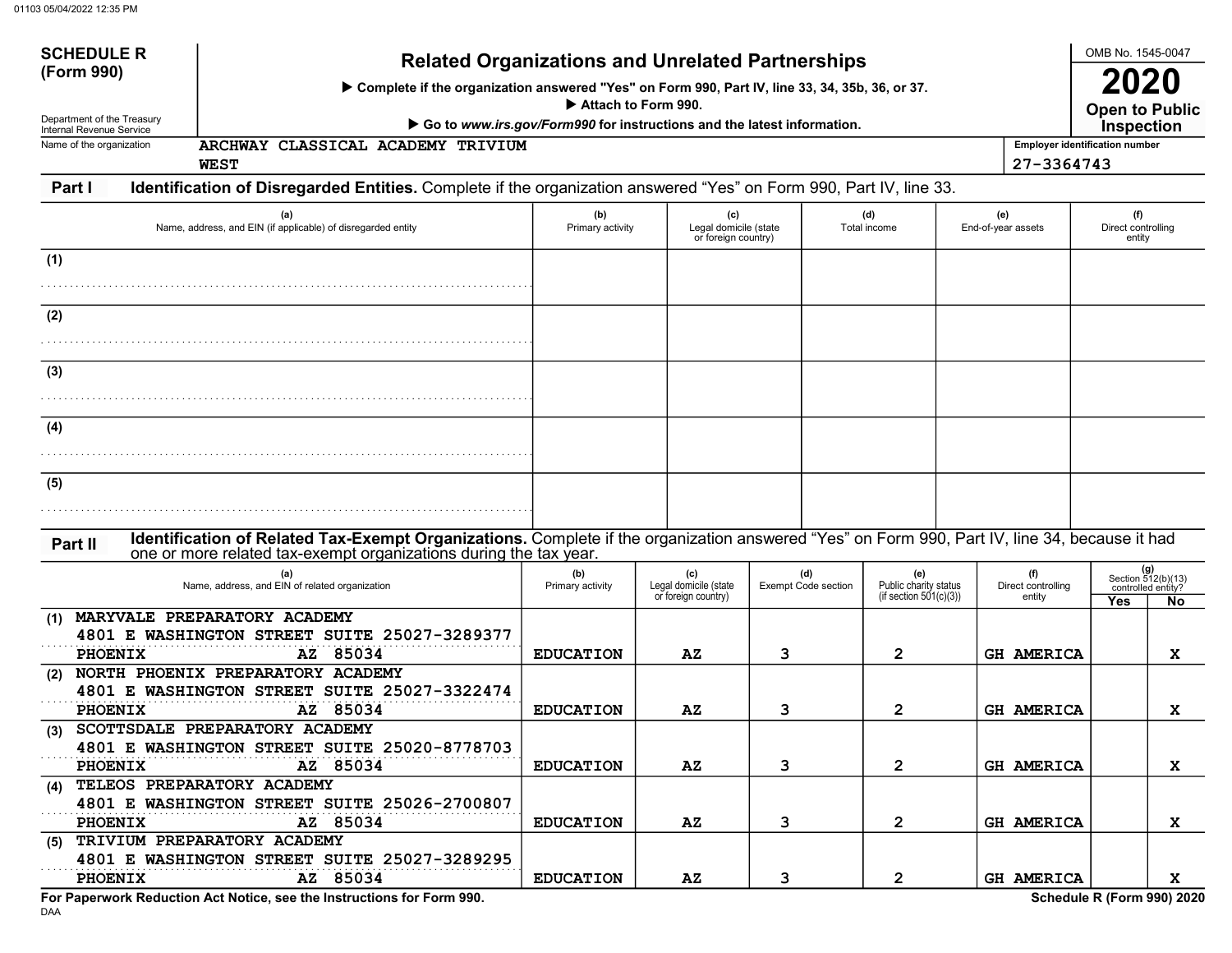**SCHEDULE R (Form 990)**

Department of the Treasury
Internal Revenue Service

# Related Organizations and Unrelated Partnerships

▶ Complete if the organization answered "Yes" on Form 990, Part IV, line 33, 34, 35b, 36, or 37.
▶ Attach to Form 990.
▶ Go to *www.irs.gov/Form990* for instructions and the latest information.

OMB No. 1545-0047

**2020**

**Open to Public Inspection**

Name of the organization: ARCHWAY CLASSICAL ACADEMY TRIVIUM WEST

Employer identification number: 27-3364743

**Part I — Identification of Disregarded Entities.** Complete if the organization answered "Yes" on Form 990, Part IV, line 33.

| | (a) Name, address, and EIN (if applicable) of disregarded entity | (b) Primary activity | (c) Legal domicile (state or foreign country) | (d) Total income | (e) End-of-year assets | (f) Direct controlling entity |
|---|---|---|---|---|---|---|
| (1) | | | | | | |
| (2) | | | | | | |
| (3) | | | | | | |
| (4) | | | | | | |
| (5) | | | | | | |

**Part II — Identification of Related Tax-Exempt Organizations.** Complete if the organization answered "Yes" on Form 990, Part IV, line 34, because it had one or more related tax-exempt organizations during the tax year.

| | (a) Name, address, and EIN of related organization | (b) Primary activity | (c) Legal domicile (state or foreign country) | (d) Exempt Code section | (e) Public charity status (if section 501(c)(3)) | (f) Direct controlling entity | (g) Section 512(b)(13) controlled entity? Yes | No |
|---|---|---|---|---|---|---|---|---|
| (1) | MARYVALE PREPARATORY ACADEMY<br>4801 E WASHINGTON STREET SUITE 250 27-3289377<br>PHOENIX AZ 85034 | EDUCATION | AZ | 3 | 2 | GH AMERICA | | X |
| (2) | NORTH PHOENIX PREPARATORY ACADEMY<br>4801 E WASHINGTON STREET SUITE 250 27-3322474<br>PHOENIX AZ 85034 | EDUCATION | AZ | 3 | 2 | GH AMERICA | | X |
| (3) | SCOTTSDALE PREPARATORY ACADEMY<br>4801 E WASHINGTON STREET SUITE 250 20-8778703<br>PHOENIX AZ 85034 | EDUCATION | AZ | 3 | 2 | GH AMERICA | | X |
| (4) | TELEOS PREPARATORY ACADEMY<br>4801 E WASHINGTON STREET SUITE 250 26-2700807<br>PHOENIX AZ 85034 | EDUCATION | AZ | 3 | 2 | GH AMERICA | | X |
| (5) | TRIVIUM PREPARATORY ACADEMY<br>4801 E WASHINGTON STREET SUITE 250 27-3289295<br>PHOENIX AZ 85034 | EDUCATION | AZ | 3 | 2 | GH AMERICA | | X |

**For Paperwork Reduction Act Notice, see the Instructions for Form 990.**

DAA

**Schedule R (Form 990) 2020**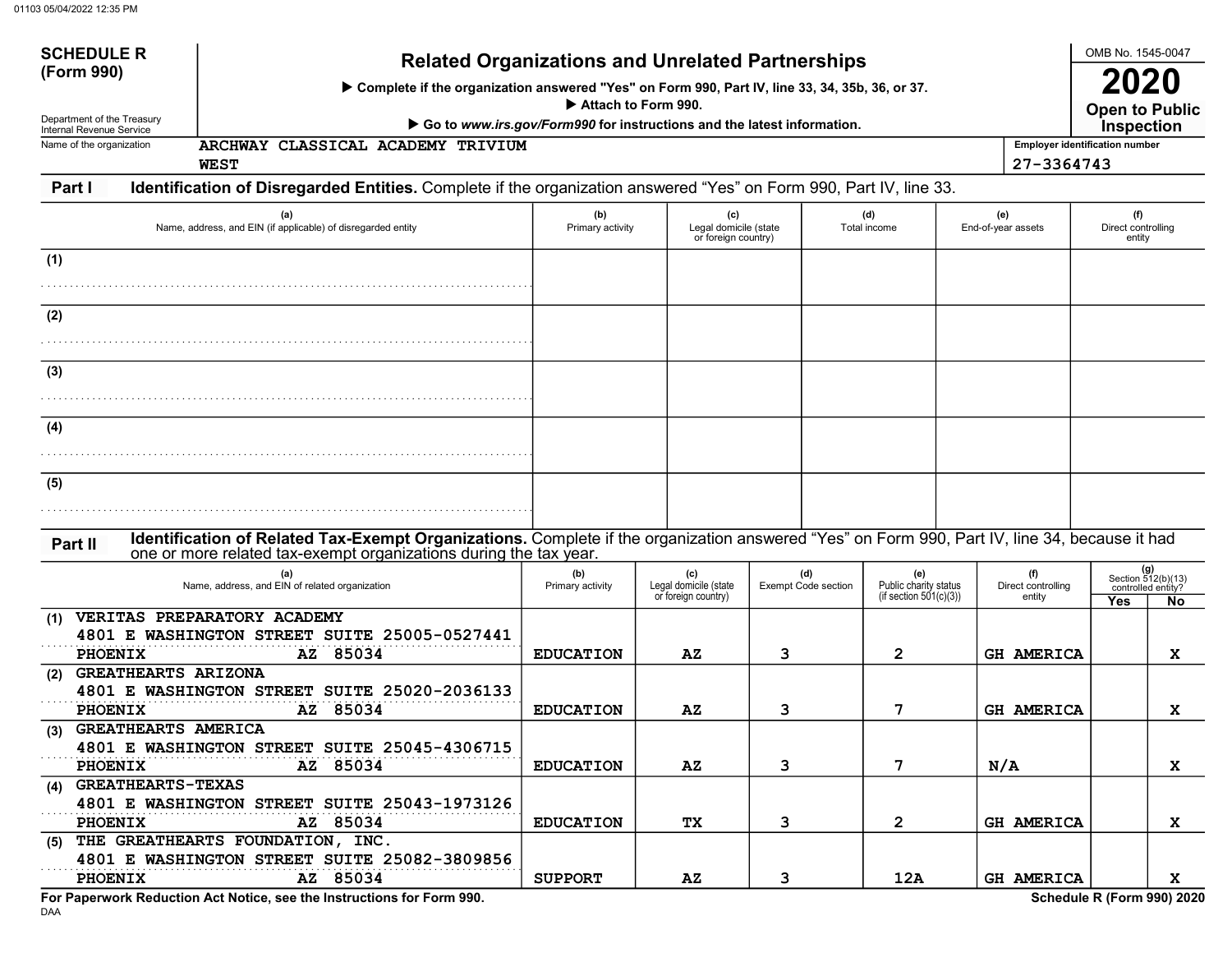01103 05/04/2022 12:35 PM

**SCHEDULE R (Form 990)**

Department of the Treasury
Internal Revenue Service

# Related Organizations and Unrelated Partnerships

▶ Complete if the organization answered "Yes" on Form 990, Part IV, line 33, 34, 35b, 36, or 37.
▶ Attach to Form 990.
▶ Go to *www.irs.gov/Form990* for instructions and the latest information.

OMB No. 1545-0047

**2020**

**Open to Public Inspection**

Name of the organization: ARCHWAY CLASSICAL ACADEMY TRIVIUM WEST

Employer identification number: 27-3364743

## Part I — Identification of Disregarded Entities. Complete if the organization answered "Yes" on Form 990, Part IV, line 33.

| | (a) Name, address, and EIN (if applicable) of disregarded entity | (b) Primary activity | (c) Legal domicile (state or foreign country) | (d) Total income | (e) End-of-year assets | (f) Direct controlling entity |
|---|---|---|---|---|---|---|
| (1) | | | | | | |
| (2) | | | | | | |
| (3) | | | | | | |
| (4) | | | | | | |
| (5) | | | | | | |

## Part II — Identification of Related Tax-Exempt Organizations. Complete if the organization answered "Yes" on Form 990, Part IV, line 34, because it had one or more related tax-exempt organizations during the tax year.

| | (a) Name, address, and EIN of related organization | (b) Primary activity | (c) Legal domicile (state or foreign country) | (d) Exempt Code section | (e) Public charity status (if section 501(c)(3)) | (f) Direct controlling entity | (g) Section 512(b)(13) controlled entity? Yes | No |
|---|---|---|---|---|---|---|---|---|
| (1) | VERITAS PREPARATORY ACADEMY<br>4801 E WASHINGTON STREET SUITE 25005-0527441<br>PHOENIX AZ 85034 | EDUCATION | AZ | 3 | 2 | GH AMERICA | | X |
| (2) | GREATHEARTS ARIZONA<br>4801 E WASHINGTON STREET SUITE 25020-2036133<br>PHOENIX AZ 85034 | EDUCATION | AZ | 3 | 7 | GH AMERICA | | X |
| (3) | GREATHEARTS AMERICA<br>4801 E WASHINGTON STREET SUITE 25045-4306715<br>PHOENIX AZ 85034 | EDUCATION | AZ | 3 | 7 | N/A | | X |
| (4) | GREATHEARTS-TEXAS<br>4801 E WASHINGTON STREET SUITE 25043-1973126<br>PHOENIX AZ 85034 | EDUCATION | TX | 3 | 2 | GH AMERICA | | X |
| (5) | THE GREATHEARTS FOUNDATION, INC.<br>4801 E WASHINGTON STREET SUITE 25082-3809856<br>PHOENIX AZ 85034 | SUPPORT | AZ | 3 | 12A | GH AMERICA | | X |

**For Paperwork Reduction Act Notice, see the Instructions for Form 990.**

DAA

**Schedule R (Form 990) 2020**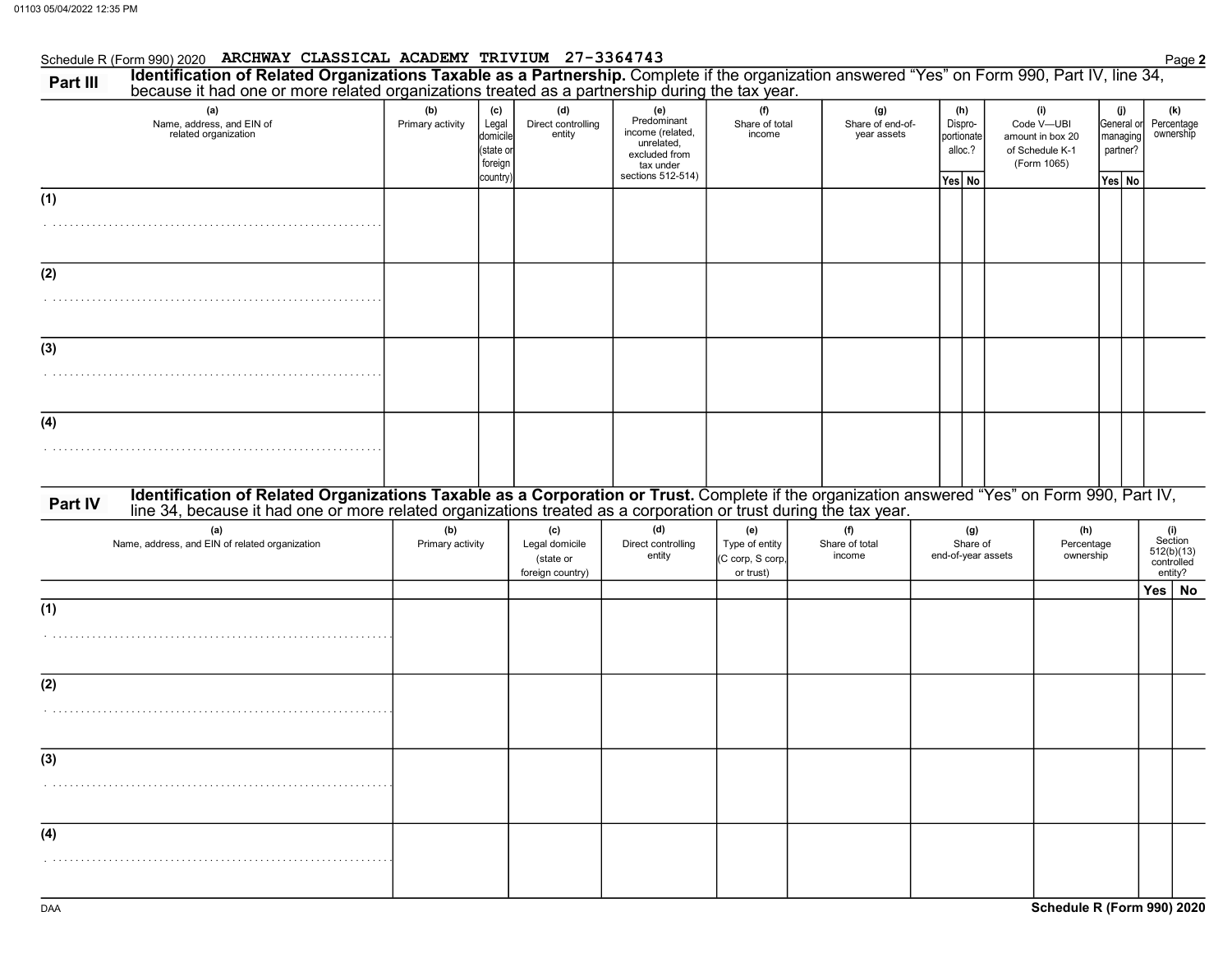Schedule R (Form 990) 2020 ARCHWAY CLASSICAL ACADEMY TRIVIUM 27-3364743

## Part III Identification of Related Organizations Taxable as a Partnership.

Complete if the organization answered "Yes" on Form 990, Part IV, line 34, because it had one or more related organizations treated as a partnership during the tax year.

| (a) Name, address, and EIN of related organization | (b) Primary activity | (c) Legal domicile (state or foreign country) | (d) Direct controlling entity | (e) Predominant income (related, unrelated, excluded from tax under sections 512-514) | (f) Share of total income | (g) Share of end-of-year assets | (h) Dispro-portionate alloc.? Yes | (h) No | (i) Code V—UBI amount in box 20 of Schedule K-1 (Form 1065) | (j) General or managing partner? Yes | (j) No | (k) Percentage ownership |
|---|---|---|---|---|---|---|---|---|---|---|---|---|
| (1) | | | | | | | | | | | | |
| (2) | | | | | | | | | | | | |
| (3) | | | | | | | | | | | | |
| (4) | | | | | | | | | | | | |

## Part IV Identification of Related Organizations Taxable as a Corporation or Trust.

Complete if the organization answered "Yes" on Form 990, Part IV, line 34, because it had one or more related organizations treated as a corporation or trust during the tax year.

| (a) Name, address, and EIN of related organization | (b) Primary activity | (c) Legal domicile (state or foreign country) | (d) Direct controlling entity | (e) Type of entity (C corp, S corp, or trust) | (f) Share of total income | (g) Share of end-of-year assets | (h) Percentage ownership | (i) Section 512(b)(13) controlled entity? Yes | (i) No |
|---|---|---|---|---|---|---|---|---|---|
| (1) | | | | | | | | | |
| (2) | | | | | | | | | |
| (3) | | | | | | | | | |
| (4) | | | | | | | | | |

Schedule R (Form 990) 2020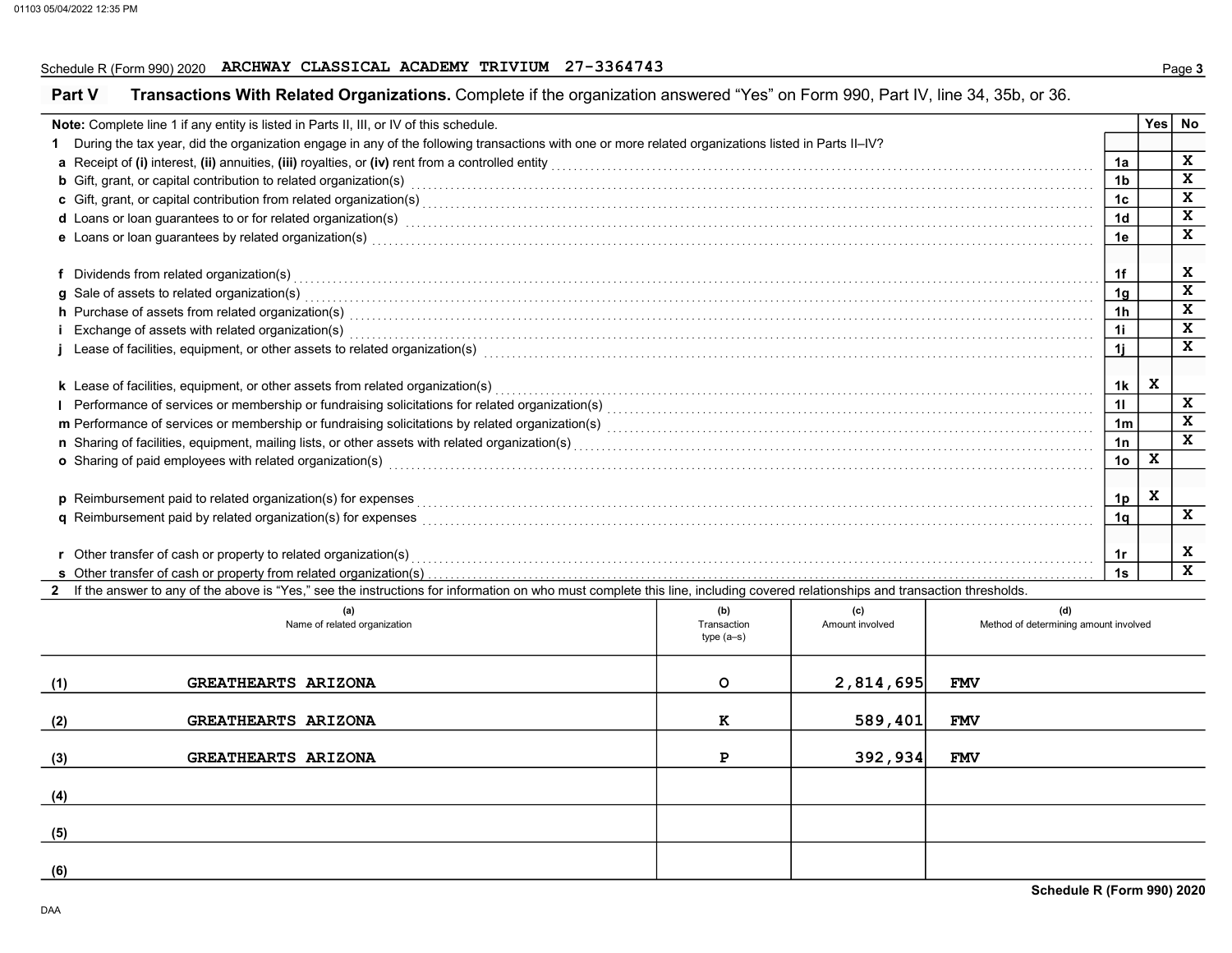Schedule R (Form 990) 2020 ARCHWAY CLASSICAL ACADEMY TRIVIUM 27-3364743

## Part V Transactions With Related Organizations. Complete if the organization answered "Yes" on Form 990, Part IV, line 34, 35b, or 36.

**Note:** Complete line 1 if any entity is listed in Parts II, III, or IV of this schedule.

| | | | Yes | No |
|---|---|---|---|---|
| **1** | During the tax year, did the organization engage in any of the following transactions with one or more related organizations listed in Parts II–IV? | | | |
| **a** | Receipt of **(i)** interest, **(ii)** annuities, **(iii)** royalties, or **(iv)** rent from a controlled entity | 1a | | X |
| **b** | Gift, grant, or capital contribution to related organization(s) | 1b | | X |
| **c** | Gift, grant, or capital contribution from related organization(s) | 1c | | X |
| **d** | Loans or loan guarantees to or for related organization(s) | 1d | | X |
| **e** | Loans or loan guarantees by related organization(s) | 1e | | X |
| **f** | Dividends from related organization(s) | 1f | | X |
| **g** | Sale of assets to related organization(s) | 1g | | X |
| **h** | Purchase of assets from related organization(s) | 1h | | X |
| **i** | Exchange of assets with related organization(s) | 1i | | X |
| **j** | Lease of facilities, equipment, or other assets to related organization(s) | 1j | | X |
| **k** | Lease of facilities, equipment, or other assets from related organization(s) | 1k | X | |
| **l** | Performance of services or membership or fundraising solicitations for related organization(s) | 1l | | X |
| **m** | Performance of services or membership or fundraising solicitations by related organization(s) | 1m | | X |
| **n** | Sharing of facilities, equipment, mailing lists, or other assets with related organization(s) | 1n | | X |
| **o** | Sharing of paid employees with related organization(s) | 1o | X | |
| **p** | Reimbursement paid to related organization(s) for expenses | 1p | X | |
| **q** | Reimbursement paid by related organization(s) for expenses | 1q | | X |
| **r** | Other transfer of cash or property to related organization(s) | 1r | | X |
| **s** | Other transfer of cash or property from related organization(s) | 1s | | X |

**2** If the answer to any of the above is "Yes," see the instructions for information on who must complete this line, including covered relationships and transaction thresholds.

| | (a) Name of related organization | (b) Transaction type (a–s) | (c) Amount involved | (d) Method of determining amount involved |
|---|---|---|---|---|
| (1) | GREATHEARTS ARIZONA | O | 2,814,695 | FMV |
| (2) | GREATHEARTS ARIZONA | K | 589,401 | FMV |
| (3) | GREATHEARTS ARIZONA | P | 392,934 | FMV |
| (4) | | | | |
| (5) | | | | |
| (6) | | | | |

Schedule R (Form 990) 2020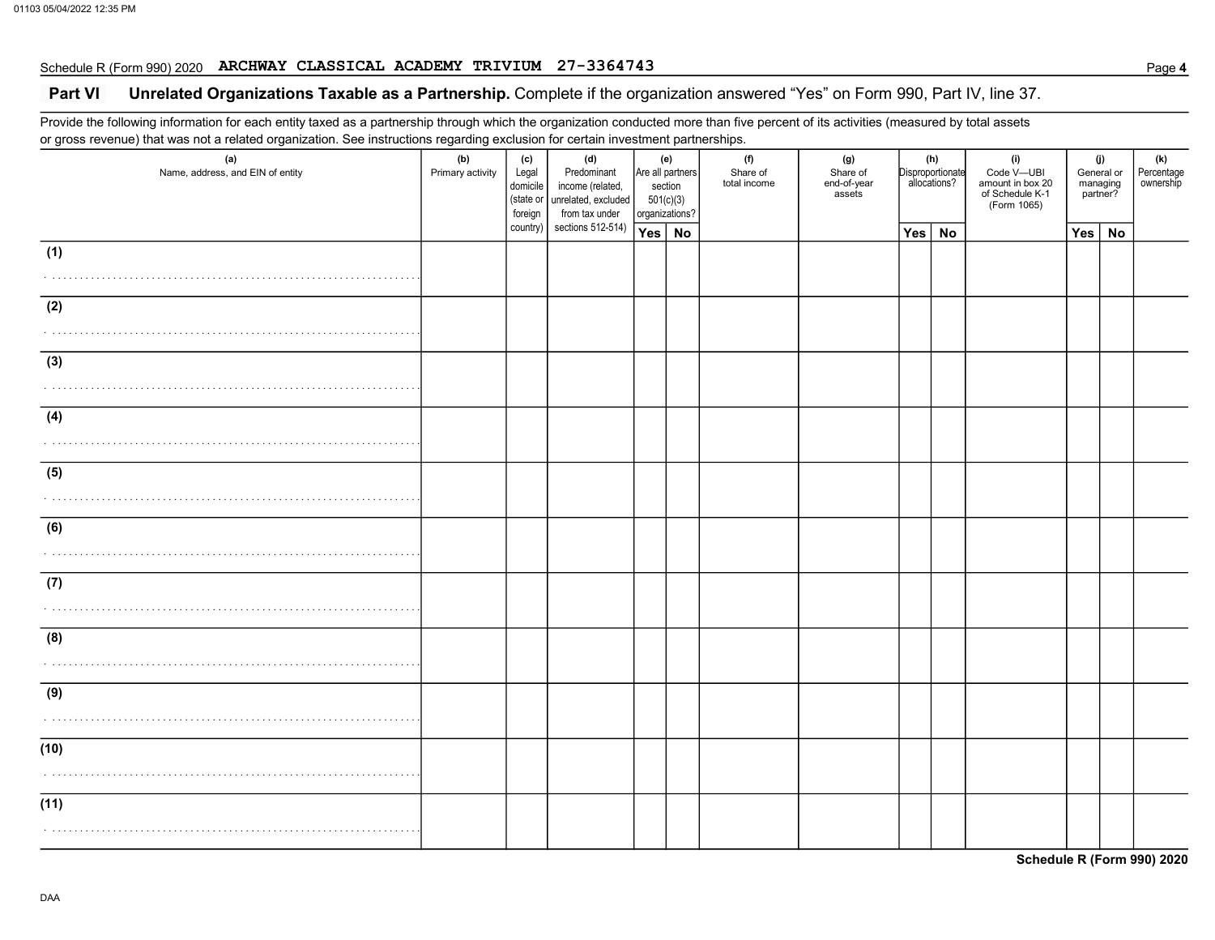Schedule R (Form 990) 2020 ARCHWAY CLASSICAL ACADEMY TRIVIUM 27-3364743

## Part VI Unrelated Organizations Taxable as a Partnership.

Complete if the organization answered "Yes" on Form 990, Part IV, line 37.

Provide the following information for each entity taxed as a partnership through which the organization conducted more than five percent of its activities (measured by total assets or gross revenue) that was not a related organization. See instructions regarding exclusion for certain investment partnerships.

| (a) Name, address, and EIN of entity | (b) Primary activity | (c) Legal domicile (state or foreign country) | (d) Predominant income (related, unrelated, excluded from tax under sections 512-514) | (e) Are all partners section 501(c)(3) organizations? | | (f) Share of total income | (g) Share of end-of-year assets | (h) Disproportionate allocations? | | (i) Code V—UBI amount in box 20 of Schedule K-1 (Form 1065) | (j) General or managing partner? | | (k) Percentage ownership |
|---|---|---|---|---|---|---|---|---|---|---|---|---|---|
| | | | | Yes | No | | | Yes | No | | Yes | No | |
| (1) | | | | | | | | | | | | | |
| (2) | | | | | | | | | | | | | |
| (3) | | | | | | | | | | | | | |
| (4) | | | | | | | | | | | | | |
| (5) | | | | | | | | | | | | | |
| (6) | | | | | | | | | | | | | |
| (7) | | | | | | | | | | | | | |
| (8) | | | | | | | | | | | | | |
| (9) | | | | | | | | | | | | | |
| (10) | | | | | | | | | | | | | |
| (11) | | | | | | | | | | | | | |

Schedule R (Form 990) 2020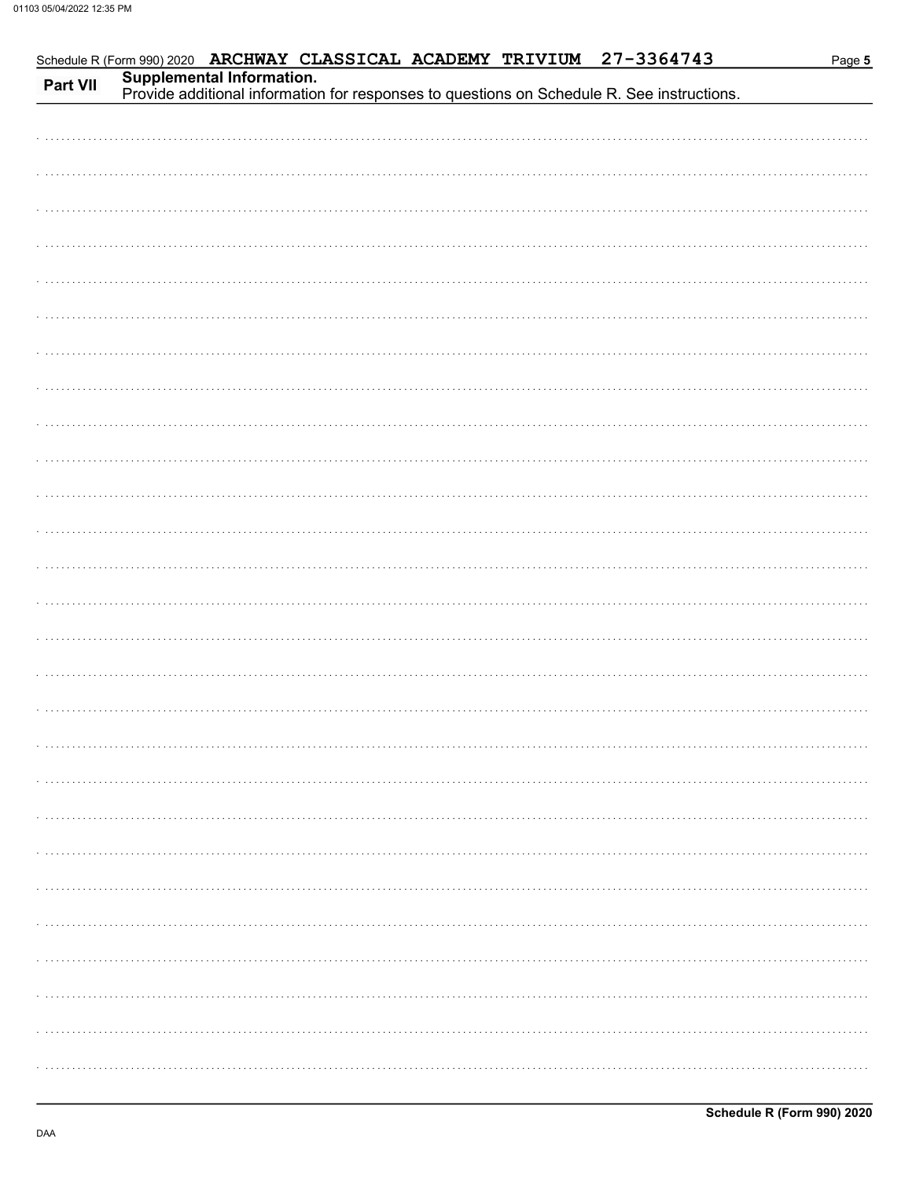Schedule R (Form 990) 2020 ARCHWAY CLASSICAL ACADEMY TRIVIUM 27-3364743

**Part VII** **Supplemental Information.**
Provide additional information for responses to questions on Schedule R. See instructions.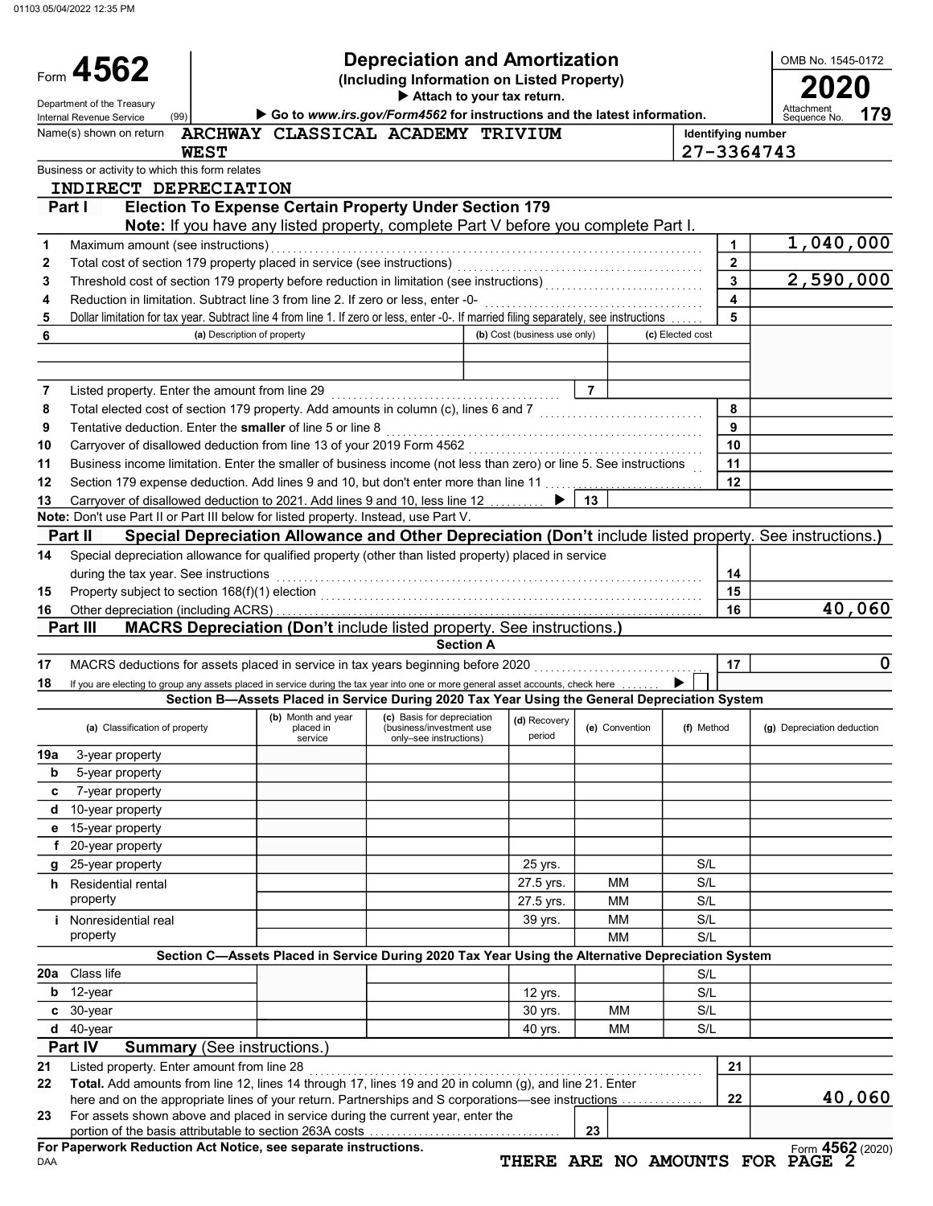01103 05/04/2022 12:35 PM

# Form 4562 — Depreciation and Amortization

**(Including Information on Listed Property)**

▶ Attach to your tax return.

▶ Go to *www.irs.gov/Form4562* for instructions and the latest information.

Department of the Treasury, Internal Revenue Service (99)

OMB No. 1545-0172

**2020**

Attachment Sequence No. **179**

Name(s) shown on return: ARCHWAY CLASSICAL ACADEMY TRIVIUM WEST

Identifying number: 27-3364743

Business or activity to which this form relates: INDIRECT DEPRECIATION

## Part I — Election To Expense Certain Property Under Section 179

**Note:** If you have any listed property, complete Part V before you complete Part I.

| Line | Description | Line No. | Amount |
|---|---|---|---|
| 1 | Maximum amount (see instructions) | 1 | 1,040,000 |
| 2 | Total cost of section 179 property placed in service (see instructions) | 2 | |
| 3 | Threshold cost of section 179 property before reduction in limitation (see instructions) | 3 | 2,590,000 |
| 4 | Reduction in limitation. Subtract line 3 from line 2. If zero or less, enter -0- | 4 | |
| 5 | Dollar limitation for tax year. Subtract line 4 from line 1. If zero or less, enter -0-. If married filing separately, see instructions | 5 | |

| 6 | (a) Description of property | (b) Cost (business use only) | (c) Elected cost |
|---|---|---|---|
| | | | |
| | | | |

| Line | Description | Line No. | Amount |
|---|---|---|---|
| 7 | Listed property. Enter the amount from line 29 | 7 | |
| 8 | Total elected cost of section 179 property. Add amounts in column (c), lines 6 and 7 | 8 | |
| 9 | Tentative deduction. Enter the **smaller** of line 5 or line 8 | 9 | |
| 10 | Carryover of disallowed deduction from line 13 of your 2019 Form 4562 | 10 | |
| 11 | Business income limitation. Enter the smaller of business income (not less than zero) or line 5. See instructions | 11 | |
| 12 | Section 179 expense deduction. Add lines 9 and 10, but don't enter more than line 11 | 12 | |
| 13 | Carryover of disallowed deduction to 2021. Add lines 9 and 10, less line 12 ▶ | 13 | |

**Note:** Don't use Part II or Part III below for listed property. Instead, use Part V.

## Part II — Special Depreciation Allowance and Other Depreciation (Don't include listed property. See instructions.)

| Line | Description | Line No. | Amount |
|---|---|---|---|
| 14 | Special depreciation allowance for qualified property (other than listed property) placed in service during the tax year. See instructions | 14 | |
| 15 | Property subject to section 168(f)(1) election | 15 | |
| 16 | Other depreciation (including ACRS) | 16 | 40,060 |

## Part III — MACRS Depreciation (Don't include listed property. See instructions.)

### Section A

| Line | Description | Line No. | Amount |
|---|---|---|---|
| 17 | MACRS deductions for assets placed in service in tax years beginning before 2020 | 17 | 0 |
| 18 | If you are electing to group any assets placed in service during the tax year into one or more general asset accounts, check here ▶ ☐ | | |

### Section B—Assets Placed in Service During 2020 Tax Year Using the General Depreciation System

| (a) Classification of property | (b) Month and year placed in service | (c) Basis for depreciation (business/investment use only–see instructions) | (d) Recovery period | (e) Convention | (f) Method | (g) Depreciation deduction |
|---|---|---|---|---|---|---|
| 19a 3-year property | | | | | | |
| b 5-year property | | | | | | |
| c 7-year property | | | | | | |
| d 10-year property | | | | | | |
| e 15-year property | | | | | | |
| f 20-year property | | | | | | |
| g 25-year property | | | 25 yrs. | | S/L | |
| h Residential rental property | | | 27.5 yrs. | MM | S/L | |
| | | | 27.5 yrs. | MM | S/L | |
| i Nonresidential real property | | | 39 yrs. | MM | S/L | |
| | | | | MM | S/L | |

### Section C—Assets Placed in Service During 2020 Tax Year Using the Alternative Depreciation System

| (a) Classification of property | (b) Month and year placed in service | (c) Basis for depreciation | (d) Recovery period | (e) Convention | (f) Method | (g) Depreciation deduction |
|---|---|---|---|---|---|---|
| 20a Class life | | | | | S/L | |
| b 12-year | | | 12 yrs. | | S/L | |
| c 30-year | | | 30 yrs. | MM | S/L | |
| d 40-year | | | 40 yrs. | MM | S/L | |

## Part IV — Summary (See instructions.)

| Line | Description | Line No. | Amount |
|---|---|---|---|
| 21 | Listed property. Enter amount from line 28 | 21 | |
| 22 | **Total.** Add amounts from line 12, lines 14 through 17, lines 19 and 20 in column (g), and line 21. Enter here and on the appropriate lines of your return. Partnerships and S corporations—see instructions | 22 | 40,060 |
| 23 | For assets shown above and placed in service during the current year, enter the portion of the basis attributable to section 263A costs | 23 | |

**For Paperwork Reduction Act Notice, see separate instructions.**

DAA

Form **4562** (2020)

THERE ARE NO AMOUNTS FOR PAGE 2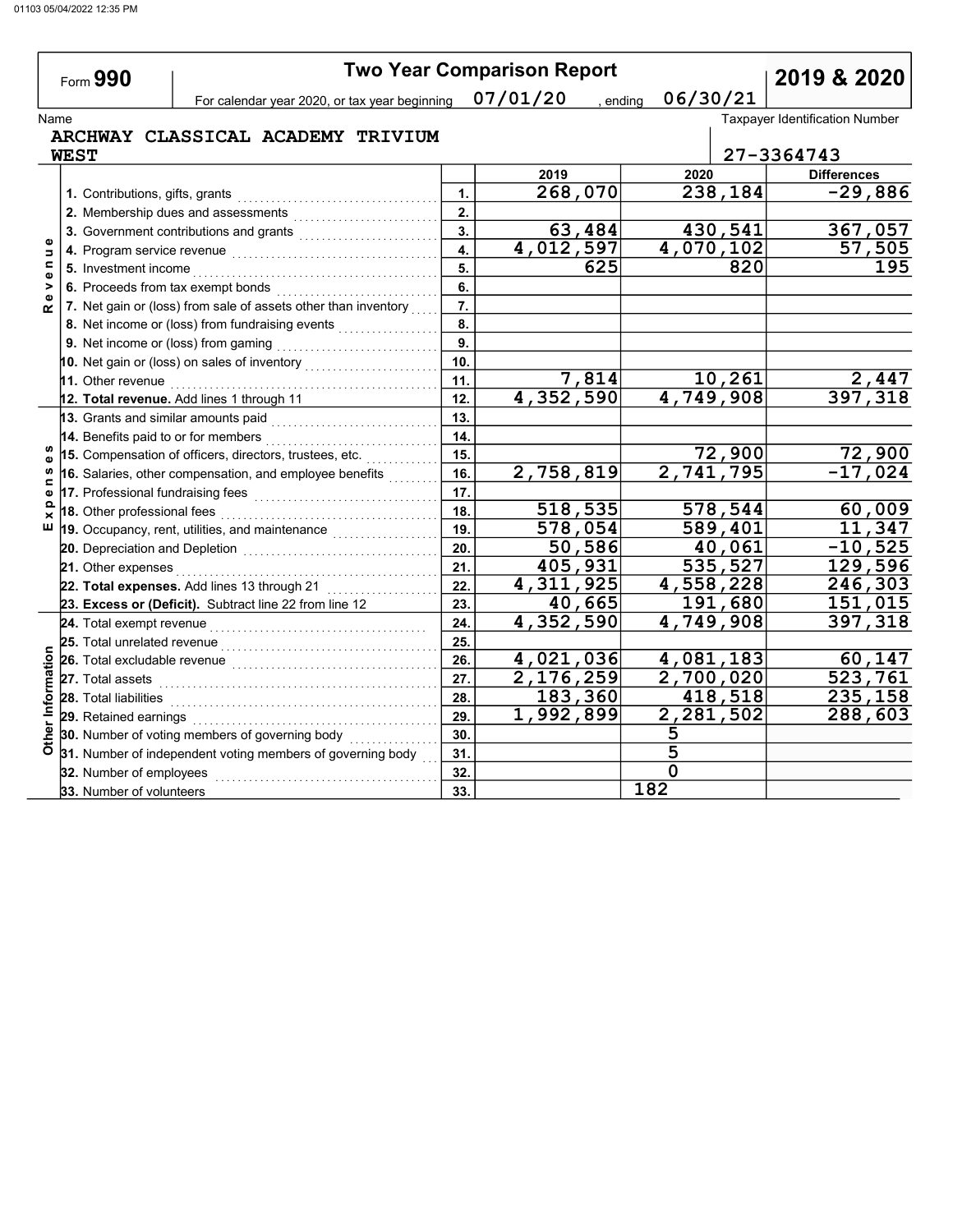# Form 990 — Two Year Comparison Report — 2019 & 2020

For calendar year 2020, or tax year beginning 07/01/20 , ending 06/30/21

Name: ARCHWAY CLASSICAL ACADEMY TRIVIUM WEST

Taxpayer Identification Number: 27-3364743

| Section | Item | Line | 2019 | 2020 | Differences |
|---|---|---|---|---|---|
| Revenue | 1. Contributions, gifts, grants | 1. | 268,070 | 238,184 | -29,886 |
| | 2. Membership dues and assessments | 2. | | | |
| | 3. Government contributions and grants | 3. | 63,484 | 430,541 | 367,057 |
| | 4. Program service revenue | 4. | 4,012,597 | 4,070,102 | 57,505 |
| | 5. Investment income | 5. | 625 | 820 | 195 |
| | 6. Proceeds from tax exempt bonds | 6. | | | |
| | 7. Net gain or (loss) from sale of assets other than inventory | 7. | | | |
| | 8. Net income or (loss) from fundraising events | 8. | | | |
| | 9. Net income or (loss) from gaming | 9. | | | |
| | 10. Net gain or (loss) on sales of inventory | 10. | | | |
| | 11. Other revenue | 11. | 7,814 | 10,261 | 2,447 |
| | 12. **Total revenue.** Add lines 1 through 11 | 12. | 4,352,590 | 4,749,908 | 397,318 |
| Expenses | 13. Grants and similar amounts paid | 13. | | | |
| | 14. Benefits paid to or for members | 14. | | | |
| | 15. Compensation of officers, directors, trustees, etc. | 15. | | 72,900 | 72,900 |
| | 16. Salaries, other compensation, and employee benefits | 16. | 2,758,819 | 2,741,795 | -17,024 |
| | 17. Professional fundraising fees | 17. | | | |
| | 18. Other professional fees | 18. | 518,535 | 578,544 | 60,009 |
| | 19. Occupancy, rent, utilities, and maintenance | 19. | 578,054 | 589,401 | 11,347 |
| | 20. Depreciation and Depletion | 20. | 50,586 | 40,061 | -10,525 |
| | 21. Other expenses | 21. | 405,931 | 535,527 | 129,596 |
| | 22. **Total expenses.** Add lines 13 through 21 | 22. | 4,311,925 | 4,558,228 | 246,303 |
| | 23. **Excess or (Deficit).** Subtract line 22 from line 12 | 23. | 40,665 | 191,680 | 151,015 |
| Other Information | 24. Total exempt revenue | 24. | 4,352,590 | 4,749,908 | 397,318 |
| | 25. Total unrelated revenue | 25. | | | |
| | 26. Total excludable revenue | 26. | 4,021,036 | 4,081,183 | 60,147 |
| | 27. Total assets | 27. | 2,176,259 | 2,700,020 | 523,761 |
| | 28. Total liabilities | 28. | 183,360 | 418,518 | 235,158 |
| | 29. Retained earnings | 29. | 1,992,899 | 2,281,502 | 288,603 |
| | 30. Number of voting members of governing body | 30. | | 5 | |
| | 31. Number of independent voting members of governing body | 31. | | 5 | |
| | 32. Number of employees | 32. | | 0 | |
| | 33. Number of volunteers | 33. | | 182 | |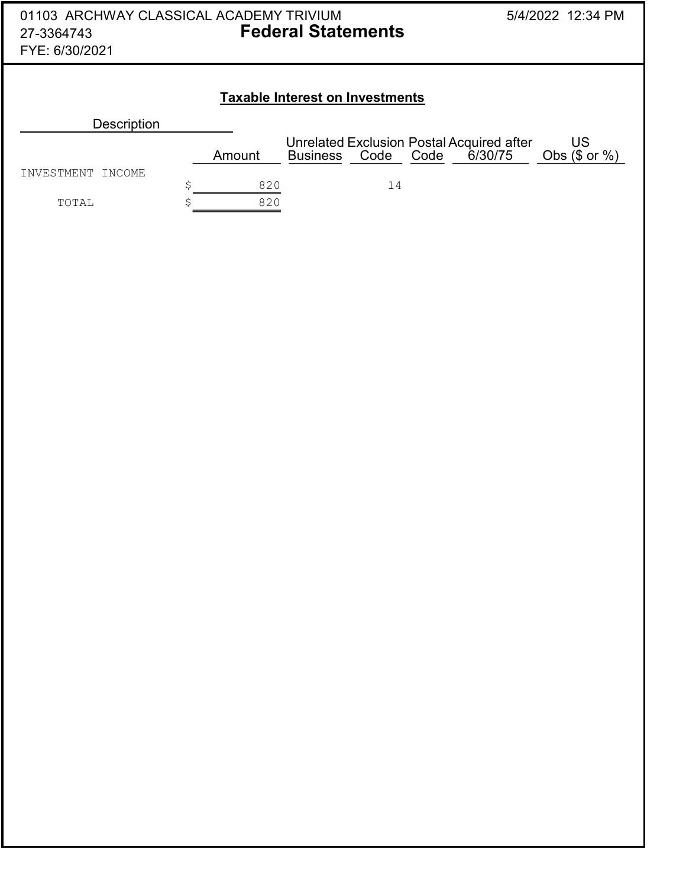01103 ARCHWAY CLASSICAL ACADEMY TRIVIUM
27-3364743
FYE: 6/30/2021

# Federal Statements

5/4/2022 12:34 PM

## Taxable Interest on Investments

| Description | Amount | Unrelated Business | Exclusion Code | Postal Code | Acquired after 6/30/75 | US Obs ($ or %) |
|---|---|---|---|---|---|---|
| INVESTMENT INCOME | $ 820 | | 14 | | | |
| TOTAL | $ 820 | | | | | |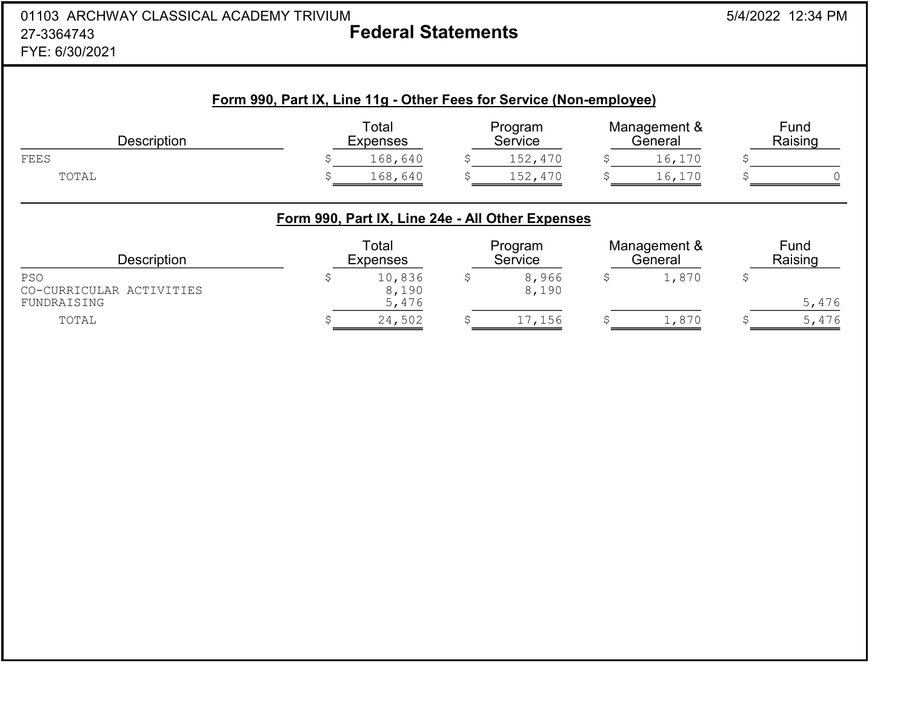01103 ARCHWAY CLASSICAL ACADEMY TRIVIUM
27-3364743
FYE: 6/30/2021

# Federal Statements

5/4/2022 12:34 PM

## Form 990, Part IX, Line 11g - Other Fees for Service (Non-employee)

| Description | Total Expenses | Program Service | Management & General | Fund Raising |
|---|---|---|---|---|
| FEES | $ 168,640 | $ 152,470 | $ 16,170 | $ |
| TOTAL | $ 168,640 | $ 152,470 | $ 16,170 | $ 0 |

## Form 990, Part IX, Line 24e - All Other Expenses

| Description | Total Expenses | Program Service | Management & General | Fund Raising |
|---|---|---|---|---|
| PSO | $ 10,836 | $ 8,966 | $ 1,870 | $ |
| CO-CURRICULAR ACTIVITIES | 8,190 | 8,190 | | |
| FUNDRAISING | 5,476 | | | 5,476 |
| TOTAL | $ 24,502 | $ 17,156 | $ 1,870 | $ 5,476 |